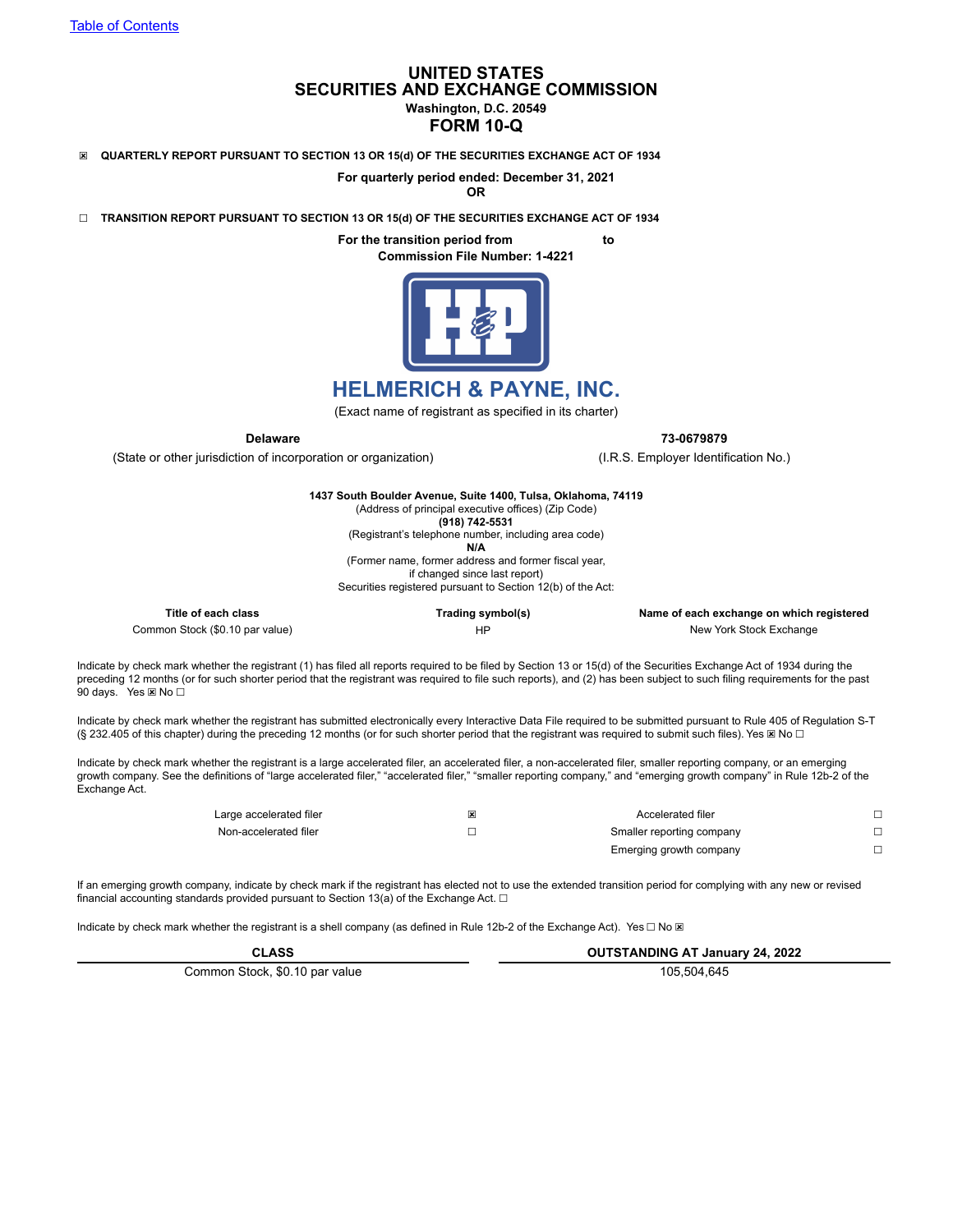Table of Contents

# UNITED STATES
# SECURITIES AND EXCHANGE COMMISSION

**Washington, D.C. 20549**

## FORM 10-Q

☒ **QUARTERLY REPORT PURSUANT TO SECTION 13 OR 15(d) OF THE SECURITIES EXCHANGE ACT OF 1934**

**For quarterly period ended: December 31, 2021**

**OR**

☐ **TRANSITION REPORT PURSUANT TO SECTION 13 OR 15(d) OF THE SECURITIES EXCHANGE ACT OF 1934**

**For the transition period from to**

**Commission File Number: 1-4221**

## HELMERICH & PAYNE, INC.

(Exact name of registrant as specified in its charter)

| **Delaware** | **73-0679879** |
|---|---|
| (State or other jurisdiction of incorporation or organization) | (I.R.S. Employer Identification No.) |

**1437 South Boulder Avenue, Suite 1400, Tulsa, Oklahoma, 74119**
(Address of principal executive offices) (Zip Code)
**(918) 742-5531**
(Registrant's telephone number, including area code)
**N/A**
(Former name, former address and former fiscal year,
if changed since last report)
Securities registered pursuant to Section 12(b) of the Act:

| Title of each class | Trading symbol(s) | Name of each exchange on which registered |
|---|---|---|
| Common Stock ($0.10 par value) | HP | New York Stock Exchange |

Indicate by check mark whether the registrant (1) has filed all reports required to be filed by Section 13 or 15(d) of the Securities Exchange Act of 1934 during the preceding 12 months (or for such shorter period that the registrant was required to file such reports), and (2) has been subject to such filing requirements for the past 90 days. Yes ☒ No ☐

Indicate by check mark whether the registrant has submitted electronically every Interactive Data File required to be submitted pursuant to Rule 405 of Regulation S-T (§ 232.405 of this chapter) during the preceding 12 months (or for such shorter period that the registrant was required to submit such files). Yes ☒ No ☐

Indicate by check mark whether the registrant is a large accelerated filer, an accelerated filer, a non-accelerated filer, smaller reporting company, or an emerging growth company. See the definitions of "large accelerated filer," "accelerated filer," "smaller reporting company," and "emerging growth company" in Rule 12b-2 of the Exchange Act.

| | | | |
|---|---|---|---|
| Large accelerated filer | ☒ | Accelerated filer | ☐ |
| Non-accelerated filer | ☐ | Smaller reporting company | ☐ |
| | | Emerging growth company | ☐ |

If an emerging growth company, indicate by check mark if the registrant has elected not to use the extended transition period for complying with any new or revised financial accounting standards provided pursuant to Section 13(a) of the Exchange Act. ☐

Indicate by check mark whether the registrant is a shell company (as defined in Rule 12b-2 of the Exchange Act). Yes ☐ No ☒

| CLASS | OUTSTANDING AT January 24, 2022 |
|---|---|
| Common Stock, $0.10 par value | 105,504,645 |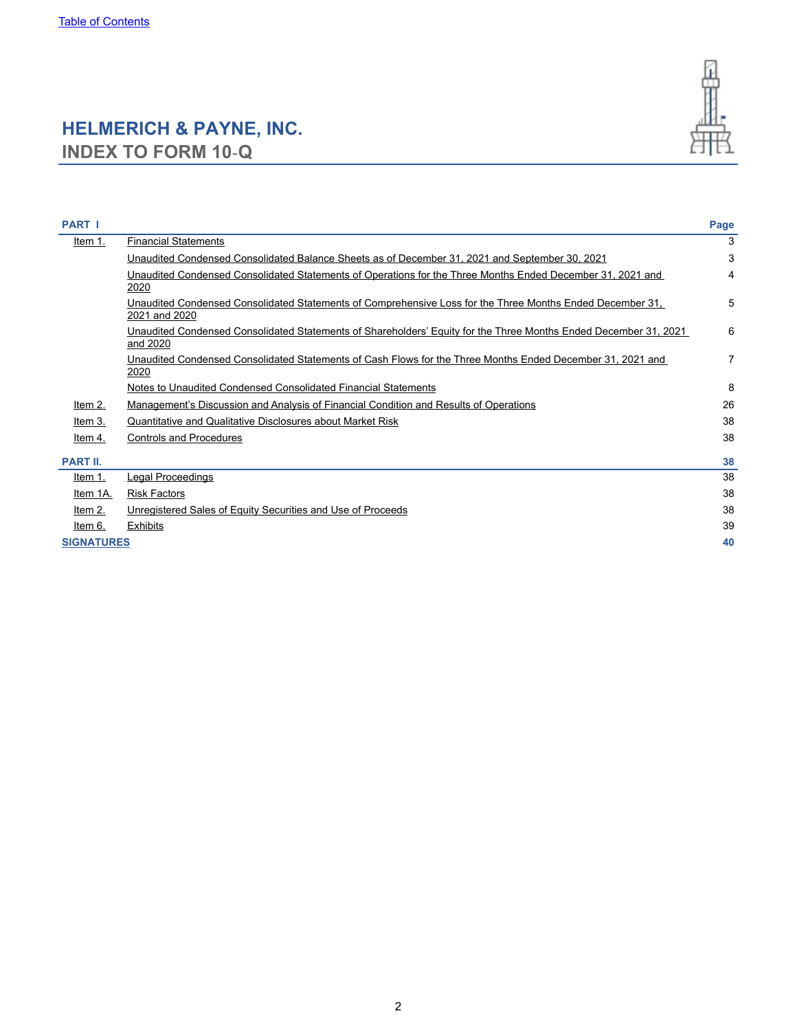# HELMERICH & PAYNE, INC.
## INDEX TO FORM 10-Q

| PART I | | Page |
|---|---|---|
| Item 1. | Financial Statements | 3 |
| | Unaudited Condensed Consolidated Balance Sheets as of December 31, 2021 and September 30, 2021 | 3 |
| | Unaudited Condensed Consolidated Statements of Operations for the Three Months Ended December 31, 2021 and 2020 | 4 |
| | Unaudited Condensed Consolidated Statements of Comprehensive Loss for the Three Months Ended December 31, 2021 and 2020 | 5 |
| | Unaudited Condensed Consolidated Statements of Shareholders' Equity for the Three Months Ended December 31, 2021 and 2020 | 6 |
| | Unaudited Condensed Consolidated Statements of Cash Flows for the Three Months Ended December 31, 2021 and 2020 | 7 |
| | Notes to Unaudited Condensed Consolidated Financial Statements | 8 |
| Item 2. | Management's Discussion and Analysis of Financial Condition and Results of Operations | 26 |
| Item 3. | Quantitative and Qualitative Disclosures about Market Risk | 38 |
| Item 4. | Controls and Procedures | 38 |
| **PART II.** | | **38** |
| Item 1. | Legal Proceedings | 38 |
| Item 1A. | Risk Factors | 38 |
| Item 2. | Unregistered Sales of Equity Securities and Use of Proceeds | 38 |
| Item 6. | Exhibits | 39 |
| **SIGNATURES** | | **40** |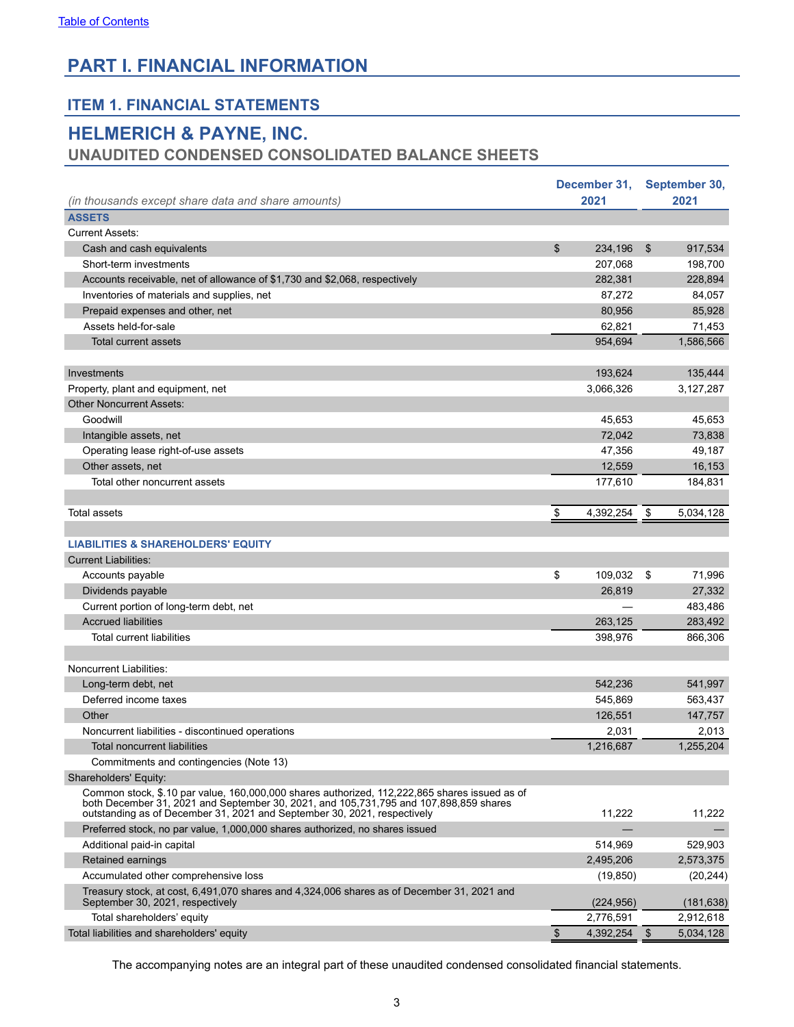# PART I. FINANCIAL INFORMATION

## ITEM 1. FINANCIAL STATEMENTS

## HELMERICH & PAYNE, INC.
### UNAUDITED CONDENSED CONSOLIDATED BALANCE SHEETS

| *(in thousands except share data and share amounts)* | December 31, 2021 | September 30, 2021 |
|---|---|---|
| **ASSETS** | | |
| Current Assets: | | |
| Cash and cash equivalents | $ 234,196 | $ 917,534 |
| Short-term investments | 207,068 | 198,700 |
| Accounts receivable, net of allowance of $1,730 and $2,068, respectively | 282,381 | 228,894 |
| Inventories of materials and supplies, net | 87,272 | 84,057 |
| Prepaid expenses and other, net | 80,956 | 85,928 |
| Assets held-for-sale | 62,821 | 71,453 |
| Total current assets | 954,694 | 1,586,566 |
| | | |
| Investments | 193,624 | 135,444 |
| Property, plant and equipment, net | 3,066,326 | 3,127,287 |
| Other Noncurrent Assets: | | |
| Goodwill | 45,653 | 45,653 |
| Intangible assets, net | 72,042 | 73,838 |
| Operating lease right-of-use assets | 47,356 | 49,187 |
| Other assets, net | 12,559 | 16,153 |
| Total other noncurrent assets | 177,610 | 184,831 |
| | | |
| Total assets | $ 4,392,254 | $ 5,034,128 |
| | | |
| **LIABILITIES & SHAREHOLDERS' EQUITY** | | |
| Current Liabilities: | | |
| Accounts payable | $ 109,032 | $ 71,996 |
| Dividends payable | 26,819 | 27,332 |
| Current portion of long-term debt, net | — | 483,486 |
| Accrued liabilities | 263,125 | 283,492 |
| Total current liabilities | 398,976 | 866,306 |
| | | |
| Noncurrent Liabilities: | | |
| Long-term debt, net | 542,236 | 541,997 |
| Deferred income taxes | 545,869 | 563,437 |
| Other | 126,551 | 147,757 |
| Noncurrent liabilities - discontinued operations | 2,031 | 2,013 |
| Total noncurrent liabilities | 1,216,687 | 1,255,204 |
| Commitments and contingencies (Note 13) | | |
| Shareholders' Equity: | | |
| Common stock, $.10 par value, 160,000,000 shares authorized, 112,222,865 shares issued as of both December 31, 2021 and September 30, 2021, and 105,731,795 and 107,898,859 shares outstanding as of December 31, 2021 and September 30, 2021, respectively | 11,222 | 11,222 |
| Preferred stock, no par value, 1,000,000 shares authorized, no shares issued | — | — |
| Additional paid-in capital | 514,969 | 529,903 |
| Retained earnings | 2,495,206 | 2,573,375 |
| Accumulated other comprehensive loss | (19,850) | (20,244) |
| Treasury stock, at cost, 6,491,070 shares and 4,324,006 shares as of December 31, 2021 and September 30, 2021, respectively | (224,956) | (181,638) |
| Total shareholders' equity | 2,776,591 | 2,912,618 |
| Total liabilities and shareholders' equity | $ 4,392,254 | $ 5,034,128 |

The accompanying notes are an integral part of these unaudited condensed consolidated financial statements.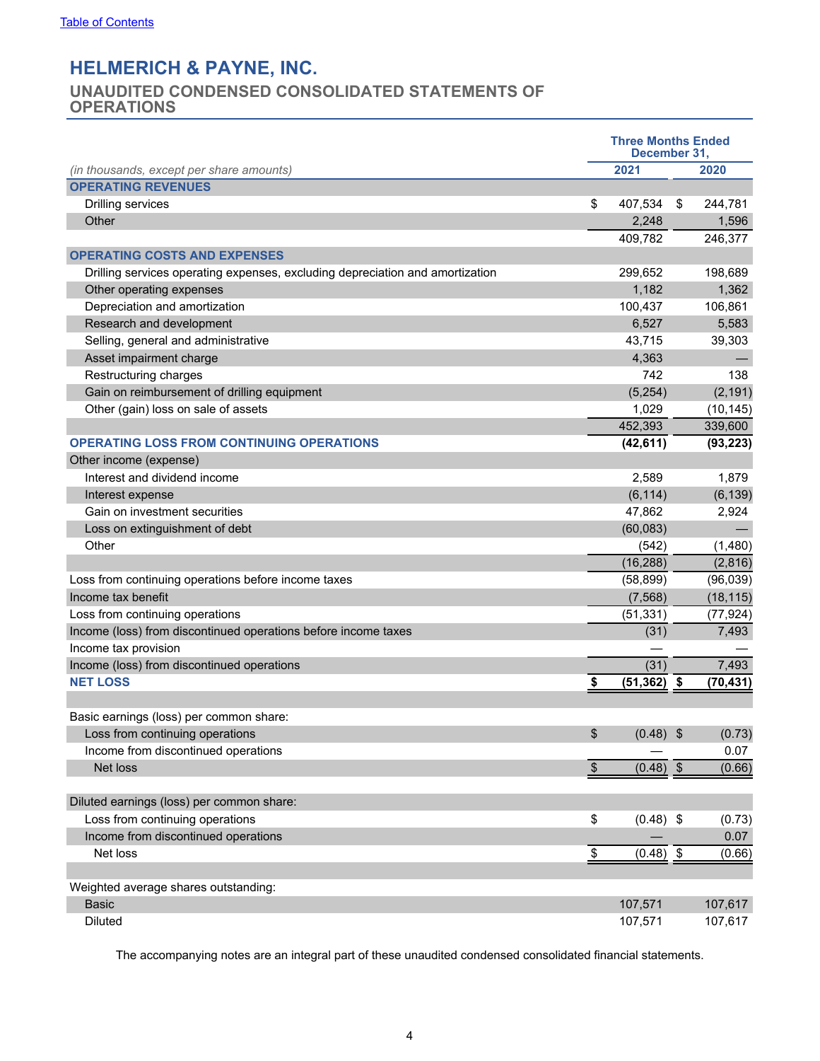# HELMERICH & PAYNE, INC.

## UNAUDITED CONDENSED CONSOLIDATED STATEMENTS OF OPERATIONS

| *(in thousands, except per share amounts)* | Three Months Ended December 31, 2021 | Three Months Ended December 31, 2020 |
|---|---|---|
| **OPERATING REVENUES** | | |
| Drilling services | $ 407,534 | $ 244,781 |
| Other | 2,248 | 1,596 |
| | 409,782 | 246,377 |
| **OPERATING COSTS AND EXPENSES** | | |
| Drilling services operating expenses, excluding depreciation and amortization | 299,652 | 198,689 |
| Other operating expenses | 1,182 | 1,362 |
| Depreciation and amortization | 100,437 | 106,861 |
| Research and development | 6,527 | 5,583 |
| Selling, general and administrative | 43,715 | 39,303 |
| Asset impairment charge | 4,363 | — |
| Restructuring charges | 742 | 138 |
| Gain on reimbursement of drilling equipment | (5,254) | (2,191) |
| Other (gain) loss on sale of assets | 1,029 | (10,145) |
| | 452,393 | 339,600 |
| **OPERATING LOSS FROM CONTINUING OPERATIONS** | **(42,611)** | **(93,223)** |
| Other income (expense) | | |
| Interest and dividend income | 2,589 | 1,879 |
| Interest expense | (6,114) | (6,139) |
| Gain on investment securities | 47,862 | 2,924 |
| Loss on extinguishment of debt | (60,083) | — |
| Other | (542) | (1,480) |
| | (16,288) | (2,816) |
| Loss from continuing operations before income taxes | (58,899) | (96,039) |
| Income tax benefit | (7,568) | (18,115) |
| Loss from continuing operations | (51,331) | (77,924) |
| Income (loss) from discontinued operations before income taxes | (31) | 7,493 |
| Income tax provision | — | — |
| Income (loss) from discontinued operations | (31) | 7,493 |
| **NET LOSS** | **$ (51,362)** | **$ (70,431)** |
| | | |
| Basic earnings (loss) per common share: | | |
| Loss from continuing operations | $ (0.48) | $ (0.73) |
| Income from discontinued operations | — | 0.07 |
| Net loss | $ (0.48) | $ (0.66) |
| | | |
| Diluted earnings (loss) per common share: | | |
| Loss from continuing operations | $ (0.48) | $ (0.73) |
| Income from discontinued operations | — | 0.07 |
| Net loss | $ (0.48) | $ (0.66) |
| | | |
| Weighted average shares outstanding: | | |
| Basic | 107,571 | 107,617 |
| Diluted | 107,571 | 107,617 |

The accompanying notes are an integral part of these unaudited condensed consolidated financial statements.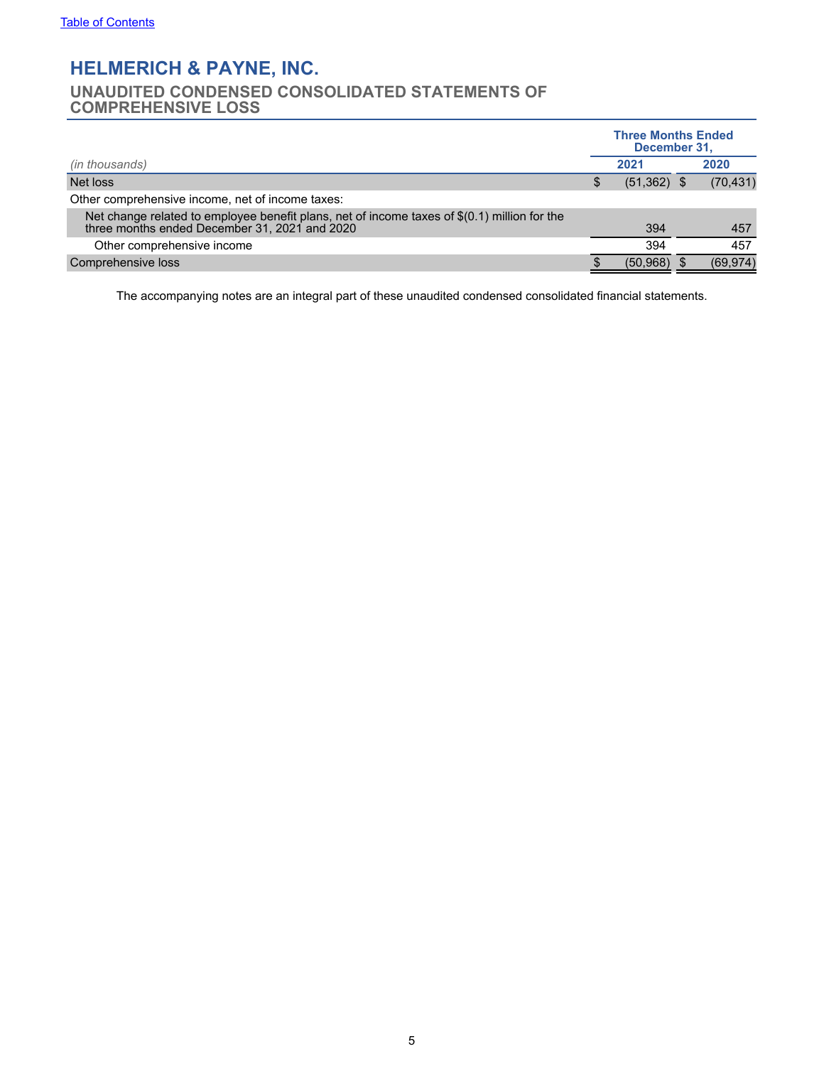# HELMERICH & PAYNE, INC.

## UNAUDITED CONDENSED CONSOLIDATED STATEMENTS OF COMPREHENSIVE LOSS

| *(in thousands)* | Three Months Ended December 31, 2021 | Three Months Ended December 31, 2020 |
|---|---|---|
| Net loss | $ (51,362) | $ (70,431) |
| Other comprehensive income, net of income taxes: | | |
| Net change related to employee benefit plans, net of income taxes of $(0.1) million for the three months ended December 31, 2021 and 2020 | 394 | 457 |
| Other comprehensive income | 394 | 457 |
| Comprehensive loss | $ (50,968) | $ (69,974) |

The accompanying notes are an integral part of these unaudited condensed consolidated financial statements.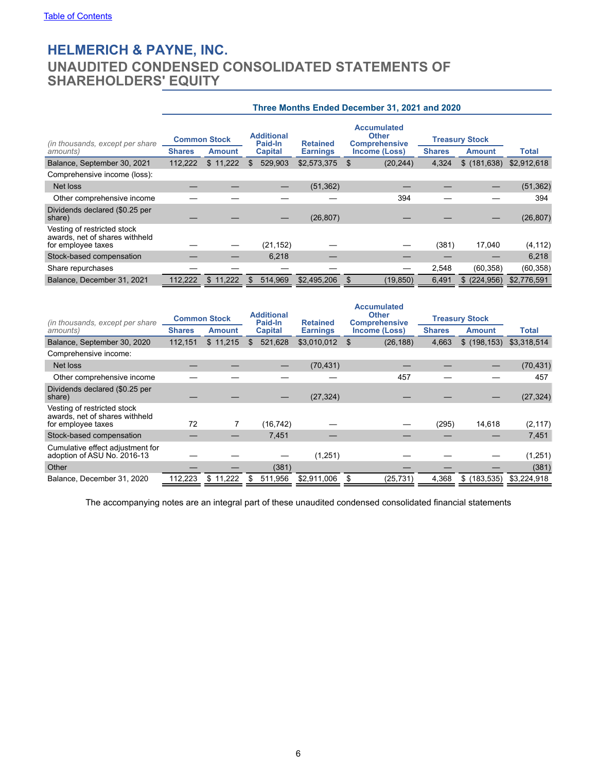[Table of Contents]

# HELMERICH & PAYNE, INC.
## UNAUDITED CONDENSED CONSOLIDATED STATEMENTS OF SHAREHOLDERS' EQUITY

**Three Months Ended December 31, 2021 and 2020**

| *(in thousands, except per share amounts)* | Common Stock | | Additional Paid-In Capital | Retained Earnings | Accumulated Other Comprehensive Income (Loss) | Treasury Stock | | Total |
|---|---|---|---|---|---|---|---|---|
| | Shares | Amount | | | | Shares | Amount | |
| Balance, September 30, 2021 | 112,222 | $ 11,222 | $ 529,903 | $2,573,375 | $ (20,244) | 4,324 | $ (181,638) | $2,912,618 |
| Comprehensive income (loss): | | | | | | | | |
| Net loss | — | — | — | (51,362) | — | — | — | (51,362) |
| Other comprehensive income | — | — | — | — | 394 | — | — | 394 |
| Dividends declared ($0.25 per share) | — | — | — | (26,807) | — | — | — | (26,807) |
| Vesting of restricted stock awards, net of shares withheld for employee taxes | — | — | (21,152) | — | — | (381) | 17,040 | (4,112) |
| Stock-based compensation | — | — | 6,218 | — | — | — | — | 6,218 |
| Share repurchases | — | — | — | — | — | 2,548 | (60,358) | (60,358) |
| Balance, December 31, 2021 | 112,222 | $ 11,222 | $ 514,969 | $2,495,206 | $ (19,850) | 6,491 | $ (224,956) | $2,776,591 |

| *(in thousands, except per share amounts)* | Common Stock | | Additional Paid-In Capital | Retained Earnings | Accumulated Other Comprehensive Income (Loss) | Treasury Stock | | Total |
|---|---|---|---|---|---|---|---|---|
| | Shares | Amount | | | | Shares | Amount | |
| Balance, September 30, 2020 | 112,151 | $ 11,215 | $ 521,628 | $3,010,012 | $ (26,188) | 4,663 | $ (198,153) | $3,318,514 |
| Comprehensive income: | | | | | | | | |
| Net loss | — | — | — | (70,431) | — | — | — | (70,431) |
| Other comprehensive income | — | — | — | — | 457 | — | — | 457 |
| Dividends declared ($0.25 per share) | — | — | — | (27,324) | — | — | — | (27,324) |
| Vesting of restricted stock awards, net of shares withheld for employee taxes | 72 | 7 | (16,742) | — | — | (295) | 14,618 | (2,117) |
| Stock-based compensation | — | — | 7,451 | — | — | — | — | 7,451 |
| Cumulative effect adjustment for adoption of ASU No. 2016-13 | — | — | — | (1,251) | — | — | — | (1,251) |
| Other | — | — | (381) | | — | — | — | (381) |
| Balance, December 31, 2020 | 112,223 | $ 11,222 | $ 511,956 | $2,911,006 | $ (25,731) | 4,368 | $ (183,535) | $3,224,918 |

The accompanying notes are an integral part of these unaudited condensed consolidated financial statements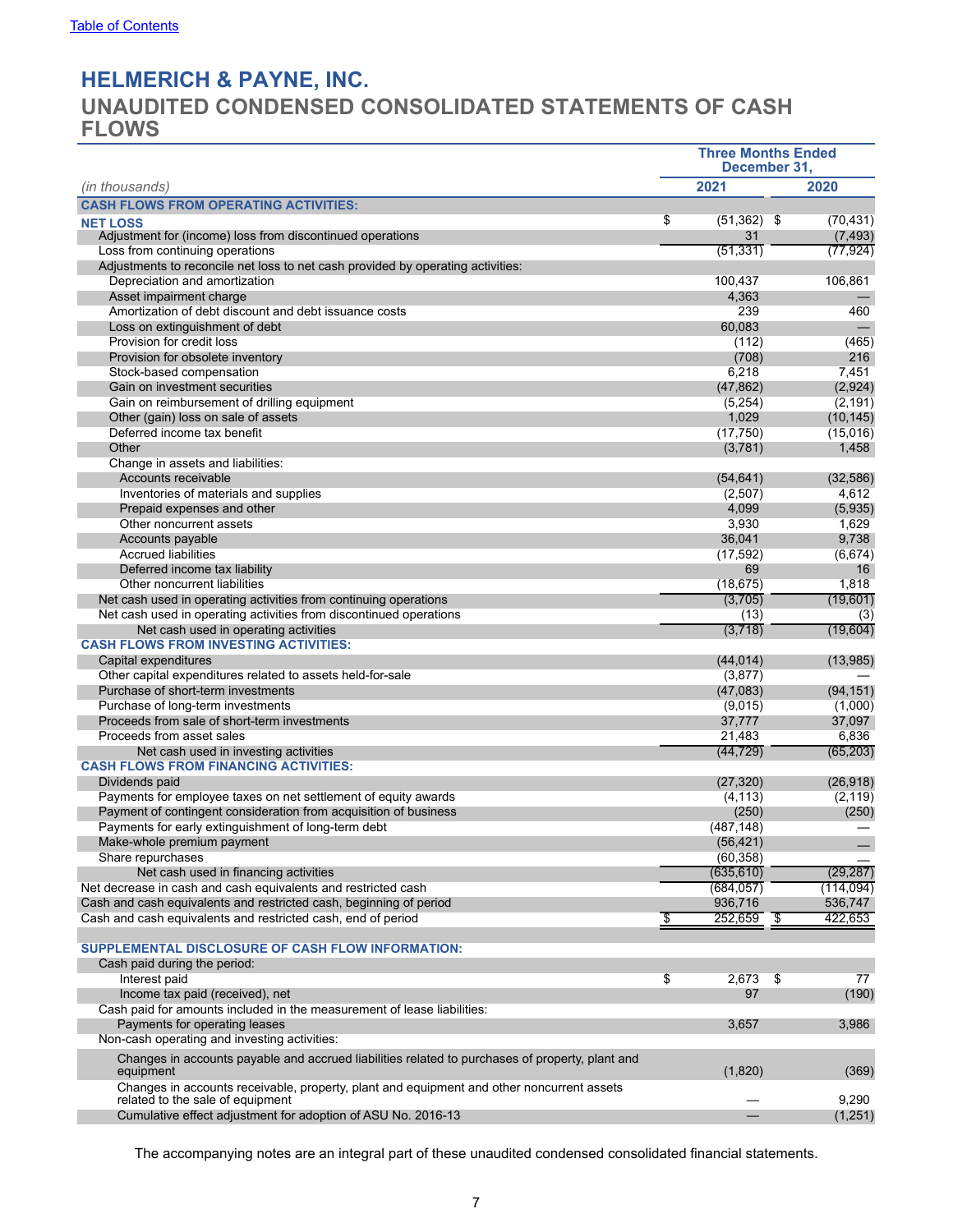Table of Contents

# HELMERICH & PAYNE, INC.

## UNAUDITED CONDENSED CONSOLIDATED STATEMENTS OF CASH FLOWS

| *(in thousands)* | Three Months Ended December 31, 2021 | Three Months Ended December 31, 2020 |
|---|---|---|
| **CASH FLOWS FROM OPERATING ACTIVITIES:** | | |
| **NET LOSS** | $ (51,362) | $ (70,431) |
| Adjustment for (income) loss from discontinued operations | 31 | (7,493) |
| Loss from continuing operations | (51,331) | (77,924) |
| Adjustments to reconcile net loss to net cash provided by operating activities: | | |
| Depreciation and amortization | 100,437 | 106,861 |
| Asset impairment charge | 4,363 | — |
| Amortization of debt discount and debt issuance costs | 239 | 460 |
| Loss on extinguishment of debt | 60,083 | — |
| Provision for credit loss | (112) | (465) |
| Provision for obsolete inventory | (708) | 216 |
| Stock-based compensation | 6,218 | 7,451 |
| Gain on investment securities | (47,862) | (2,924) |
| Gain on reimbursement of drilling equipment | (5,254) | (2,191) |
| Other (gain) loss on sale of assets | 1,029 | (10,145) |
| Deferred income tax benefit | (17,750) | (15,016) |
| Other | (3,781) | 1,458 |
| Change in assets and liabilities: | | |
| Accounts receivable | (54,641) | (32,586) |
| Inventories of materials and supplies | (2,507) | 4,612 |
| Prepaid expenses and other | 4,099 | (5,935) |
| Other noncurrent assets | 3,930 | 1,629 |
| Accounts payable | 36,041 | 9,738 |
| Accrued liabilities | (17,592) | (6,674) |
| Deferred income tax liability | 69 | 16 |
| Other noncurrent liabilities | (18,675) | 1,818 |
| Net cash used in operating activities from continuing operations | (3,705) | (19,601) |
| Net cash used in operating activities from discontinued operations | (13) | (3) |
| Net cash used in operating activities | (3,718) | (19,604) |
| **CASH FLOWS FROM INVESTING ACTIVITIES:** | | |
| Capital expenditures | (44,014) | (13,985) |
| Other capital expenditures related to assets held-for-sale | (3,877) | — |
| Purchase of short-term investments | (47,083) | (94,151) |
| Purchase of long-term investments | (9,015) | (1,000) |
| Proceeds from sale of short-term investments | 37,777 | 37,097 |
| Proceeds from asset sales | 21,483 | 6,836 |
| Net cash used in investing activities | (44,729) | (65,203) |
| **CASH FLOWS FROM FINANCING ACTIVITIES:** | | |
| Dividends paid | (27,320) | (26,918) |
| Payments for employee taxes on net settlement of equity awards | (4,113) | (2,119) |
| Payment of contingent consideration from acquisition of business | (250) | (250) |
| Payments for early extinguishment of long-term debt | (487,148) | — |
| Make-whole premium payment | (56,421) | — |
| Share repurchases | (60,358) | — |
| Net cash used in financing activities | (635,610) | (29,287) |
| Net decrease in cash and cash equivalents and restricted cash | (684,057) | (114,094) |
| Cash and cash equivalents and restricted cash, beginning of period | 936,716 | 536,747 |
| Cash and cash equivalents and restricted cash, end of period | $ 252,659 | $ 422,653 |
| | | |
| **SUPPLEMENTAL DISCLOSURE OF CASH FLOW INFORMATION:** | | |
| Cash paid during the period: | | |
| Interest paid | $ 2,673 | $ 77 |
| Income tax paid (received), net | 97 | (190) |
| Cash paid for amounts included in the measurement of lease liabilities: | | |
| Payments for operating leases | 3,657 | 3,986 |
| Non-cash operating and investing activities: | | |
| Changes in accounts payable and accrued liabilities related to purchases of property, plant and equipment | (1,820) | (369) |
| Changes in accounts receivable, property, plant and equipment and other noncurrent assets related to the sale of equipment | — | 9,290 |
| Cumulative effect adjustment for adoption of ASU No. 2016-13 | — | (1,251) |

The accompanying notes are an integral part of these unaudited condensed consolidated financial statements.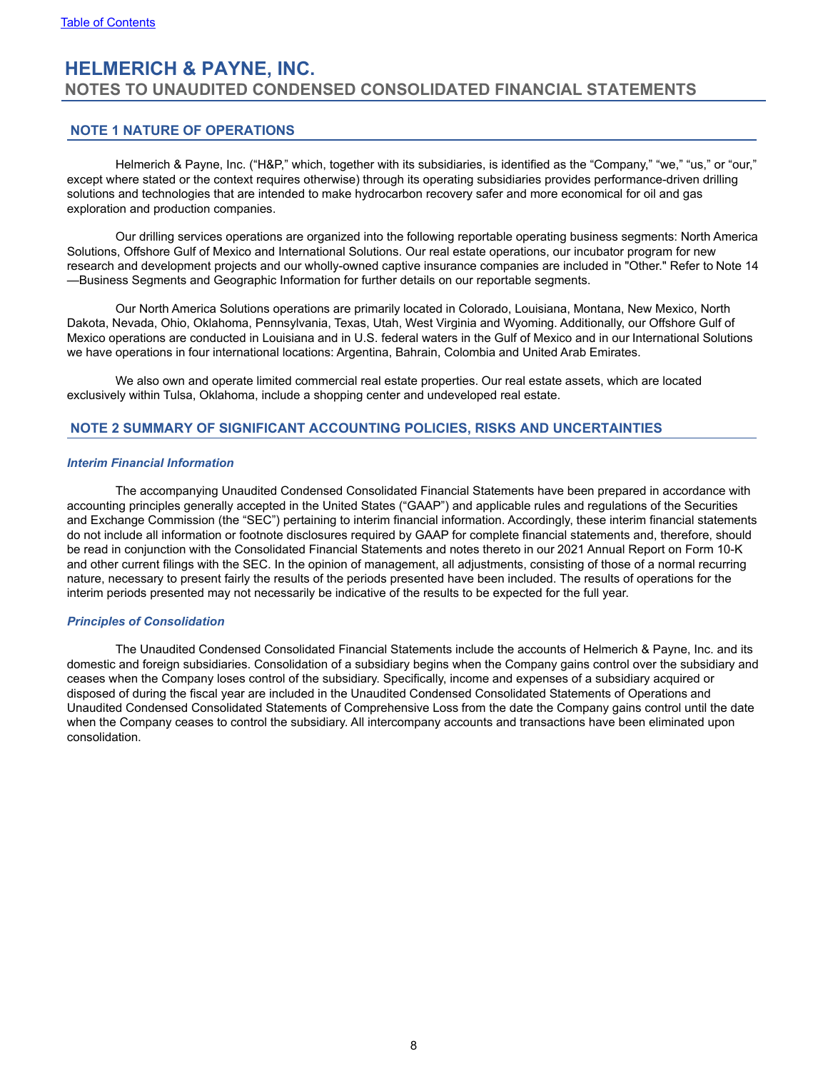# HELMERICH & PAYNE, INC.

## NOTES TO UNAUDITED CONDENSED CONSOLIDATED FINANCIAL STATEMENTS

### NOTE 1 NATURE OF OPERATIONS

Helmerich & Payne, Inc. ("H&P," which, together with its subsidiaries, is identified as the "Company," "we," "us," or "our," except where stated or the context requires otherwise) through its operating subsidiaries provides performance-driven drilling solutions and technologies that are intended to make hydrocarbon recovery safer and more economical for oil and gas exploration and production companies.

Our drilling services operations are organized into the following reportable operating business segments: North America Solutions, Offshore Gulf of Mexico and International Solutions. Our real estate operations, our incubator program for new research and development projects and our wholly-owned captive insurance companies are included in "Other." Refer to Note 14—Business Segments and Geographic Information for further details on our reportable segments.

Our North America Solutions operations are primarily located in Colorado, Louisiana, Montana, New Mexico, North Dakota, Nevada, Ohio, Oklahoma, Pennsylvania, Texas, Utah, West Virginia and Wyoming. Additionally, our Offshore Gulf of Mexico operations are conducted in Louisiana and in U.S. federal waters in the Gulf of Mexico and in our International Solutions we have operations in four international locations: Argentina, Bahrain, Colombia and United Arab Emirates.

We also own and operate limited commercial real estate properties. Our real estate assets, which are located exclusively within Tulsa, Oklahoma, include a shopping center and undeveloped real estate.

### NOTE 2 SUMMARY OF SIGNIFICANT ACCOUNTING POLICIES, RISKS AND UNCERTAINTIES

#### *Interim Financial Information*

The accompanying Unaudited Condensed Consolidated Financial Statements have been prepared in accordance with accounting principles generally accepted in the United States ("GAAP") and applicable rules and regulations of the Securities and Exchange Commission (the "SEC") pertaining to interim financial information. Accordingly, these interim financial statements do not include all information or footnote disclosures required by GAAP for complete financial statements and, therefore, should be read in conjunction with the Consolidated Financial Statements and notes thereto in our 2021 Annual Report on Form 10-K and other current filings with the SEC. In the opinion of management, all adjustments, consisting of those of a normal recurring nature, necessary to present fairly the results of the periods presented have been included. The results of operations for the interim periods presented may not necessarily be indicative of the results to be expected for the full year.

#### *Principles of Consolidation*

The Unaudited Condensed Consolidated Financial Statements include the accounts of Helmerich & Payne, Inc. and its domestic and foreign subsidiaries. Consolidation of a subsidiary begins when the Company gains control over the subsidiary and ceases when the Company loses control of the subsidiary. Specifically, income and expenses of a subsidiary acquired or disposed of during the fiscal year are included in the Unaudited Condensed Consolidated Statements of Operations and Unaudited Condensed Consolidated Statements of Comprehensive Loss from the date the Company gains control until the date when the Company ceases to control the subsidiary. All intercompany accounts and transactions have been eliminated upon consolidation.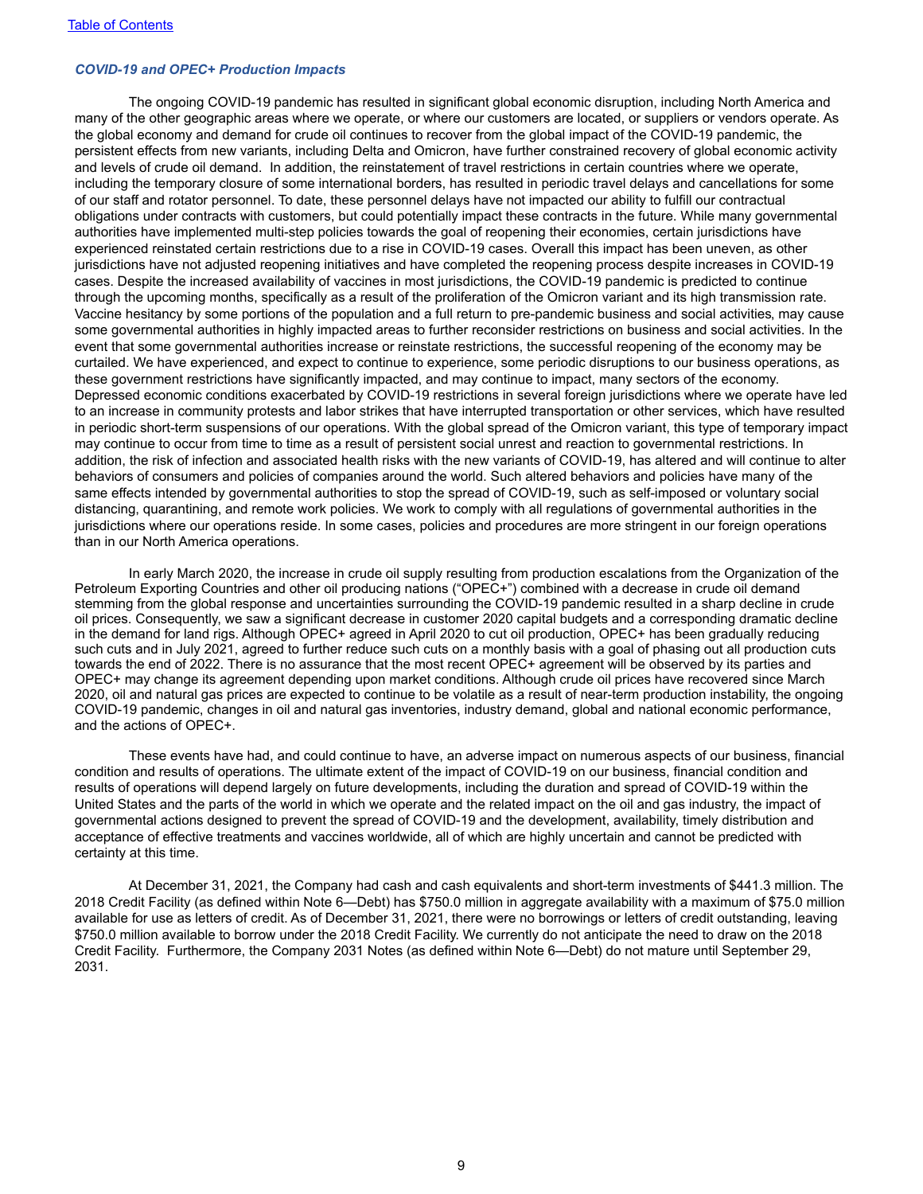### *COVID-19 and OPEC+ Production Impacts*

The ongoing COVID-19 pandemic has resulted in significant global economic disruption, including North America and many of the other geographic areas where we operate, or where our customers are located, or suppliers or vendors operate. As the global economy and demand for crude oil continues to recover from the global impact of the COVID-19 pandemic, the persistent effects from new variants, including Delta and Omicron, have further constrained recovery of global economic activity and levels of crude oil demand. In addition, the reinstatement of travel restrictions in certain countries where we operate, including the temporary closure of some international borders, has resulted in periodic travel delays and cancellations for some of our staff and rotator personnel. To date, these personnel delays have not impacted our ability to fulfill our contractual obligations under contracts with customers, but could potentially impact these contracts in the future. While many governmental authorities have implemented multi-step policies towards the goal of reopening their economies, certain jurisdictions have experienced reinstated certain restrictions due to a rise in COVID-19 cases. Overall this impact has been uneven, as other jurisdictions have not adjusted reopening initiatives and have completed the reopening process despite increases in COVID-19 cases. Despite the increased availability of vaccines in most jurisdictions, the COVID-19 pandemic is predicted to continue through the upcoming months, specifically as a result of the proliferation of the Omicron variant and its high transmission rate. Vaccine hesitancy by some portions of the population and a full return to pre-pandemic business and social activities, may cause some governmental authorities in highly impacted areas to further reconsider restrictions on business and social activities. In the event that some governmental authorities increase or reinstate restrictions, the successful reopening of the economy may be curtailed. We have experienced, and expect to continue to experience, some periodic disruptions to our business operations, as these government restrictions have significantly impacted, and may continue to impact, many sectors of the economy. Depressed economic conditions exacerbated by COVID-19 restrictions in several foreign jurisdictions where we operate have led to an increase in community protests and labor strikes that have interrupted transportation or other services, which have resulted in periodic short-term suspensions of our operations. With the global spread of the Omicron variant, this type of temporary impact may continue to occur from time to time as a result of persistent social unrest and reaction to governmental restrictions. In addition, the risk of infection and associated health risks with the new variants of COVID-19, has altered and will continue to alter behaviors of consumers and policies of companies around the world. Such altered behaviors and policies have many of the same effects intended by governmental authorities to stop the spread of COVID-19, such as self-imposed or voluntary social distancing, quarantining, and remote work policies. We work to comply with all regulations of governmental authorities in the jurisdictions where our operations reside. In some cases, policies and procedures are more stringent in our foreign operations than in our North America operations.

In early March 2020, the increase in crude oil supply resulting from production escalations from the Organization of the Petroleum Exporting Countries and other oil producing nations ("OPEC+") combined with a decrease in crude oil demand stemming from the global response and uncertainties surrounding the COVID-19 pandemic resulted in a sharp decline in crude oil prices. Consequently, we saw a significant decrease in customer 2020 capital budgets and a corresponding dramatic decline in the demand for land rigs. Although OPEC+ agreed in April 2020 to cut oil production, OPEC+ has been gradually reducing such cuts and in July 2021, agreed to further reduce such cuts on a monthly basis with a goal of phasing out all production cuts towards the end of 2022. There is no assurance that the most recent OPEC+ agreement will be observed by its parties and OPEC+ may change its agreement depending upon market conditions. Although crude oil prices have recovered since March 2020, oil and natural gas prices are expected to continue to be volatile as a result of near-term production instability, the ongoing COVID-19 pandemic, changes in oil and natural gas inventories, industry demand, global and national economic performance, and the actions of OPEC+.

These events have had, and could continue to have, an adverse impact on numerous aspects of our business, financial condition and results of operations. The ultimate extent of the impact of COVID-19 on our business, financial condition and results of operations will depend largely on future developments, including the duration and spread of COVID-19 within the United States and the parts of the world in which we operate and the related impact on the oil and gas industry, the impact of governmental actions designed to prevent the spread of COVID-19 and the development, availability, timely distribution and acceptance of effective treatments and vaccines worldwide, all of which are highly uncertain and cannot be predicted with certainty at this time.

At December 31, 2021, the Company had cash and cash equivalents and short-term investments of $441.3 million. The 2018 Credit Facility (as defined within Note 6—Debt) has $750.0 million in aggregate availability with a maximum of $75.0 million available for use as letters of credit. As of December 31, 2021, there were no borrowings or letters of credit outstanding, leaving $750.0 million available to borrow under the 2018 Credit Facility. We currently do not anticipate the need to draw on the 2018 Credit Facility. Furthermore, the Company 2031 Notes (as defined within Note 6—Debt) do not mature until September 29, 2031.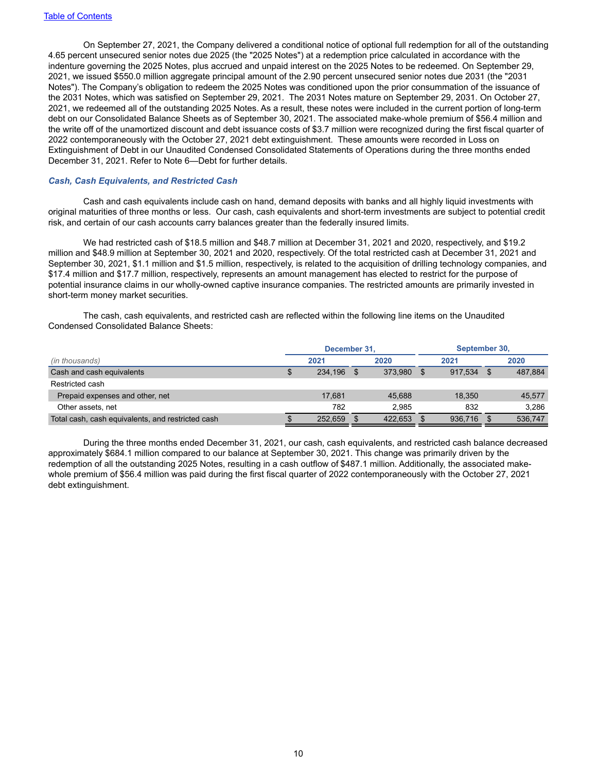On September 27, 2021, the Company delivered a conditional notice of optional full redemption for all of the outstanding 4.65 percent unsecured senior notes due 2025 (the "2025 Notes") at a redemption price calculated in accordance with the indenture governing the 2025 Notes, plus accrued and unpaid interest on the 2025 Notes to be redeemed. On September 29, 2021, we issued $550.0 million aggregate principal amount of the 2.90 percent unsecured senior notes due 2031 (the "2031 Notes"). The Company's obligation to redeem the 2025 Notes was conditioned upon the prior consummation of the issuance of the 2031 Notes, which was satisfied on September 29, 2021. The 2031 Notes mature on September 29, 2031. On October 27, 2021, we redeemed all of the outstanding 2025 Notes. As a result, these notes were included in the current portion of long-term debt on our Consolidated Balance Sheets as of September 30, 2021. The associated make-whole premium of $56.4 million and the write off of the unamortized discount and debt issuance costs of $3.7 million were recognized during the first fiscal quarter of 2022 contemporaneously with the October 27, 2021 debt extinguishment. These amounts were recorded in Loss on Extinguishment of Debt in our Unaudited Condensed Consolidated Statements of Operations during the three months ended December 31, 2021. Refer to Note 6—Debt for further details.

### *Cash, Cash Equivalents, and Restricted Cash*

Cash and cash equivalents include cash on hand, demand deposits with banks and all highly liquid investments with original maturities of three months or less. Our cash, cash equivalents and short-term investments are subject to potential credit risk, and certain of our cash accounts carry balances greater than the federally insured limits.

We had restricted cash of $18.5 million and $48.7 million at December 31, 2021 and 2020, respectively, and $19.2 million and $48.9 million at September 30, 2021 and 2020, respectively. Of the total restricted cash at December 31, 2021 and September 30, 2021, $1.1 million and $1.5 million, respectively, is related to the acquisition of drilling technology companies, and $17.4 million and $17.7 million, respectively, represents an amount management has elected to restrict for the purpose of potential insurance claims in our wholly-owned captive insurance companies. The restricted amounts are primarily invested in short-term money market securities.

The cash, cash equivalents, and restricted cash are reflected within the following line items on the Unaudited Condensed Consolidated Balance Sheets:

| | December 31, | | September 30, | |
|---|---|---|---|---|
| *(in thousands)* | 2021 | 2020 | 2021 | 2020 |
| Cash and cash equivalents | $ 234,196 | $ 373,980 | $ 917,534 | $ 487,884 |
| Restricted cash | | | | |
| Prepaid expenses and other, net | 17,681 | 45,688 | 18,350 | 45,577 |
| Other assets, net | 782 | 2,985 | 832 | 3,286 |
| Total cash, cash equivalents, and restricted cash | $ 252,659 | $ 422,653 | $ 936,716 | $ 536,747 |

During the three months ended December 31, 2021, our cash, cash equivalents, and restricted cash balance decreased approximately $684.1 million compared to our balance at September 30, 2021. This change was primarily driven by the redemption of all the outstanding 2025 Notes, resulting in a cash outflow of $487.1 million. Additionally, the associated make-whole premium of $56.4 million was paid during the first fiscal quarter of 2022 contemporaneously with the October 27, 2021 debt extinguishment.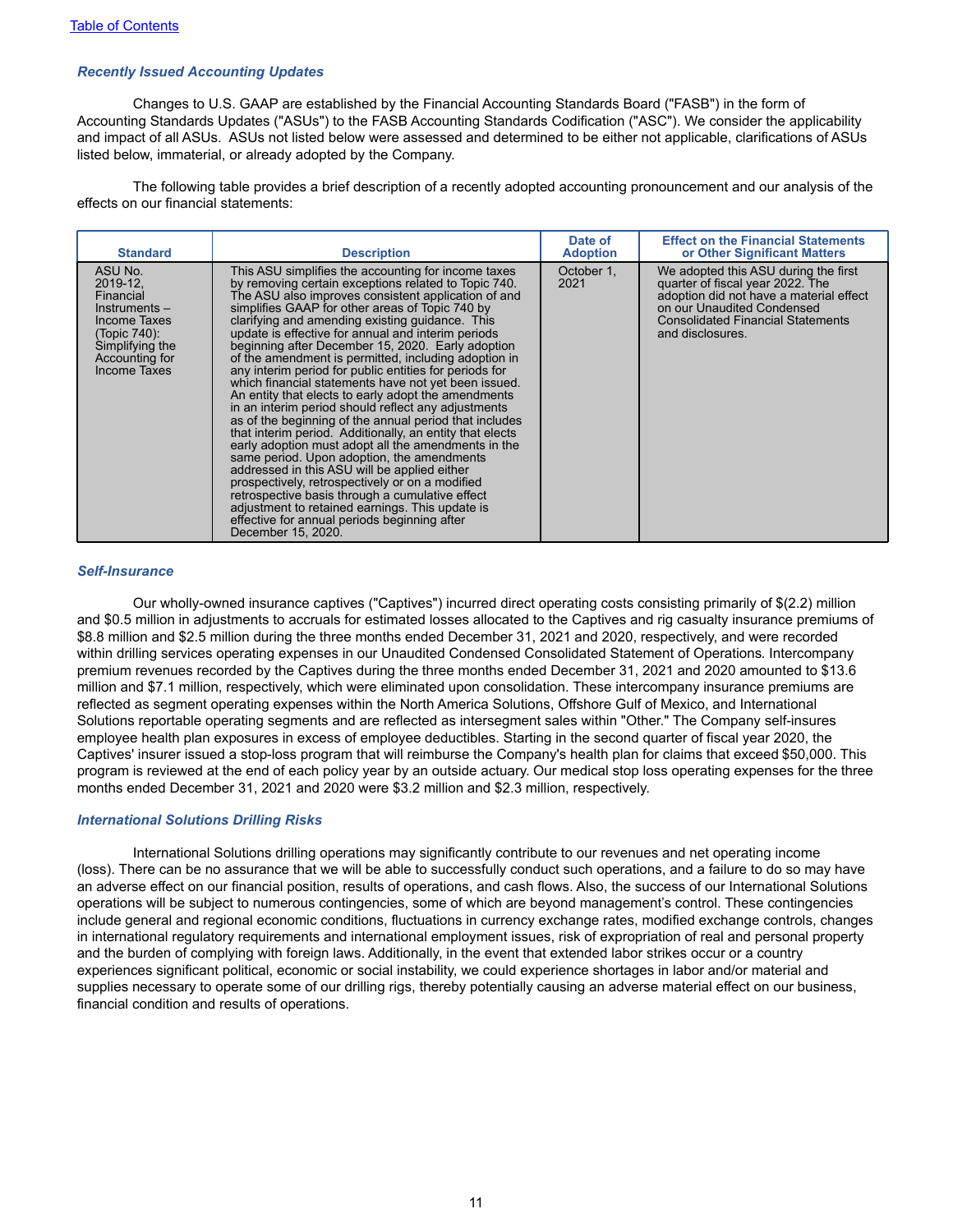*Recently Issued Accounting Updates*

Changes to U.S. GAAP are established by the Financial Accounting Standards Board ("FASB") in the form of Accounting Standards Updates ("ASUs") to the FASB Accounting Standards Codification ("ASC"). We consider the applicability and impact of all ASUs. ASUs not listed below were assessed and determined to be either not applicable, clarifications of ASUs listed below, immaterial, or already adopted by the Company.

The following table provides a brief description of a recently adopted accounting pronouncement and our analysis of the effects on our financial statements:

| Standard | Description | Date of Adoption | Effect on the Financial Statements or Other Significant Matters |
|---|---|---|---|
| ASU No. 2019-12, Financial Instruments – Income Taxes (Topic 740): Simplifying the Accounting for Income Taxes | This ASU simplifies the accounting for income taxes by removing certain exceptions related to Topic 740. The ASU also improves consistent application of and simplifies GAAP for other areas of Topic 740 by clarifying and amending existing guidance. This update is effective for annual and interim periods beginning after December 15, 2020. Early adoption of the amendment is permitted, including adoption in any interim period for public entities for periods for which financial statements have not yet been issued. An entity that elects to early adopt the amendments in an interim period should reflect any adjustments as of the beginning of the annual period that includes that interim period. Additionally, an entity that elects early adoption must adopt all the amendments in the same period. Upon adoption, the amendments addressed in this ASU will be applied either prospectively, retrospectively or on a modified retrospective basis through a cumulative effect adjustment to retained earnings. This update is effective for annual periods beginning after December 15, 2020. | October 1, 2021 | We adopted this ASU during the first quarter of fiscal year 2022. The adoption did not have a material effect on our Unaudited Condensed Consolidated Financial Statements and disclosures. |

*Self-Insurance*

Our wholly-owned insurance captives ("Captives") incurred direct operating costs consisting primarily of $(2.2) million and $0.5 million in adjustments to accruals for estimated losses allocated to the Captives and rig casualty insurance premiums of $8.8 million and $2.5 million during the three months ended December 31, 2021 and 2020, respectively, and were recorded within drilling services operating expenses in our Unaudited Condensed Consolidated Statement of Operations. Intercompany premium revenues recorded by the Captives during the three months ended December 31, 2021 and 2020 amounted to $13.6 million and $7.1 million, respectively, which were eliminated upon consolidation. These intercompany insurance premiums are reflected as segment operating expenses within the North America Solutions, Offshore Gulf of Mexico, and International Solutions reportable operating segments and are reflected as intersegment sales within "Other." The Company self-insures employee health plan exposures in excess of employee deductibles. Starting in the second quarter of fiscal year 2020, the Captives' insurer issued a stop-loss program that will reimburse the Company's health plan for claims that exceed $50,000. This program is reviewed at the end of each policy year by an outside actuary. Our medical stop loss operating expenses for the three months ended December 31, 2021 and 2020 were $3.2 million and $2.3 million, respectively.

*International Solutions Drilling Risks*

International Solutions drilling operations may significantly contribute to our revenues and net operating income (loss). There can be no assurance that we will be able to successfully conduct such operations, and a failure to do so may have an adverse effect on our financial position, results of operations, and cash flows. Also, the success of our International Solutions operations will be subject to numerous contingencies, some of which are beyond management's control. These contingencies include general and regional economic conditions, fluctuations in currency exchange rates, modified exchange controls, changes in international regulatory requirements and international employment issues, risk of expropriation of real and personal property and the burden of complying with foreign laws. Additionally, in the event that extended labor strikes occur or a country experiences significant political, economic or social instability, we could experience shortages in labor and/or material and supplies necessary to operate some of our drilling rigs, thereby potentially causing an adverse material effect on our business, financial condition and results of operations.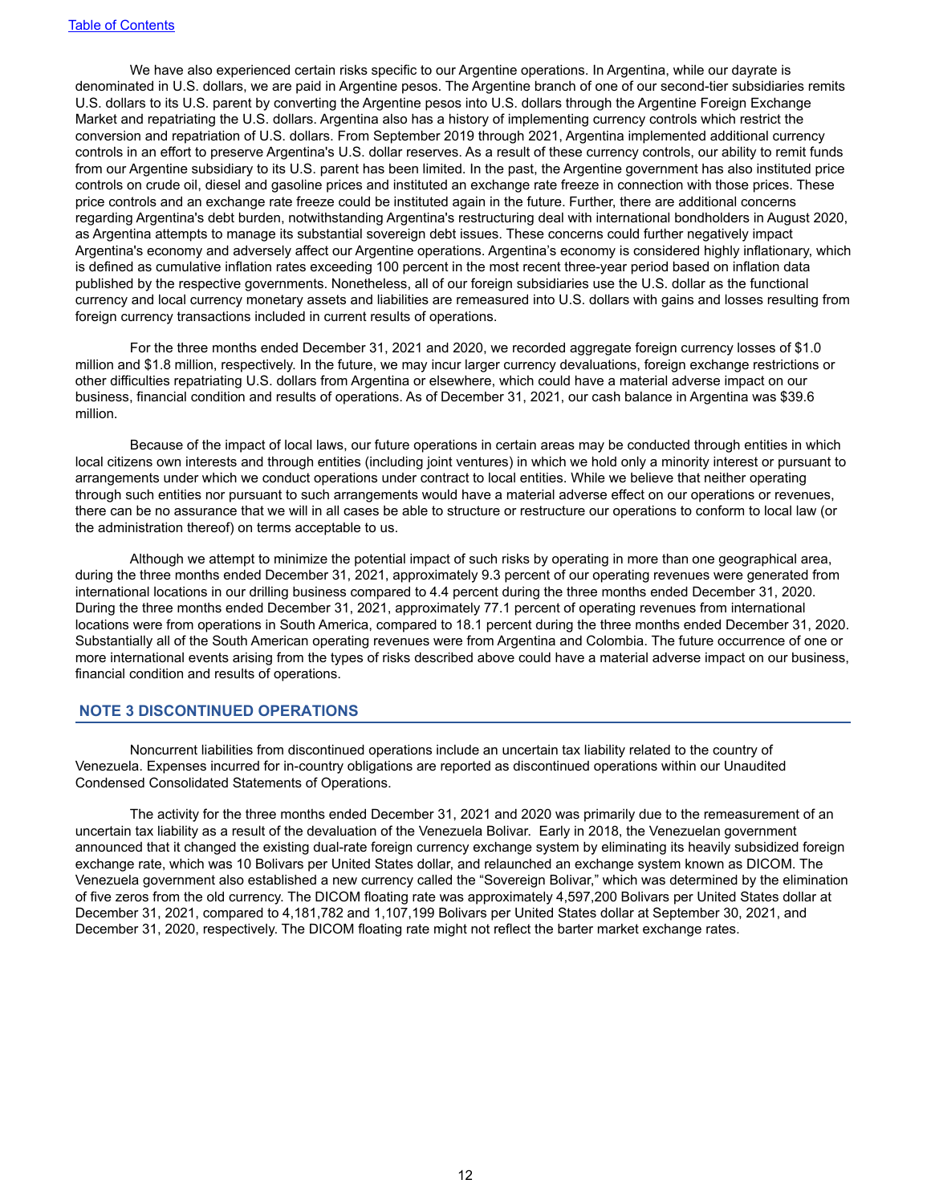We have also experienced certain risks specific to our Argentine operations. In Argentina, while our dayrate is denominated in U.S. dollars, we are paid in Argentine pesos. The Argentine branch of one of our second-tier subsidiaries remits U.S. dollars to its U.S. parent by converting the Argentine pesos into U.S. dollars through the Argentine Foreign Exchange Market and repatriating the U.S. dollars. Argentina also has a history of implementing currency controls which restrict the conversion and repatriation of U.S. dollars. From September 2019 through 2021, Argentina implemented additional currency controls in an effort to preserve Argentina's U.S. dollar reserves. As a result of these currency controls, our ability to remit funds from our Argentine subsidiary to its U.S. parent has been limited. In the past, the Argentine government has also instituted price controls on crude oil, diesel and gasoline prices and instituted an exchange rate freeze in connection with those prices. These price controls and an exchange rate freeze could be instituted again in the future. Further, there are additional concerns regarding Argentina's debt burden, notwithstanding Argentina's restructuring deal with international bondholders in August 2020, as Argentina attempts to manage its substantial sovereign debt issues. These concerns could further negatively impact Argentina's economy and adversely affect our Argentine operations. Argentina's economy is considered highly inflationary, which is defined as cumulative inflation rates exceeding 100 percent in the most recent three-year period based on inflation data published by the respective governments. Nonetheless, all of our foreign subsidiaries use the U.S. dollar as the functional currency and local currency monetary assets and liabilities are remeasured into U.S. dollars with gains and losses resulting from foreign currency transactions included in current results of operations.

For the three months ended December 31, 2021 and 2020, we recorded aggregate foreign currency losses of $1.0 million and $1.8 million, respectively. In the future, we may incur larger currency devaluations, foreign exchange restrictions or other difficulties repatriating U.S. dollars from Argentina or elsewhere, which could have a material adverse impact on our business, financial condition and results of operations. As of December 31, 2021, our cash balance in Argentina was $39.6 million.

Because of the impact of local laws, our future operations in certain areas may be conducted through entities in which local citizens own interests and through entities (including joint ventures) in which we hold only a minority interest or pursuant to arrangements under which we conduct operations under contract to local entities. While we believe that neither operating through such entities nor pursuant to such arrangements would have a material adverse effect on our operations or revenues, there can be no assurance that we will in all cases be able to structure or restructure our operations to conform to local law (or the administration thereof) on terms acceptable to us.

Although we attempt to minimize the potential impact of such risks by operating in more than one geographical area, during the three months ended December 31, 2021, approximately 9.3 percent of our operating revenues were generated from international locations in our drilling business compared to 4.4 percent during the three months ended December 31, 2020. During the three months ended December 31, 2021, approximately 77.1 percent of operating revenues from international locations were from operations in South America, compared to 18.1 percent during the three months ended December 31, 2020. Substantially all of the South American operating revenues were from Argentina and Colombia. The future occurrence of one or more international events arising from the types of risks described above could have a material adverse impact on our business, financial condition and results of operations.

## NOTE 3 DISCONTINUED OPERATIONS

Noncurrent liabilities from discontinued operations include an uncertain tax liability related to the country of Venezuela. Expenses incurred for in-country obligations are reported as discontinued operations within our Unaudited Condensed Consolidated Statements of Operations.

The activity for the three months ended December 31, 2021 and 2020 was primarily due to the remeasurement of an uncertain tax liability as a result of the devaluation of the Venezuela Bolivar. Early in 2018, the Venezuelan government announced that it changed the existing dual-rate foreign currency exchange system by eliminating its heavily subsidized foreign exchange rate, which was 10 Bolivars per United States dollar, and relaunched an exchange system known as DICOM. The Venezuela government also established a new currency called the "Sovereign Bolivar," which was determined by the elimination of five zeros from the old currency. The DICOM floating rate was approximately 4,597,200 Bolivars per United States dollar at December 31, 2021, compared to 4,181,782 and 1,107,199 Bolivars per United States dollar at September 30, 2021, and December 31, 2020, respectively. The DICOM floating rate might not reflect the barter market exchange rates.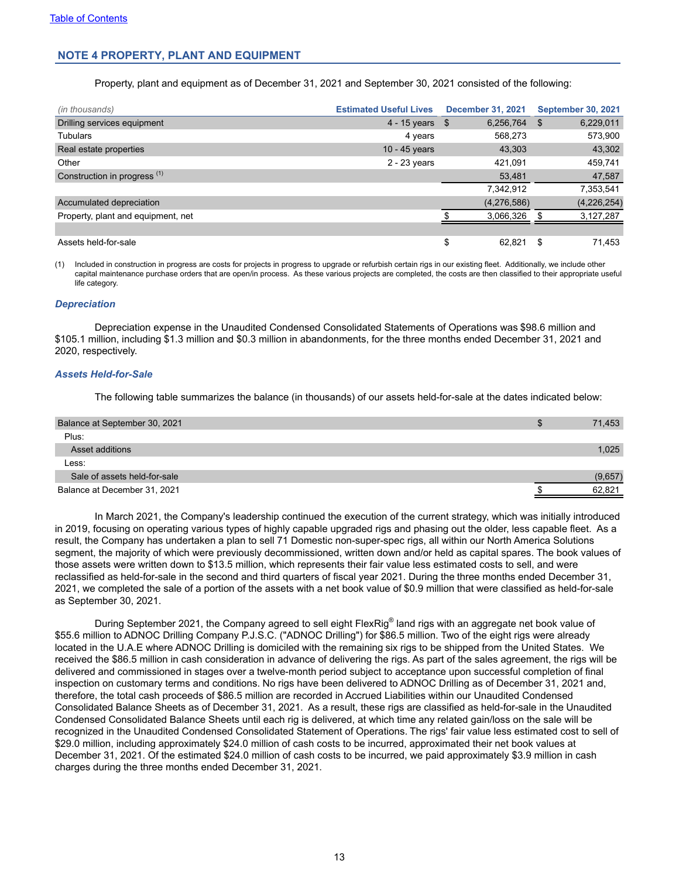[Table of Contents](#)

## NOTE 4 PROPERTY, PLANT AND EQUIPMENT

Property, plant and equipment as of December 31, 2021 and September 30, 2021 consisted of the following:

| (in thousands) | Estimated Useful Lives | December 31, 2021 | September 30, 2021 |
|---|---|---|---|
| Drilling services equipment | 4 - 15 years | $ 6,256,764 | $ 6,229,011 |
| Tubulars | 4 years | 568,273 | 573,900 |
| Real estate properties | 10 - 45 years | 43,303 | 43,302 |
| Other | 2 - 23 years | 421,091 | 459,741 |
| Construction in progress [(1)] | | 53,481 | 47,587 |
| | | 7,342,912 | 7,353,541 |
| Accumulated depreciation | | (4,276,586) | (4,226,254) |
| Property, plant and equipment, net | | $ 3,066,326 | $ 3,127,287 |
| | | | |
| Assets held-for-sale | | $ 62,821 | $ 71,453 |

(1) Included in construction in progress are costs for projects in progress to upgrade or refurbish certain rigs in our existing fleet. Additionally, we include other capital maintenance purchase orders that are open/in process. As these various projects are completed, the costs are then classified to their appropriate useful life category.

### *Depreciation*

Depreciation expense in the Unaudited Condensed Consolidated Statements of Operations was $98.6 million and $105.1 million, including $1.3 million and $0.3 million in abandonments, for the three months ended December 31, 2021 and 2020, respectively.

### *Assets Held-for-Sale*

The following table summarizes the balance (in thousands) of our assets held-for-sale at the dates indicated below:

| | |
|---|---|
| Balance at September 30, 2021 | $ 71,453 |
| Plus: | |
| Asset additions | 1,025 |
| Less: | |
| Sale of assets held-for-sale | (9,657) |
| Balance at December 31, 2021 | $ 62,821 |

In March 2021, the Company's leadership continued the execution of the current strategy, which was initially introduced in 2019, focusing on operating various types of highly capable upgraded rigs and phasing out the older, less capable fleet. As a result, the Company has undertaken a plan to sell 71 Domestic non-super-spec rigs, all within our North America Solutions segment, the majority of which were previously decommissioned, written down and/or held as capital spares. The book values of those assets were written down to $13.5 million, which represents their fair value less estimated costs to sell, and were reclassified as held-for-sale in the second and third quarters of fiscal year 2021. During the three months ended December 31, 2021, we completed the sale of a portion of the assets with a net book value of $0.9 million that were classified as held-for-sale as September 30, 2021.

During September 2021, the Company agreed to sell eight FlexRig® land rigs with an aggregate net book value of $55.6 million to ADNOC Drilling Company P.J.S.C. ("ADNOC Drilling") for $86.5 million. Two of the eight rigs were already located in the U.A.E where ADNOC Drilling is domiciled with the remaining six rigs to be shipped from the United States. We received the $86.5 million in cash consideration in advance of delivering the rigs. As part of the sales agreement, the rigs will be delivered and commissioned in stages over a twelve-month period subject to acceptance upon successful completion of final inspection on customary terms and conditions. No rigs have been delivered to ADNOC Drilling as of December 31, 2021 and, therefore, the total cash proceeds of $86.5 million are recorded in Accrued Liabilities within our Unaudited Condensed Consolidated Balance Sheets as of December 31, 2021. As a result, these rigs are classified as held-for-sale in the Unaudited Condensed Consolidated Balance Sheets until each rig is delivered, at which time any related gain/loss on the sale will be recognized in the Unaudited Condensed Consolidated Statement of Operations. The rigs' fair value less estimated cost to sell of $29.0 million, including approximately $24.0 million of cash costs to be incurred, approximated their net book values at December 31, 2021. Of the estimated $24.0 million of cash costs to be incurred, we paid approximately $3.9 million in cash charges during the three months ended December 31, 2021.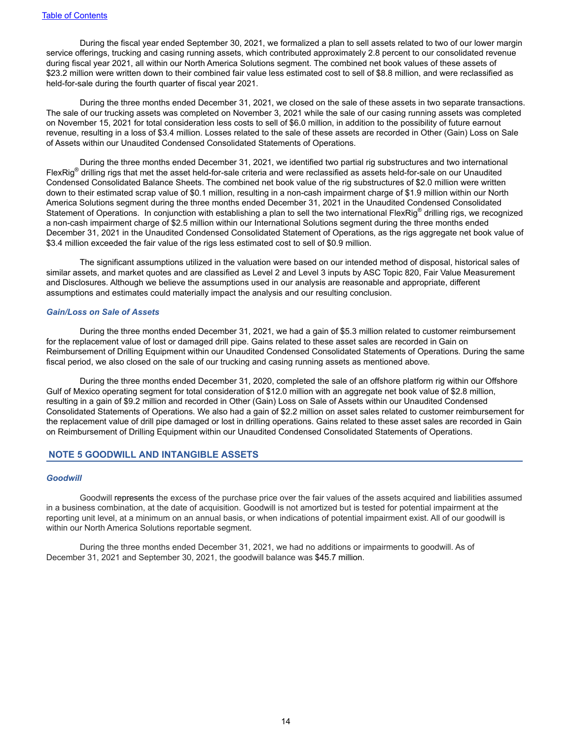During the fiscal year ended September 30, 2021, we formalized a plan to sell assets related to two of our lower margin service offerings, trucking and casing running assets, which contributed approximately 2.8 percent to our consolidated revenue during fiscal year 2021, all within our North America Solutions segment. The combined net book values of these assets of $23.2 million were written down to their combined fair value less estimated cost to sell of $8.8 million, and were reclassified as held-for-sale during the fourth quarter of fiscal year 2021.

During the three months ended December 31, 2021, we closed on the sale of these assets in two separate transactions. The sale of our trucking assets was completed on November 3, 2021 while the sale of our casing running assets was completed on November 15, 2021 for total consideration less costs to sell of $6.0 million, in addition to the possibility of future earnout revenue, resulting in a loss of $3.4 million. Losses related to the sale of these assets are recorded in Other (Gain) Loss on Sale of Assets within our Unaudited Condensed Consolidated Statements of Operations.

During the three months ended December 31, 2021, we identified two partial rig substructures and two international FlexRig® drilling rigs that met the asset held-for-sale criteria and were reclassified as assets held-for-sale on our Unaudited Condensed Consolidated Balance Sheets. The combined net book value of the rig substructures of $2.0 million were written down to their estimated scrap value of $0.1 million, resulting in a non-cash impairment charge of $1.9 million within our North America Solutions segment during the three months ended December 31, 2021 in the Unaudited Condensed Consolidated Statement of Operations. In conjunction with establishing a plan to sell the two international FlexRig® drilling rigs, we recognized a non-cash impairment charge of $2.5 million within our International Solutions segment during the three months ended December 31, 2021 in the Unaudited Condensed Consolidated Statement of Operations, as the rigs aggregate net book value of $3.4 million exceeded the fair value of the rigs less estimated cost to sell of $0.9 million.

The significant assumptions utilized in the valuation were based on our intended method of disposal, historical sales of similar assets, and market quotes and are classified as Level 2 and Level 3 inputs by ASC Topic 820, Fair Value Measurement and Disclosures. Although we believe the assumptions used in our analysis are reasonable and appropriate, different assumptions and estimates could materially impact the analysis and our resulting conclusion.

### *Gain/Loss on Sale of Assets*

During the three months ended December 31, 2021, we had a gain of $5.3 million related to customer reimbursement for the replacement value of lost or damaged drill pipe. Gains related to these asset sales are recorded in Gain on Reimbursement of Drilling Equipment within our Unaudited Condensed Consolidated Statements of Operations. During the same fiscal period, we also closed on the sale of our trucking and casing running assets as mentioned above.

During the three months ended December 31, 2020, completed the sale of an offshore platform rig within our Offshore Gulf of Mexico operating segment for total consideration of $12.0 million with an aggregate net book value of $2.8 million, resulting in a gain of $9.2 million and recorded in Other (Gain) Loss on Sale of Assets within our Unaudited Condensed Consolidated Statements of Operations. We also had a gain of $2.2 million on asset sales related to customer reimbursement for the replacement value of drill pipe damaged or lost in drilling operations. Gains related to these asset sales are recorded in Gain on Reimbursement of Drilling Equipment within our Unaudited Condensed Consolidated Statements of Operations.

## NOTE 5 GOODWILL AND INTANGIBLE ASSETS

### *Goodwill*

Goodwill represents the excess of the purchase price over the fair values of the assets acquired and liabilities assumed in a business combination, at the date of acquisition. Goodwill is not amortized but is tested for potential impairment at the reporting unit level, at a minimum on an annual basis, or when indications of potential impairment exist. All of our goodwill is within our North America Solutions reportable segment.

During the three months ended December 31, 2021, we had no additions or impairments to goodwill. As of December 31, 2021 and September 30, 2021, the goodwill balance was $45.7 million.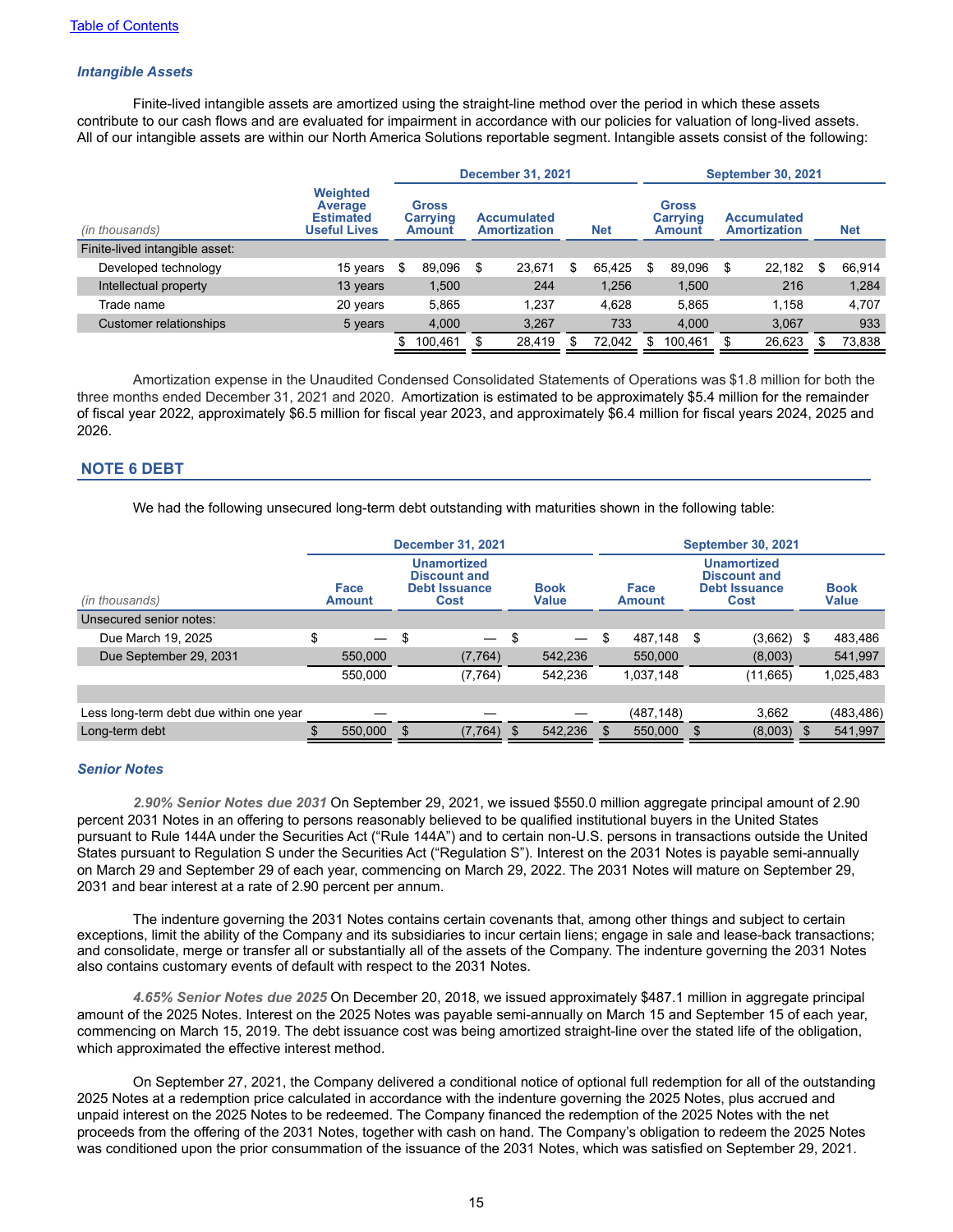[Table of Contents](#)

### *Intangible Assets*

Finite-lived intangible assets are amortized using the straight-line method over the period in which these assets contribute to our cash flows and are evaluated for impairment in accordance with our policies for valuation of long-lived assets. All of our intangible assets are within our North America Solutions reportable segment. Intangible assets consist of the following:

| | | December 31, 2021 | | | September 30, 2021 | | |
|---|---|---|---|---|---|---|---|
| *(in thousands)* | Weighted Average Estimated Useful Lives | Gross Carrying Amount | Accumulated Amortization | Net | Gross Carrying Amount | Accumulated Amortization | Net |
| Finite-lived intangible asset: | | | | | | | |
| Developed technology | 15 years | $ 89,096 | $ 23,671 | $ 65,425 | $ 89,096 | $ 22,182 | $ 66,914 |
| Intellectual property | 13 years | 1,500 | 244 | 1,256 | 1,500 | 216 | 1,284 |
| Trade name | 20 years | 5,865 | 1,237 | 4,628 | 5,865 | 1,158 | 4,707 |
| Customer relationships | 5 years | 4,000 | 3,267 | 733 | 4,000 | 3,067 | 933 |
| | | $ 100,461 | $ 28,419 | $ 72,042 | $ 100,461 | $ 26,623 | $ 73,838 |

Amortization expense in the Unaudited Condensed Consolidated Statements of Operations was $1.8 million for both the three months ended December 31, 2021 and 2020. Amortization is estimated to be approximately $5.4 million for the remainder of fiscal year 2022, approximately $6.5 million for fiscal year 2023, and approximately $6.4 million for fiscal years 2024, 2025 and 2026.

## NOTE 6 DEBT

We had the following unsecured long-term debt outstanding with maturities shown in the following table:

| | December 31, 2021 | | | September 30, 2021 | | |
|---|---|---|---|---|---|---|
| *(in thousands)* | Face Amount | Unamortized Discount and Debt Issuance Cost | Book Value | Face Amount | Unamortized Discount and Debt Issuance Cost | Book Value |
| Unsecured senior notes: | | | | | | |
| Due March 19, 2025 | $ — | $ — | $ — | $ 487,148 | $ (3,662) | $ 483,486 |
| Due September 29, 2031 | 550,000 | (7,764) | 542,236 | 550,000 | (8,003) | 541,997 |
| | 550,000 | (7,764) | 542,236 | 1,037,148 | (11,665) | 1,025,483 |
| | | | | | | |
| Less long-term debt due within one year | — | — | — | (487,148) | 3,662 | (483,486) |
| Long-term debt | $ 550,000 | $ (7,764) | $ 542,236 | $ 550,000 | $ (8,003) | $ 541,997 |

### *Senior Notes*

***2.90% Senior Notes due 2031*** On September 29, 2021, we issued $550.0 million aggregate principal amount of 2.90 percent 2031 Notes in an offering to persons reasonably believed to be qualified institutional buyers in the United States pursuant to Rule 144A under the Securities Act ("Rule 144A") and to certain non-U.S. persons in transactions outside the United States pursuant to Regulation S under the Securities Act ("Regulation S"). Interest on the 2031 Notes is payable semi-annually on March 29 and September 29 of each year, commencing on March 29, 2022. The 2031 Notes will mature on September 29, 2031 and bear interest at a rate of 2.90 percent per annum.

The indenture governing the 2031 Notes contains certain covenants that, among other things and subject to certain exceptions, limit the ability of the Company and its subsidiaries to incur certain liens; engage in sale and lease-back transactions; and consolidate, merge or transfer all or substantially all of the assets of the Company. The indenture governing the 2031 Notes also contains customary events of default with respect to the 2031 Notes.

***4.65% Senior Notes due 2025*** On December 20, 2018, we issued approximately $487.1 million in aggregate principal amount of the 2025 Notes. Interest on the 2025 Notes was payable semi-annually on March 15 and September 15 of each year, commencing on March 15, 2019. The debt issuance cost was being amortized straight-line over the stated life of the obligation, which approximated the effective interest method.

On September 27, 2021, the Company delivered a conditional notice of optional full redemption for all of the outstanding 2025 Notes at a redemption price calculated in accordance with the indenture governing the 2025 Notes, plus accrued and unpaid interest on the 2025 Notes to be redeemed. The Company financed the redemption of the 2025 Notes with the net proceeds from the offering of the 2031 Notes, together with cash on hand. The Company's obligation to redeem the 2025 Notes was conditioned upon the prior consummation of the issuance of the 2031 Notes, which was satisfied on September 29, 2021.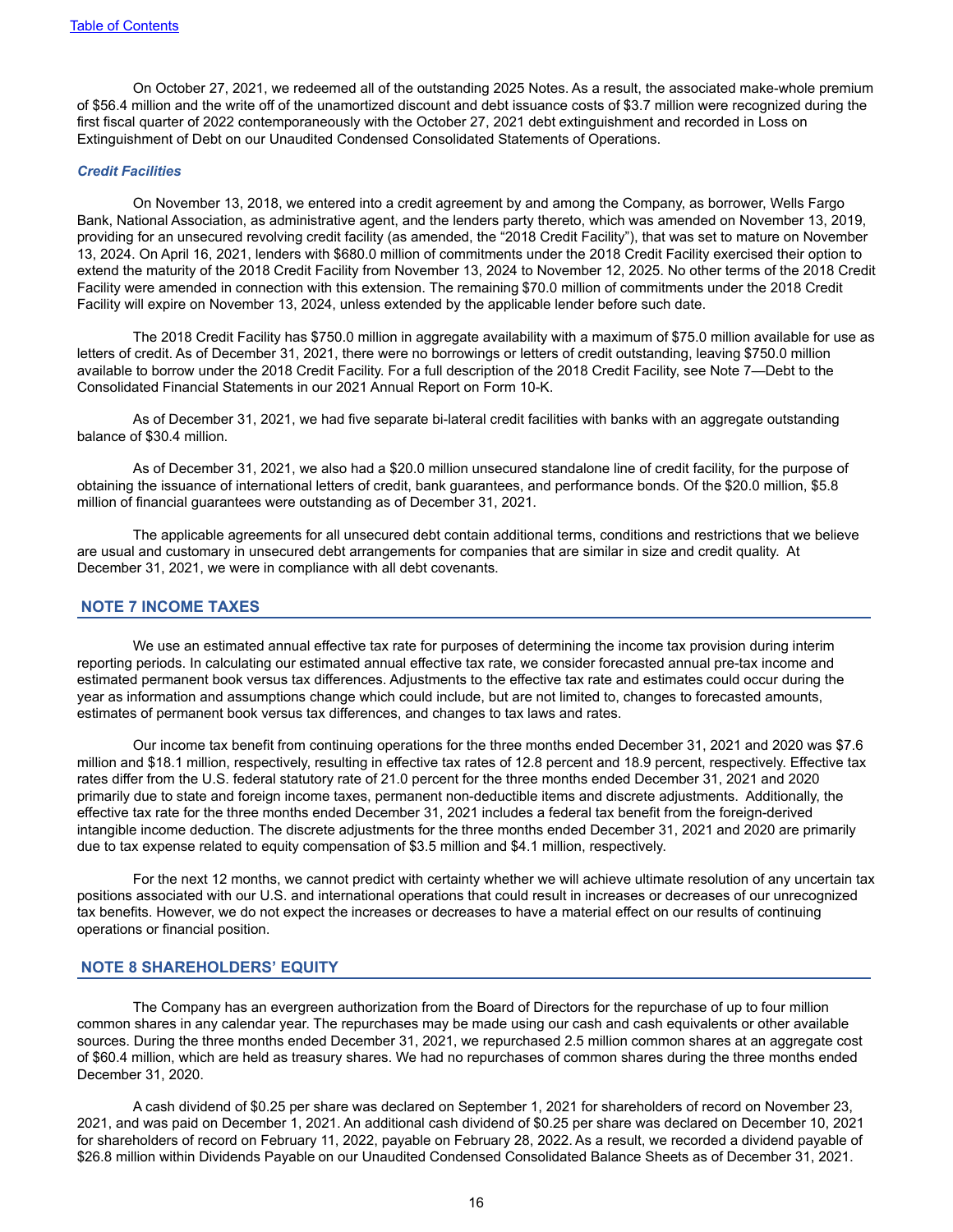On October 27, 2021, we redeemed all of the outstanding 2025 Notes. As a result, the associated make-whole premium of $56.4 million and the write off of the unamortized discount and debt issuance costs of $3.7 million were recognized during the first fiscal quarter of 2022 contemporaneously with the October 27, 2021 debt extinguishment and recorded in Loss on Extinguishment of Debt on our Unaudited Condensed Consolidated Statements of Operations.

***Credit Facilities***

On November 13, 2018, we entered into a credit agreement by and among the Company, as borrower, Wells Fargo Bank, National Association, as administrative agent, and the lenders party thereto, which was amended on November 13, 2019, providing for an unsecured revolving credit facility (as amended, the "2018 Credit Facility"), that was set to mature on November 13, 2024. On April 16, 2021, lenders with $680.0 million of commitments under the 2018 Credit Facility exercised their option to extend the maturity of the 2018 Credit Facility from November 13, 2024 to November 12, 2025. No other terms of the 2018 Credit Facility were amended in connection with this extension. The remaining $70.0 million of commitments under the 2018 Credit Facility will expire on November 13, 2024, unless extended by the applicable lender before such date.

The 2018 Credit Facility has $750.0 million in aggregate availability with a maximum of $75.0 million available for use as letters of credit. As of December 31, 2021, there were no borrowings or letters of credit outstanding, leaving $750.0 million available to borrow under the 2018 Credit Facility. For a full description of the 2018 Credit Facility, see Note 7—Debt to the Consolidated Financial Statements in our 2021 Annual Report on Form 10-K.

As of December 31, 2021, we had five separate bi-lateral credit facilities with banks with an aggregate outstanding balance of $30.4 million.

As of December 31, 2021, we also had a $20.0 million unsecured standalone line of credit facility, for the purpose of obtaining the issuance of international letters of credit, bank guarantees, and performance bonds. Of the $20.0 million, $5.8 million of financial guarantees were outstanding as of December 31, 2021.

The applicable agreements for all unsecured debt contain additional terms, conditions and restrictions that we believe are usual and customary in unsecured debt arrangements for companies that are similar in size and credit quality. At December 31, 2021, we were in compliance with all debt covenants.

## NOTE 7 INCOME TAXES

We use an estimated annual effective tax rate for purposes of determining the income tax provision during interim reporting periods. In calculating our estimated annual effective tax rate, we consider forecasted annual pre-tax income and estimated permanent book versus tax differences. Adjustments to the effective tax rate and estimates could occur during the year as information and assumptions change which could include, but are not limited to, changes to forecasted amounts, estimates of permanent book versus tax differences, and changes to tax laws and rates.

Our income tax benefit from continuing operations for the three months ended December 31, 2021 and 2020 was $7.6 million and $18.1 million, respectively, resulting in effective tax rates of 12.8 percent and 18.9 percent, respectively. Effective tax rates differ from the U.S. federal statutory rate of 21.0 percent for the three months ended December 31, 2021 and 2020 primarily due to state and foreign income taxes, permanent non-deductible items and discrete adjustments. Additionally, the effective tax rate for the three months ended December 31, 2021 includes a federal tax benefit from the foreign-derived intangible income deduction. The discrete adjustments for the three months ended December 31, 2021 and 2020 are primarily due to tax expense related to equity compensation of $3.5 million and $4.1 million, respectively.

For the next 12 months, we cannot predict with certainty whether we will achieve ultimate resolution of any uncertain tax positions associated with our U.S. and international operations that could result in increases or decreases of our unrecognized tax benefits. However, we do not expect the increases or decreases to have a material effect on our results of continuing operations or financial position.

## NOTE 8 SHAREHOLDERS' EQUITY

The Company has an evergreen authorization from the Board of Directors for the repurchase of up to four million common shares in any calendar year. The repurchases may be made using our cash and cash equivalents or other available sources. During the three months ended December 31, 2021, we repurchased 2.5 million common shares at an aggregate cost of $60.4 million, which are held as treasury shares. We had no repurchases of common shares during the three months ended December 31, 2020.

A cash dividend of $0.25 per share was declared on September 1, 2021 for shareholders of record on November 23, 2021, and was paid on December 1, 2021. An additional cash dividend of $0.25 per share was declared on December 10, 2021 for shareholders of record on February 11, 2022, payable on February 28, 2022. As a result, we recorded a dividend payable of $26.8 million within Dividends Payable on our Unaudited Condensed Consolidated Balance Sheets as of December 31, 2021.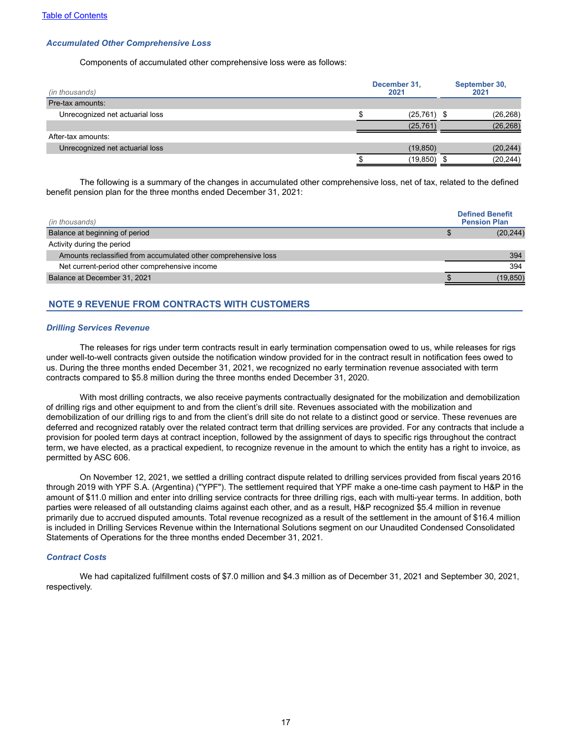### *Accumulated Other Comprehensive Loss*

Components of accumulated other comprehensive loss were as follows:

| (in thousands) | December 31, 2021 | September 30, 2021 |
|---|---|---|
| Pre-tax amounts: | | |
| Unrecognized net actuarial loss | $ (25,761) | $ (26,268) |
| | (25,761) | (26,268) |
| After-tax amounts: | | |
| Unrecognized net actuarial loss | (19,850) | (20,244) |
| | $ (19,850) | $ (20,244) |

The following is a summary of the changes in accumulated other comprehensive loss, net of tax, related to the defined benefit pension plan for the three months ended December 31, 2021:

| (in thousands) | Defined Benefit Pension Plan |
|---|---|
| Balance at beginning of period | $ (20,244) |
| Activity during the period | |
| Amounts reclassified from accumulated other comprehensive loss | 394 |
| Net current-period other comprehensive income | 394 |
| Balance at December 31, 2021 | $ (19,850) |

## NOTE 9 REVENUE FROM CONTRACTS WITH CUSTOMERS

### *Drilling Services Revenue*

The releases for rigs under term contracts result in early termination compensation owed to us, while releases for rigs under well-to-well contracts given outside the notification window provided for in the contract result in notification fees owed to us. During the three months ended December 31, 2021, we recognized no early termination revenue associated with term contracts compared to $5.8 million during the three months ended December 31, 2020.

With most drilling contracts, we also receive payments contractually designated for the mobilization and demobilization of drilling rigs and other equipment to and from the client's drill site. Revenues associated with the mobilization and demobilization of our drilling rigs to and from the client's drill site do not relate to a distinct good or service. These revenues are deferred and recognized ratably over the related contract term that drilling services are provided. For any contracts that include a provision for pooled term days at contract inception, followed by the assignment of days to specific rigs throughout the contract term, we have elected, as a practical expedient, to recognize revenue in the amount to which the entity has a right to invoice, as permitted by ASC 606.

On November 12, 2021, we settled a drilling contract dispute related to drilling services provided from fiscal years 2016 through 2019 with YPF S.A. (Argentina) ("YPF"). The settlement required that YPF make a one-time cash payment to H&P in the amount of $11.0 million and enter into drilling service contracts for three drilling rigs, each with multi-year terms. In addition, both parties were released of all outstanding claims against each other, and as a result, H&P recognized $5.4 million in revenue primarily due to accrued disputed amounts. Total revenue recognized as a result of the settlement in the amount of $16.4 million is included in Drilling Services Revenue within the International Solutions segment on our Unaudited Condensed Consolidated Statements of Operations for the three months ended December 31, 2021.

### *Contract Costs*

We had capitalized fulfillment costs of $7.0 million and $4.3 million as of December 31, 2021 and September 30, 2021, respectively.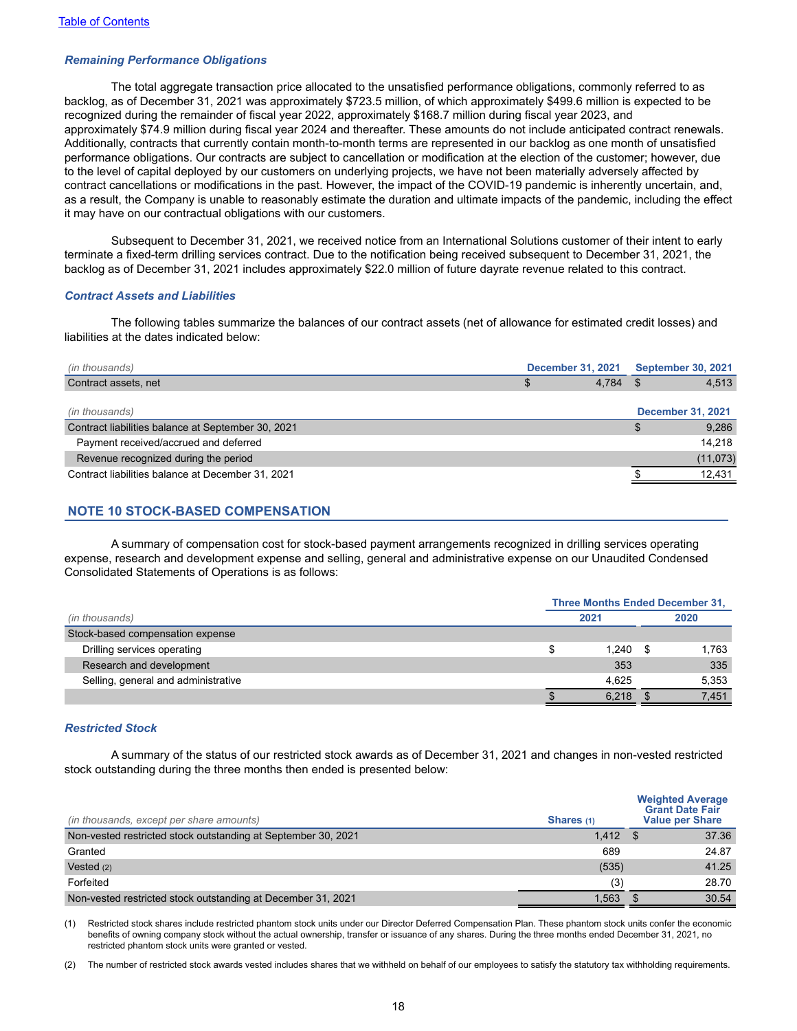### *Remaining Performance Obligations*

The total aggregate transaction price allocated to the unsatisfied performance obligations, commonly referred to as backlog, as of December 31, 2021 was approximately $723.5 million, of which approximately $499.6 million is expected to be recognized during the remainder of fiscal year 2022, approximately $168.7 million during fiscal year 2023, and approximately $74.9 million during fiscal year 2024 and thereafter. These amounts do not include anticipated contract renewals. Additionally, contracts that currently contain month-to-month terms are represented in our backlog as one month of unsatisfied performance obligations. Our contracts are subject to cancellation or modification at the election of the customer; however, due to the level of capital deployed by our customers on underlying projects, we have not been materially adversely affected by contract cancellations or modifications in the past. However, the impact of the COVID-19 pandemic is inherently uncertain, and, as a result, the Company is unable to reasonably estimate the duration and ultimate impacts of the pandemic, including the effect it may have on our contractual obligations with our customers.

Subsequent to December 31, 2021, we received notice from an International Solutions customer of their intent to early terminate a fixed-term drilling services contract. Due to the notification being received subsequent to December 31, 2021, the backlog as of December 31, 2021 includes approximately $22.0 million of future dayrate revenue related to this contract.

### *Contract Assets and Liabilities*

The following tables summarize the balances of our contract assets (net of allowance for estimated credit losses) and liabilities at the dates indicated below:

| *(in thousands)* | December 31, 2021 | September 30, 2021 |
|---|---|---|
| Contract assets, net | $ 4,784 | $ 4,513 |

| *(in thousands)* | December 31, 2021 |
|---|---|
| Contract liabilities balance at September 30, 2021 | $ 9,286 |
| Payment received/accrued and deferred | 14,218 |
| Revenue recognized during the period | (11,073) |
| Contract liabilities balance at December 31, 2021 | $ 12,431 |

## NOTE 10 STOCK-BASED COMPENSATION

A summary of compensation cost for stock-based payment arrangements recognized in drilling services operating expense, research and development expense and selling, general and administrative expense on our Unaudited Condensed Consolidated Statements of Operations is as follows:

| | Three Months Ended December 31, | |
|---|---|---|
| *(in thousands)* | 2021 | 2020 |
| Stock-based compensation expense | | |
| Drilling services operating | $ 1,240 | $ 1,763 |
| Research and development | 353 | 335 |
| Selling, general and administrative | 4,625 | 5,353 |
| | $ 6,218 | $ 7,451 |

### *Restricted Stock*

A summary of the status of our restricted stock awards as of December 31, 2021 and changes in non-vested restricted stock outstanding during the three months then ended is presented below:

| *(in thousands, except per share amounts)* | Shares (1) | Weighted Average Grant Date Fair Value per Share |
|---|---|---|
| Non-vested restricted stock outstanding at September 30, 2021 | 1,412 | $ 37.36 |
| Granted | 689 | 24.87 |
| Vested (2) | (535) | 41.25 |
| Forfeited | (3) | 28.70 |
| Non-vested restricted stock outstanding at December 31, 2021 | 1,563 | $ 30.54 |

(1) Restricted stock shares include restricted phantom stock units under our Director Deferred Compensation Plan. These phantom stock units confer the economic benefits of owning company stock without the actual ownership, transfer or issuance of any shares. During the three months ended December 31, 2021, no restricted phantom stock units were granted or vested.

(2) The number of restricted stock awards vested includes shares that we withheld on behalf of our employees to satisfy the statutory tax withholding requirements.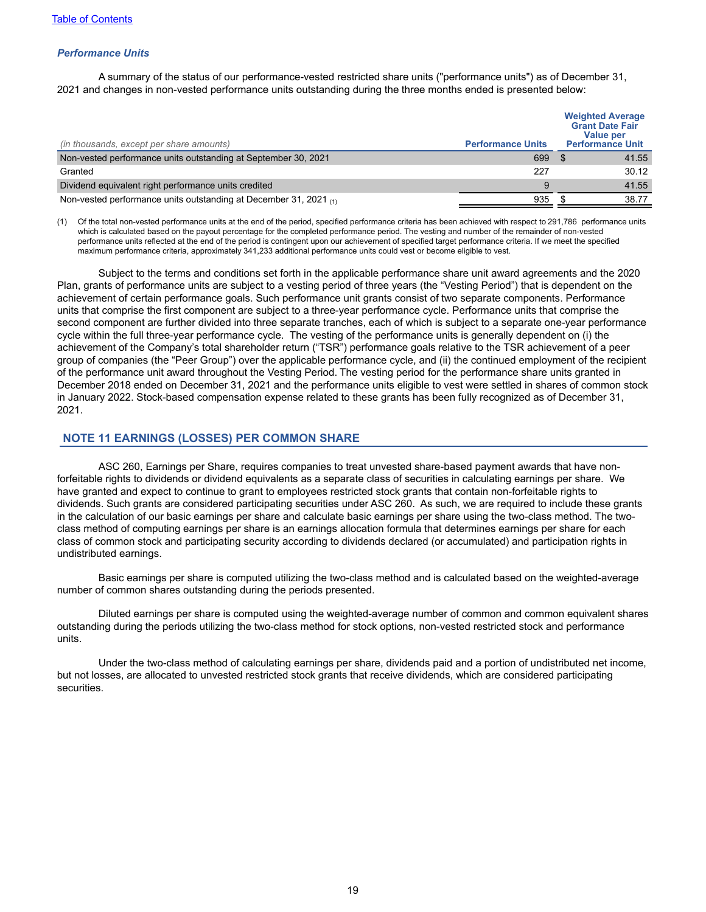### *Performance Units*

A summary of the status of our performance-vested restricted share units ("performance units") as of December 31, 2021 and changes in non-vested performance units outstanding during the three months ended is presented below:

| *(in thousands, except per share amounts)* | Performance Units | Weighted Average Grant Date Fair Value per Performance Unit |
|---|---|---|
| Non-vested performance units outstanding at September 30, 2021 | 699 | $ 41.55 |
| Granted | 227 | 30.12 |
| Dividend equivalent right performance units credited | 9 | 41.55 |
| Non-vested performance units outstanding at December 31, 2021 (1) | 935 | $ 38.77 |

(1) Of the total non-vested performance units at the end of the period, specified performance criteria has been achieved with respect to 291,786 performance units which is calculated based on the payout percentage for the completed performance period. The vesting and number of the remainder of non-vested performance units reflected at the end of the period is contingent upon our achievement of specified target performance criteria. If we meet the specified maximum performance criteria, approximately 341,233 additional performance units could vest or become eligible to vest.

Subject to the terms and conditions set forth in the applicable performance share unit award agreements and the 2020 Plan, grants of performance units are subject to a vesting period of three years (the "Vesting Period") that is dependent on the achievement of certain performance goals. Such performance unit grants consist of two separate components. Performance units that comprise the first component are subject to a three-year performance cycle. Performance units that comprise the second component are further divided into three separate tranches, each of which is subject to a separate one-year performance cycle within the full three-year performance cycle. The vesting of the performance units is generally dependent on (i) the achievement of the Company's total shareholder return ("TSR") performance goals relative to the TSR achievement of a peer group of companies (the "Peer Group") over the applicable performance cycle, and (ii) the continued employment of the recipient of the performance unit award throughout the Vesting Period. The vesting period for the performance share units granted in December 2018 ended on December 31, 2021 and the performance units eligible to vest were settled in shares of common stock in January 2022. Stock-based compensation expense related to these grants has been fully recognized as of December 31, 2021.

## NOTE 11 EARNINGS (LOSSES) PER COMMON SHARE

ASC 260, Earnings per Share, requires companies to treat unvested share-based payment awards that have non-forfeitable rights to dividends or dividend equivalents as a separate class of securities in calculating earnings per share. We have granted and expect to continue to grant to employees restricted stock grants that contain non-forfeitable rights to dividends. Such grants are considered participating securities under ASC 260. As such, we are required to include these grants in the calculation of our basic earnings per share and calculate basic earnings per share using the two-class method. The two-class method of computing earnings per share is an earnings allocation formula that determines earnings per share for each class of common stock and participating security according to dividends declared (or accumulated) and participation rights in undistributed earnings.

Basic earnings per share is computed utilizing the two-class method and is calculated based on the weighted-average number of common shares outstanding during the periods presented.

Diluted earnings per share is computed using the weighted-average number of common and common equivalent shares outstanding during the periods utilizing the two-class method for stock options, non-vested restricted stock and performance units.

Under the two-class method of calculating earnings per share, dividends paid and a portion of undistributed net income, but not losses, are allocated to unvested restricted stock grants that receive dividends, which are considered participating securities.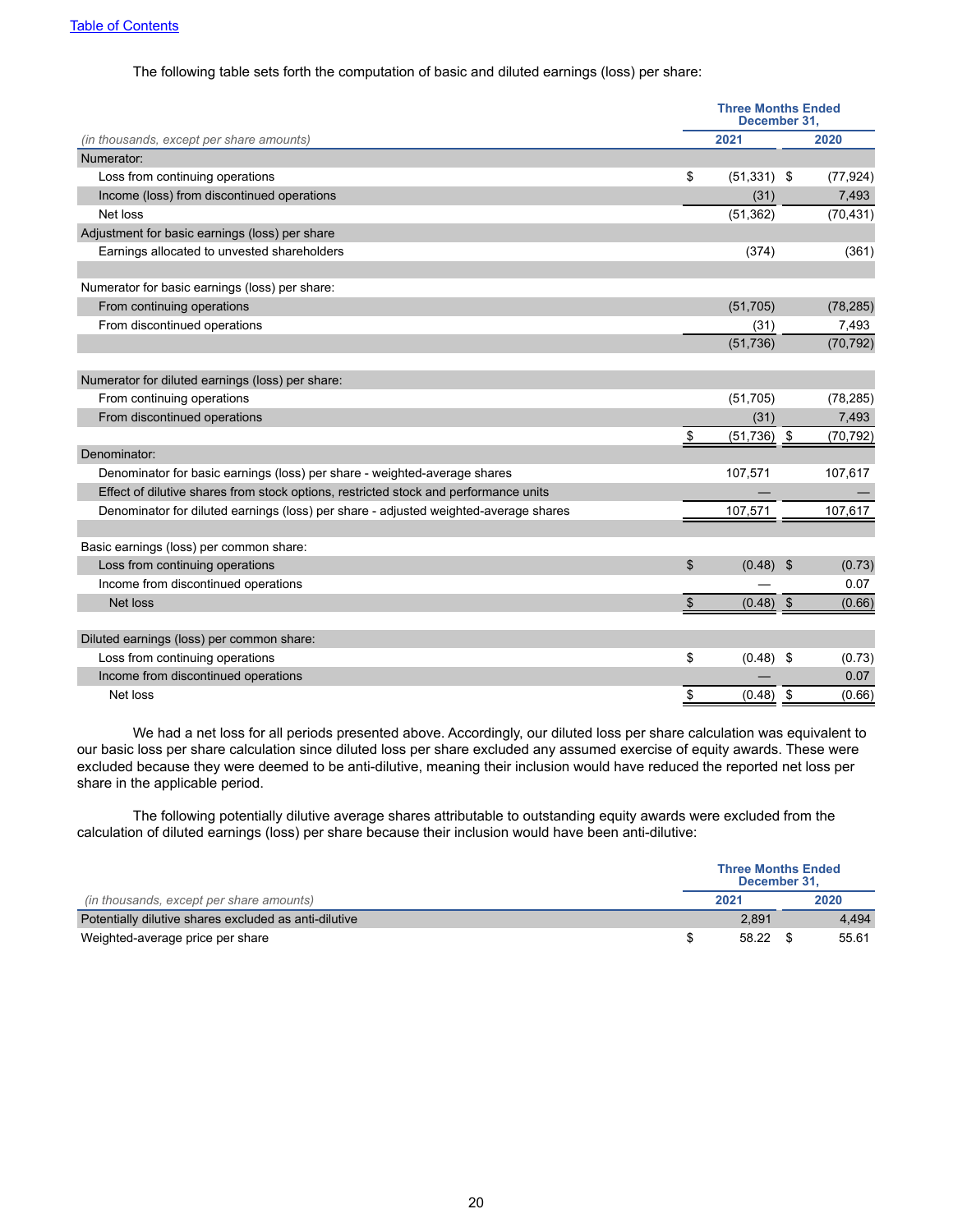The following table sets forth the computation of basic and diluted earnings (loss) per share:

| *(in thousands, except per share amounts)* | Three Months Ended December 31, 2021 | Three Months Ended December 31, 2020 |
|---|---|---|
| Numerator: | | |
| Loss from continuing operations | $ (51,331) | $ (77,924) |
| Income (loss) from discontinued operations | (31) | 7,493 |
| Net loss | (51,362) | (70,431) |
| Adjustment for basic earnings (loss) per share | | |
| Earnings allocated to unvested shareholders | (374) | (361) |
| | | |
| Numerator for basic earnings (loss) per share: | | |
| From continuing operations | (51,705) | (78,285) |
| From discontinued operations | (31) | 7,493 |
| | (51,736) | (70,792) |
| | | |
| Numerator for diluted earnings (loss) per share: | | |
| From continuing operations | (51,705) | (78,285) |
| From discontinued operations | (31) | 7,493 |
| | $ (51,736) | $ (70,792) |
| Denominator: | | |
| Denominator for basic earnings (loss) per share - weighted-average shares | 107,571 | 107,617 |
| Effect of dilutive shares from stock options, restricted stock and performance units | — | — |
| Denominator for diluted earnings (loss) per share - adjusted weighted-average shares | 107,571 | 107,617 |
| | | |
| Basic earnings (loss) per common share: | | |
| Loss from continuing operations | $ (0.48) | $ (0.73) |
| Income from discontinued operations | — | 0.07 |
| Net loss | $ (0.48) | $ (0.66) |
| | | |
| Diluted earnings (loss) per common share: | | |
| Loss from continuing operations | $ (0.48) | $ (0.73) |
| Income from discontinued operations | — | 0.07 |
| Net loss | $ (0.48) | $ (0.66) |

We had a net loss for all periods presented above. Accordingly, our diluted loss per share calculation was equivalent to our basic loss per share calculation since diluted loss per share excluded any assumed exercise of equity awards. These were excluded because they were deemed to be anti-dilutive, meaning their inclusion would have reduced the reported net loss per share in the applicable period.

The following potentially dilutive average shares attributable to outstanding equity awards were excluded from the calculation of diluted earnings (loss) per share because their inclusion would have been anti-dilutive:

| *(in thousands, except per share amounts)* | Three Months Ended December 31, 2021 | Three Months Ended December 31, 2020 |
|---|---|---|
| Potentially dilutive shares excluded as anti-dilutive | 2,891 | 4,494 |
| Weighted-average price per share | $ 58.22 | $ 55.61 |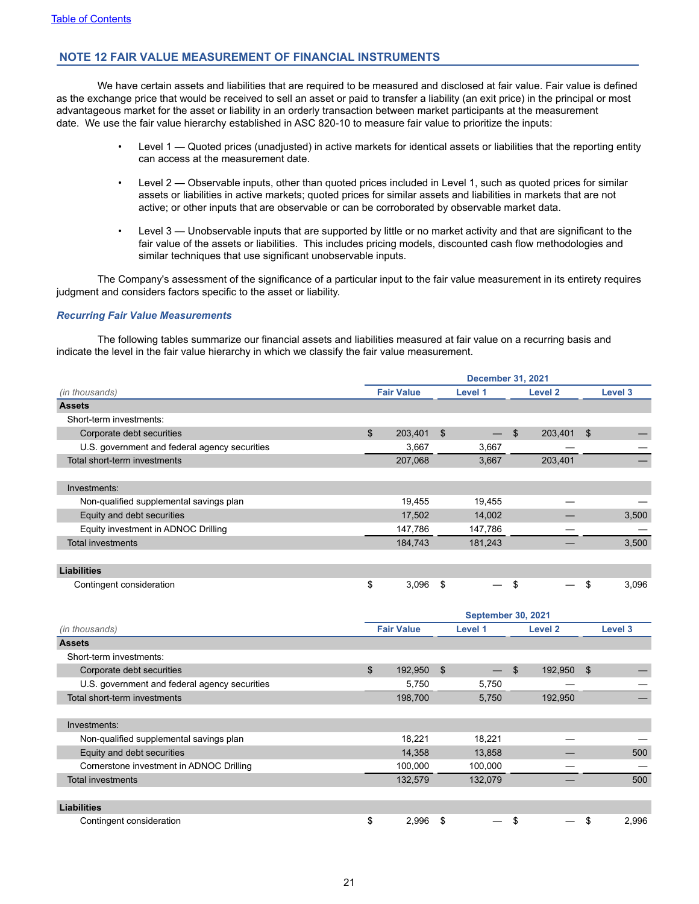## NOTE 12 FAIR VALUE MEASUREMENT OF FINANCIAL INSTRUMENTS

We have certain assets and liabilities that are required to be measured and disclosed at fair value. Fair value is defined as the exchange price that would be received to sell an asset or paid to transfer a liability (an exit price) in the principal or most advantageous market for the asset or liability in an orderly transaction between market participants at the measurement date. We use the fair value hierarchy established in ASC 820-10 to measure fair value to prioritize the inputs:

- Level 1 — Quoted prices (unadjusted) in active markets for identical assets or liabilities that the reporting entity can access at the measurement date.
- Level 2 — Observable inputs, other than quoted prices included in Level 1, such as quoted prices for similar assets or liabilities in active markets; quoted prices for similar assets and liabilities in markets that are not active; or other inputs that are observable or can be corroborated by observable market data.
- Level 3 — Unobservable inputs that are supported by little or no market activity and that are significant to the fair value of the assets or liabilities. This includes pricing models, discounted cash flow methodologies and similar techniques that use significant unobservable inputs.

The Company's assessment of the significance of a particular input to the fair value measurement in its entirety requires judgment and considers factors specific to the asset or liability.

### *Recurring Fair Value Measurements*

The following tables summarize our financial assets and liabilities measured at fair value on a recurring basis and indicate the level in the fair value hierarchy in which we classify the fair value measurement.

| | December 31, 2021 | | | |
|---|---|---|---|---|
| *(in thousands)* | Fair Value | Level 1 | Level 2 | Level 3 |
| **Assets** | | | | |
| Short-term investments: | | | | |
| Corporate debt securities | $ 203,401 | $ — | $ 203,401 | $ — |
| U.S. government and federal agency securities | 3,667 | 3,667 | — | — |
| Total short-term investments | 207,068 | 3,667 | 203,401 | — |
| | | | | |
| Investments: | | | | |
| Non-qualified supplemental savings plan | 19,455 | 19,455 | — | — |
| Equity and debt securities | 17,502 | 14,002 | — | 3,500 |
| Equity investment in ADNOC Drilling | 147,786 | 147,786 | — | — |
| Total investments | 184,743 | 181,243 | — | 3,500 |
| | | | | |
| **Liabilities** | | | | |
| Contingent consideration | $ 3,096 | $ — | $ — | $ 3,096 |

| | September 30, 2021 | | | |
|---|---|---|---|---|
| *(in thousands)* | Fair Value | Level 1 | Level 2 | Level 3 |
| **Assets** | | | | |
| Short-term investments: | | | | |
| Corporate debt securities | $ 192,950 | $ — | $ 192,950 | $ — |
| U.S. government and federal agency securities | 5,750 | 5,750 | — | — |
| Total short-term investments | 198,700 | 5,750 | 192,950 | — |
| | | | | |
| Investments: | | | | |
| Non-qualified supplemental savings plan | 18,221 | 18,221 | — | — |
| Equity and debt securities | 14,358 | 13,858 | — | 500 |
| Cornerstone investment in ADNOC Drilling | 100,000 | 100,000 | — | — |
| Total investments | 132,579 | 132,079 | — | 500 |
| | | | | |
| **Liabilities** | | | | |
| Contingent consideration | $ 2,996 | $ — | $ — | $ 2,996 |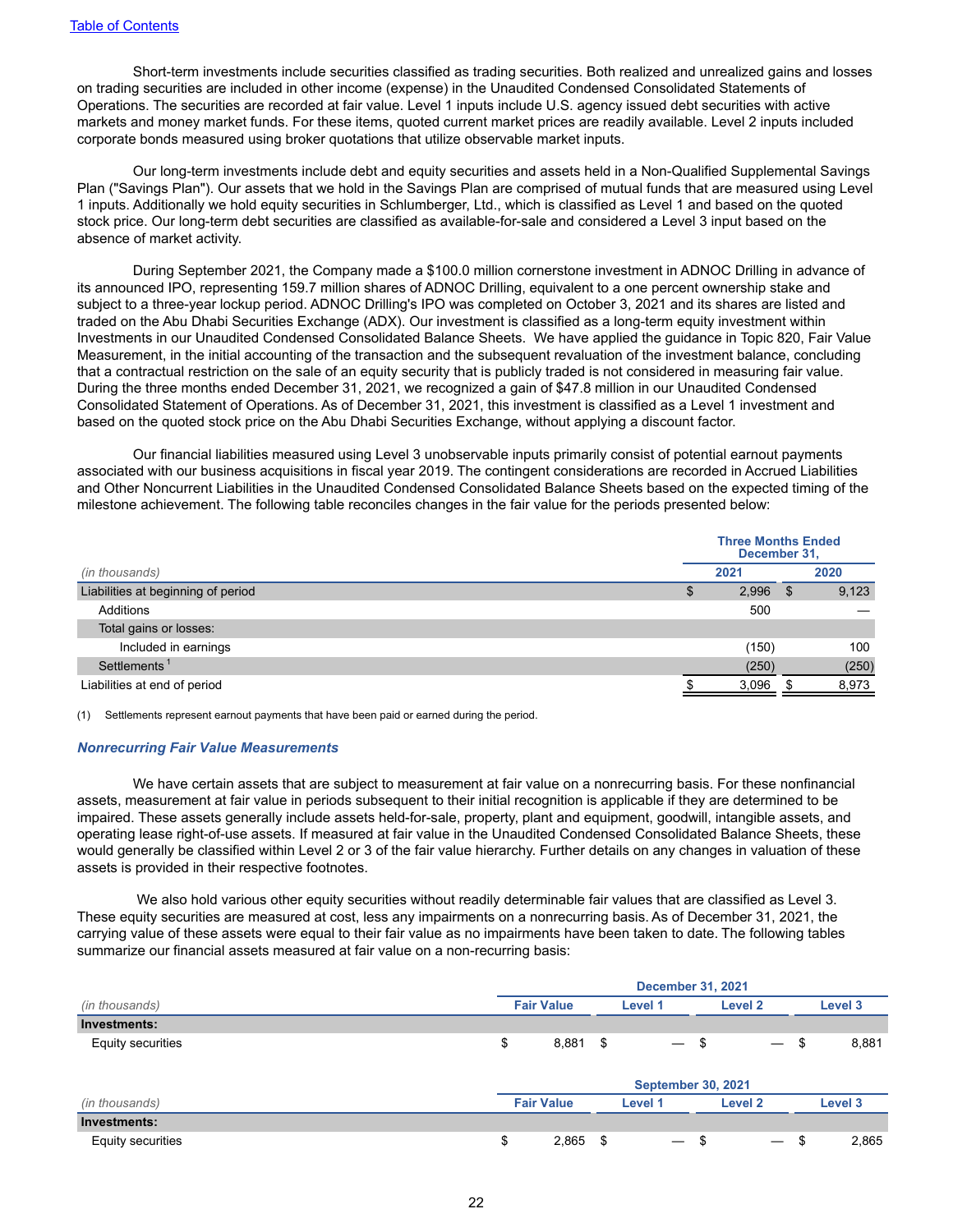[Table of Contents](#)

Short-term investments include securities classified as trading securities. Both realized and unrealized gains and losses on trading securities are included in other income (expense) in the Unaudited Condensed Consolidated Statements of Operations. The securities are recorded at fair value. Level 1 inputs include U.S. agency issued debt securities with active markets and money market funds. For these items, quoted current market prices are readily available. Level 2 inputs included corporate bonds measured using broker quotations that utilize observable market inputs.

Our long-term investments include debt and equity securities and assets held in a Non-Qualified Supplemental Savings Plan ("Savings Plan"). Our assets that we hold in the Savings Plan are comprised of mutual funds that are measured using Level 1 inputs. Additionally we hold equity securities in Schlumberger, Ltd., which is classified as Level 1 and based on the quoted stock price. Our long-term debt securities are classified as available-for-sale and considered a Level 3 input based on the absence of market activity.

During September 2021, the Company made a $100.0 million cornerstone investment in ADNOC Drilling in advance of its announced IPO, representing 159.7 million shares of ADNOC Drilling, equivalent to a one percent ownership stake and subject to a three-year lockup period. ADNOC Drilling's IPO was completed on October 3, 2021 and its shares are listed and traded on the Abu Dhabi Securities Exchange (ADX). Our investment is classified as a long-term equity investment within Investments in our Unaudited Condensed Consolidated Balance Sheets. We have applied the guidance in Topic 820, Fair Value Measurement, in the initial accounting of the transaction and the subsequent revaluation of the investment balance, concluding that a contractual restriction on the sale of an equity security that is publicly traded is not considered in measuring fair value. During the three months ended December 31, 2021, we recognized a gain of $47.8 million in our Unaudited Condensed Consolidated Statement of Operations. As of December 31, 2021, this investment is classified as a Level 1 investment and based on the quoted stock price on the Abu Dhabi Securities Exchange, without applying a discount factor.

Our financial liabilities measured using Level 3 unobservable inputs primarily consist of potential earnout payments associated with our business acquisitions in fiscal year 2019. The contingent considerations are recorded in Accrued Liabilities and Other Noncurrent Liabilities in the Unaudited Condensed Consolidated Balance Sheets based on the expected timing of the milestone achievement. The following table reconciles changes in the fair value for the periods presented below:

| | Three Months Ended December 31, | |
|---|---|---|
| *(in thousands)* | 2021 | 2020 |
| Liabilities at beginning of period | $ 2,996 | $ 9,123 |
| Additions | 500 | — |
| Total gains or losses: | | |
| Included in earnings | (150) | 100 |
| Settlements [1] | (250) | (250) |
| Liabilities at end of period | $ 3,096 | $ 8,973 |

(1) Settlements represent earnout payments that have been paid or earned during the period.

### *Nonrecurring Fair Value Measurements*

We have certain assets that are subject to measurement at fair value on a nonrecurring basis. For these nonfinancial assets, measurement at fair value in periods subsequent to their initial recognition is applicable if they are determined to be impaired. These assets generally include assets held-for-sale, property, plant and equipment, goodwill, intangible assets, and operating lease right-of-use assets. If measured at fair value in the Unaudited Condensed Consolidated Balance Sheets, these would generally be classified within Level 2 or 3 of the fair value hierarchy. Further details on any changes in valuation of these assets is provided in their respective footnotes.

We also hold various other equity securities without readily determinable fair values that are classified as Level 3. These equity securities are measured at cost, less any impairments on a nonrecurring basis. As of December 31, 2021, the carrying value of these assets were equal to their fair value as no impairments have been taken to date. The following tables summarize our financial assets measured at fair value on a non-recurring basis:

| | December 31, 2021 | | | |
|---|---|---|---|---|
| *(in thousands)* | Fair Value | Level 1 | Level 2 | Level 3 |
| **Investments:** | | | | |
| Equity securities | $ 8,881 | $ — | $ — | $ 8,881 |

| | September 30, 2021 | | | |
|---|---|---|---|---|
| *(in thousands)* | Fair Value | Level 1 | Level 2 | Level 3 |
| **Investments:** | | | | |
| Equity securities | $ 2,865 | $ — | $ — | $ 2,865 |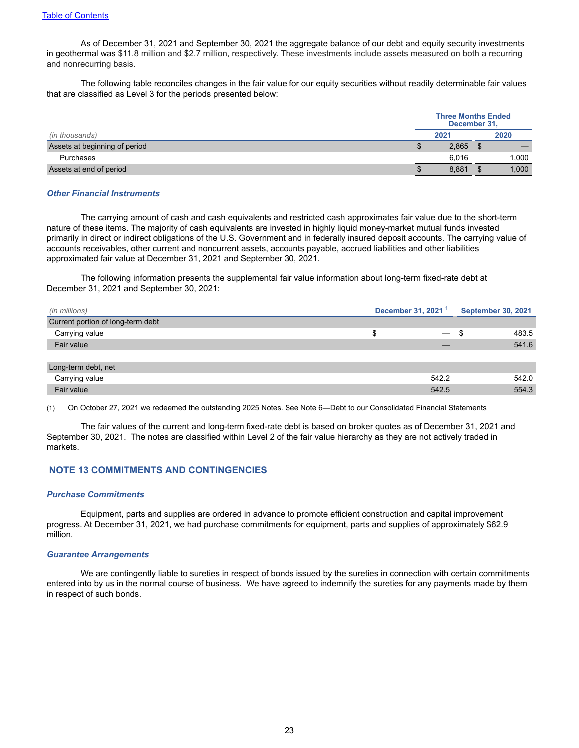As of December 31, 2021 and September 30, 2021 the aggregate balance of our debt and equity security investments in geothermal was $11.8 million and $2.7 million, respectively. These investments include assets measured on both a recurring and nonrecurring basis.

The following table reconciles changes in the fair value for our equity securities without readily determinable fair values that are classified as Level 3 for the periods presented below:

| | Three Months Ended December 31, | |
|---|---|---|
| *(in thousands)* | 2021 | 2020 |
| Assets at beginning of period | $ 2,865 | $ — |
| Purchases | 6,016 | 1,000 |
| Assets at end of period | $ 8,881 | $ 1,000 |

### *Other Financial Instruments*

The carrying amount of cash and cash equivalents and restricted cash approximates fair value due to the short-term nature of these items. The majority of cash equivalents are invested in highly liquid money-market mutual funds invested primarily in direct or indirect obligations of the U.S. Government and in federally insured deposit accounts. The carrying value of accounts receivables, other current and noncurrent assets, accounts payable, accrued liabilities and other liabilities approximated fair value at December 31, 2021 and September 30, 2021.

The following information presents the supplemental fair value information about long-term fixed-rate debt at December 31, 2021 and September 30, 2021:

| *(in millions)* | December 31, 2021 [1] | September 30, 2021 |
|---|---|---|
| Current portion of long-term debt | | |
| Carrying value | $ — | $ 483.5 |
| Fair value | — | 541.6 |
| | | |
| Long-term debt, net | | |
| Carrying value | 542.2 | 542.0 |
| Fair value | 542.5 | 554.3 |

(1) On October 27, 2021 we redeemed the outstanding 2025 Notes. See Note 6—Debt to our Consolidated Financial Statements

The fair values of the current and long-term fixed-rate debt is based on broker quotes as of December 31, 2021 and September 30, 2021. The notes are classified within Level 2 of the fair value hierarchy as they are not actively traded in markets.

## NOTE 13 COMMITMENTS AND CONTINGENCIES

### *Purchase Commitments*

Equipment, parts and supplies are ordered in advance to promote efficient construction and capital improvement progress. At December 31, 2021, we had purchase commitments for equipment, parts and supplies of approximately $62.9 million.

### *Guarantee Arrangements*

We are contingently liable to sureties in respect of bonds issued by the sureties in connection with certain commitments entered into by us in the normal course of business. We have agreed to indemnify the sureties for any payments made by them in respect of such bonds.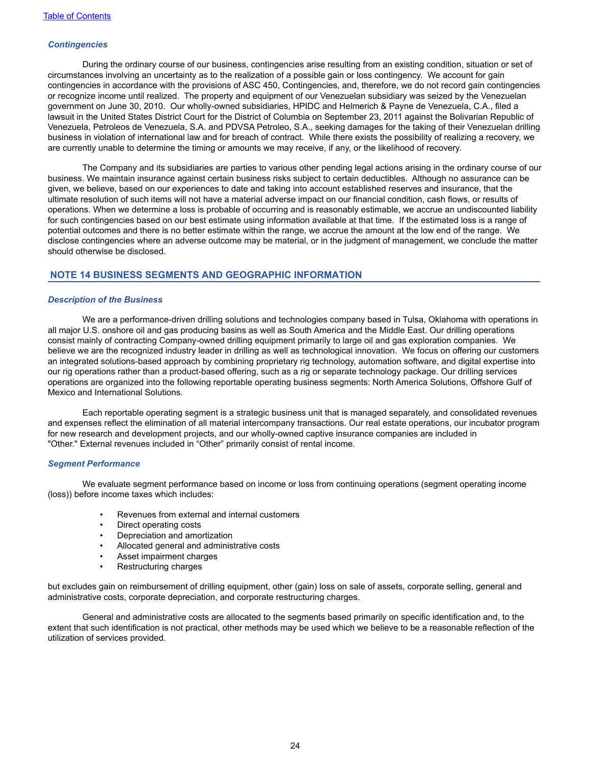### *Contingencies*

During the ordinary course of our business, contingencies arise resulting from an existing condition, situation or set of circumstances involving an uncertainty as to the realization of a possible gain or loss contingency. We account for gain contingencies in accordance with the provisions of ASC 450, Contingencies, and, therefore, we do not record gain contingencies or recognize income until realized. The property and equipment of our Venezuelan subsidiary was seized by the Venezuelan government on June 30, 2010. Our wholly-owned subsidiaries, HPIDC and Helmerich & Payne de Venezuela, C.A., filed a lawsuit in the United States District Court for the District of Columbia on September 23, 2011 against the Bolivarian Republic of Venezuela, Petroleos de Venezuela, S.A. and PDVSA Petroleo, S.A., seeking damages for the taking of their Venezuelan drilling business in violation of international law and for breach of contract. While there exists the possibility of realizing a recovery, we are currently unable to determine the timing or amounts we may receive, if any, or the likelihood of recovery.

The Company and its subsidiaries are parties to various other pending legal actions arising in the ordinary course of our business. We maintain insurance against certain business risks subject to certain deductibles. Although no assurance can be given, we believe, based on our experiences to date and taking into account established reserves and insurance, that the ultimate resolution of such items will not have a material adverse impact on our financial condition, cash flows, or results of operations. When we determine a loss is probable of occurring and is reasonably estimable, we accrue an undiscounted liability for such contingencies based on our best estimate using information available at that time. If the estimated loss is a range of potential outcomes and there is no better estimate within the range, we accrue the amount at the low end of the range. We disclose contingencies where an adverse outcome may be material, or in the judgment of management, we conclude the matter should otherwise be disclosed.

## NOTE 14 BUSINESS SEGMENTS AND GEOGRAPHIC INFORMATION

### *Description of the Business*

We are a performance-driven drilling solutions and technologies company based in Tulsa, Oklahoma with operations in all major U.S. onshore oil and gas producing basins as well as South America and the Middle East. Our drilling operations consist mainly of contracting Company-owned drilling equipment primarily to large oil and gas exploration companies. We believe we are the recognized industry leader in drilling as well as technological innovation. We focus on offering our customers an integrated solutions-based approach by combining proprietary rig technology, automation software, and digital expertise into our rig operations rather than a product-based offering, such as a rig or separate technology package. Our drilling services operations are organized into the following reportable operating business segments: North America Solutions, Offshore Gulf of Mexico and International Solutions.

Each reportable operating segment is a strategic business unit that is managed separately, and consolidated revenues and expenses reflect the elimination of all material intercompany transactions. Our real estate operations, our incubator program for new research and development projects, and our wholly-owned captive insurance companies are included in "Other." External revenues included in “Other” primarily consist of rental income.

### *Segment Performance*

We evaluate segment performance based on income or loss from continuing operations (segment operating income (loss)) before income taxes which includes:

- Revenues from external and internal customers
- Direct operating costs
- Depreciation and amortization
- Allocated general and administrative costs
- Asset impairment charges
- Restructuring charges

but excludes gain on reimbursement of drilling equipment, other (gain) loss on sale of assets, corporate selling, general and administrative costs, corporate depreciation, and corporate restructuring charges.

General and administrative costs are allocated to the segments based primarily on specific identification and, to the extent that such identification is not practical, other methods may be used which we believe to be a reasonable reflection of the utilization of services provided.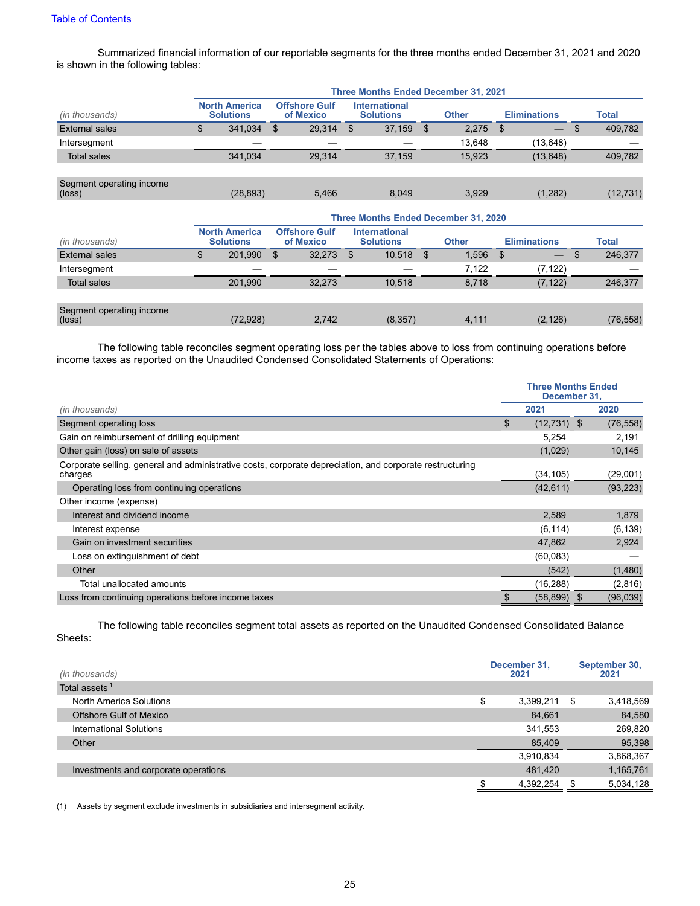Summarized financial information of our reportable segments for the three months ended December 31, 2021 and 2020 is shown in the following tables:

| (in thousands) | Three Months Ended December 31, 2021 | | | | | |
|---|---|---|---|---|---|---|
| | North America Solutions | Offshore Gulf of Mexico | International Solutions | Other | Eliminations | Total |
| External sales | $ 341,034 | $ 29,314 | $ 37,159 | $ 2,275 | $ — | $ 409,782 |
| Intersegment | — | — | — | 13,648 | (13,648) | — |
| Total sales | 341,034 | 29,314 | 37,159 | 15,923 | (13,648) | 409,782 |
| Segment operating income (loss) | (28,893) | 5,466 | 8,049 | 3,929 | (1,282) | (12,731) |

| (in thousands) | Three Months Ended December 31, 2020 | | | | | |
|---|---|---|---|---|---|---|
| | North America Solutions | Offshore Gulf of Mexico | International Solutions | Other | Eliminations | Total |
| External sales | $ 201,990 | $ 32,273 | $ 10,518 | $ 1,596 | $ — | $ 246,377 |
| Intersegment | — | — | — | 7,122 | (7,122) | — |
| Total sales | 201,990 | 32,273 | 10,518 | 8,718 | (7,122) | 246,377 |
| Segment operating income (loss) | (72,928) | 2,742 | (8,357) | 4,111 | (2,126) | (76,558) |

The following table reconciles segment operating loss per the tables above to loss from continuing operations before income taxes as reported on the Unaudited Condensed Consolidated Statements of Operations:

| (in thousands) | Three Months Ended December 31, | |
|---|---|---|
| | 2021 | 2020 |
| Segment operating loss | $ (12,731) | $ (76,558) |
| Gain on reimbursement of drilling equipment | 5,254 | 2,191 |
| Other gain (loss) on sale of assets | (1,029) | 10,145 |
| Corporate selling, general and administrative costs, corporate depreciation, and corporate restructuring charges | (34,105) | (29,001) |
| Operating loss from continuing operations | (42,611) | (93,223) |
| Other income (expense) | | |
| Interest and dividend income | 2,589 | 1,879 |
| Interest expense | (6,114) | (6,139) |
| Gain on investment securities | 47,862 | 2,924 |
| Loss on extinguishment of debt | (60,083) | — |
| Other | (542) | (1,480) |
| Total unallocated amounts | (16,288) | (2,816) |
| Loss from continuing operations before income taxes | $ (58,899) | $ (96,039) |

The following table reconciles segment total assets as reported on the Unaudited Condensed Consolidated Balance Sheets:

| (in thousands) | December 31, 2021 | September 30, 2021 |
|---|---|---|
| Total assets [1] | | |
| North America Solutions | $ 3,399,211 | $ 3,418,569 |
| Offshore Gulf of Mexico | 84,661 | 84,580 |
| International Solutions | 341,553 | 269,820 |
| Other | 85,409 | 95,398 |
| | 3,910,834 | 3,868,367 |
| Investments and corporate operations | 481,420 | 1,165,761 |
| | $ 4,392,254 | $ 5,034,128 |

(1) Assets by segment exclude investments in subsidiaries and intersegment activity.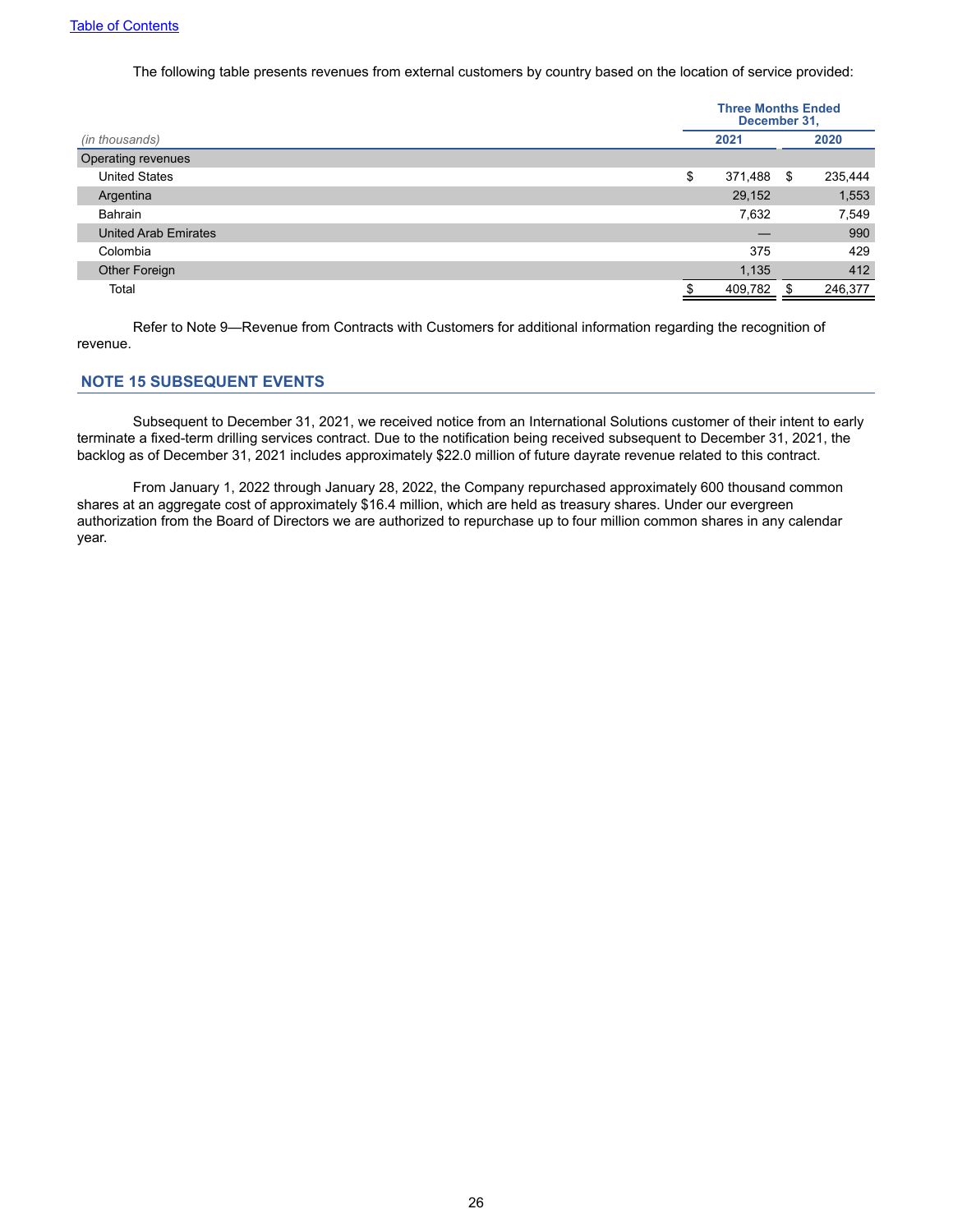The following table presents revenues from external customers by country based on the location of service provided:

| (in thousands) | Three Months Ended December 31, | |
|---|---|---|
| | 2021 | 2020 |
| Operating revenues | | |
| United States | $ 371,488 | $ 235,444 |
| Argentina | 29,152 | 1,553 |
| Bahrain | 7,632 | 7,549 |
| United Arab Emirates | — | 990 |
| Colombia | 375 | 429 |
| Other Foreign | 1,135 | 412 |
| Total | $ 409,782 | $ 246,377 |

Refer to Note 9—Revenue from Contracts with Customers for additional information regarding the recognition of revenue.

## NOTE 15 SUBSEQUENT EVENTS

Subsequent to December 31, 2021, we received notice from an International Solutions customer of their intent to early terminate a fixed-term drilling services contract. Due to the notification being received subsequent to December 31, 2021, the backlog as of December 31, 2021 includes approximately $22.0 million of future dayrate revenue related to this contract.

From January 1, 2022 through January 28, 2022, the Company repurchased approximately 600 thousand common shares at an aggregate cost of approximately $16.4 million, which are held as treasury shares. Under our evergreen authorization from the Board of Directors we are authorized to repurchase up to four million common shares in any calendar year.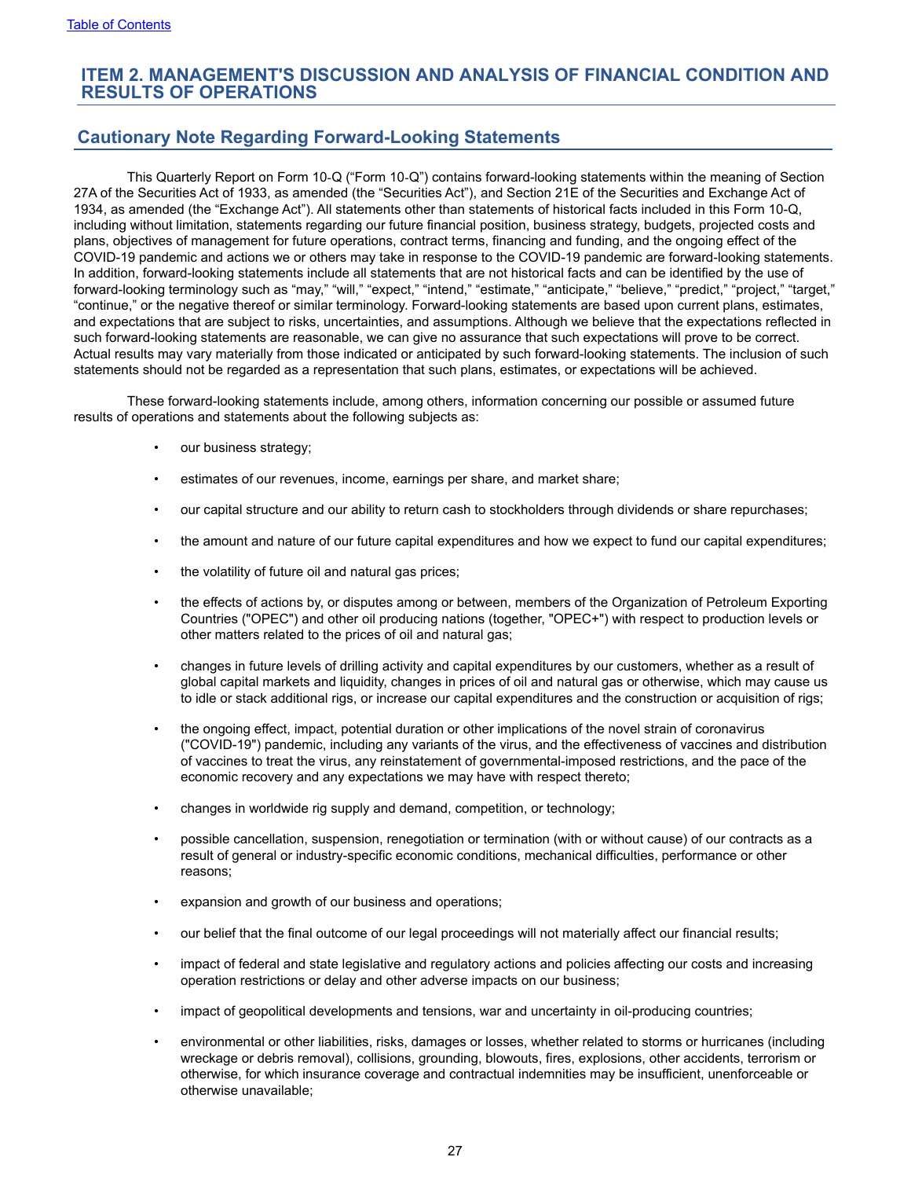# ITEM 2. MANAGEMENT'S DISCUSSION AND ANALYSIS OF FINANCIAL CONDITION AND RESULTS OF OPERATIONS

## Cautionary Note Regarding Forward-Looking Statements

This Quarterly Report on Form 10-Q ("Form 10-Q") contains forward-looking statements within the meaning of Section 27A of the Securities Act of 1933, as amended (the "Securities Act"), and Section 21E of the Securities and Exchange Act of 1934, as amended (the "Exchange Act"). All statements other than statements of historical facts included in this Form 10-Q, including without limitation, statements regarding our future financial position, business strategy, budgets, projected costs and plans, objectives of management for future operations, contract terms, financing and funding, and the ongoing effect of the COVID-19 pandemic and actions we or others may take in response to the COVID-19 pandemic are forward-looking statements. In addition, forward-looking statements include all statements that are not historical facts and can be identified by the use of forward-looking terminology such as "may," "will," "expect," "intend," "estimate," "anticipate," "believe," "predict," "project," "target," "continue," or the negative thereof or similar terminology. Forward-looking statements are based upon current plans, estimates, and expectations that are subject to risks, uncertainties, and assumptions. Although we believe that the expectations reflected in such forward-looking statements are reasonable, we can give no assurance that such expectations will prove to be correct. Actual results may vary materially from those indicated or anticipated by such forward-looking statements. The inclusion of such statements should not be regarded as a representation that such plans, estimates, or expectations will be achieved.

These forward-looking statements include, among others, information concerning our possible or assumed future results of operations and statements about the following subjects as:

- our business strategy;
- estimates of our revenues, income, earnings per share, and market share;
- our capital structure and our ability to return cash to stockholders through dividends or share repurchases;
- the amount and nature of our future capital expenditures and how we expect to fund our capital expenditures;
- the volatility of future oil and natural gas prices;
- the effects of actions by, or disputes among or between, members of the Organization of Petroleum Exporting Countries ("OPEC") and other oil producing nations (together, "OPEC+") with respect to production levels or other matters related to the prices of oil and natural gas;
- changes in future levels of drilling activity and capital expenditures by our customers, whether as a result of global capital markets and liquidity, changes in prices of oil and natural gas or otherwise, which may cause us to idle or stack additional rigs, or increase our capital expenditures and the construction or acquisition of rigs;
- the ongoing effect, impact, potential duration or other implications of the novel strain of coronavirus ("COVID-19") pandemic, including any variants of the virus, and the effectiveness of vaccines and distribution of vaccines to treat the virus, any reinstatement of governmental-imposed restrictions, and the pace of the economic recovery and any expectations we may have with respect thereto;
- changes in worldwide rig supply and demand, competition, or technology;
- possible cancellation, suspension, renegotiation or termination (with or without cause) of our contracts as a result of general or industry-specific economic conditions, mechanical difficulties, performance or other reasons;
- expansion and growth of our business and operations;
- our belief that the final outcome of our legal proceedings will not materially affect our financial results;
- impact of federal and state legislative and regulatory actions and policies affecting our costs and increasing operation restrictions or delay and other adverse impacts on our business;
- impact of geopolitical developments and tensions, war and uncertainty in oil-producing countries;
- environmental or other liabilities, risks, damages or losses, whether related to storms or hurricanes (including wreckage or debris removal), collisions, grounding, blowouts, fires, explosions, other accidents, terrorism or otherwise, for which insurance coverage and contractual indemnities may be insufficient, unenforceable or otherwise unavailable;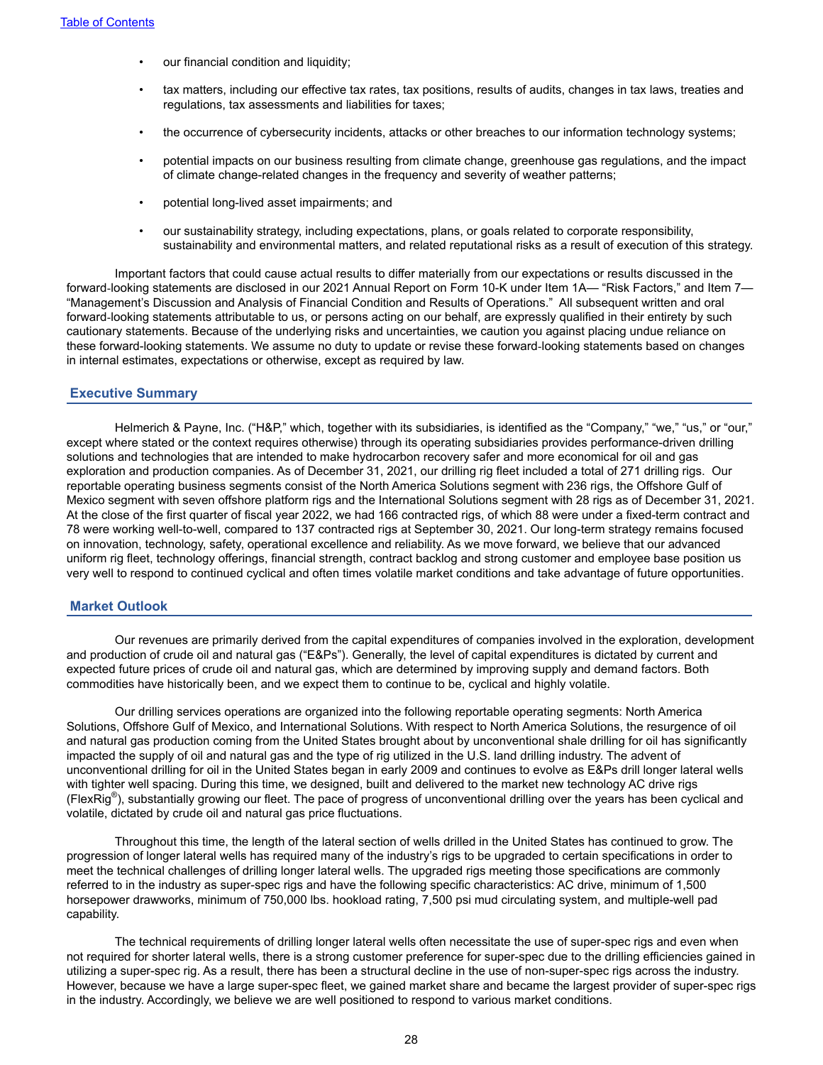- our financial condition and liquidity;
- tax matters, including our effective tax rates, tax positions, results of audits, changes in tax laws, treaties and regulations, tax assessments and liabilities for taxes;
- the occurrence of cybersecurity incidents, attacks or other breaches to our information technology systems;
- potential impacts on our business resulting from climate change, greenhouse gas regulations, and the impact of climate change-related changes in the frequency and severity of weather patterns;
- potential long-lived asset impairments; and
- our sustainability strategy, including expectations, plans, or goals related to corporate responsibility, sustainability and environmental matters, and related reputational risks as a result of execution of this strategy.

Important factors that could cause actual results to differ materially from our expectations or results discussed in the forward-looking statements are disclosed in our 2021 Annual Report on Form 10-K under Item 1A— "Risk Factors," and Item 7— "Management's Discussion and Analysis of Financial Condition and Results of Operations." All subsequent written and oral forward-looking statements attributable to us, or persons acting on our behalf, are expressly qualified in their entirety by such cautionary statements. Because of the underlying risks and uncertainties, we caution you against placing undue reliance on these forward-looking statements. We assume no duty to update or revise these forward-looking statements based on changes in internal estimates, expectations or otherwise, except as required by law.

## Executive Summary

Helmerich & Payne, Inc. ("H&P," which, together with its subsidiaries, is identified as the "Company," "we," "us," or "our," except where stated or the context requires otherwise) through its operating subsidiaries provides performance-driven drilling solutions and technologies that are intended to make hydrocarbon recovery safer and more economical for oil and gas exploration and production companies. As of December 31, 2021, our drilling rig fleet included a total of 271 drilling rigs. Our reportable operating business segments consist of the North America Solutions segment with 236 rigs, the Offshore Gulf of Mexico segment with seven offshore platform rigs and the International Solutions segment with 28 rigs as of December 31, 2021. At the close of the first quarter of fiscal year 2022, we had 166 contracted rigs, of which 88 were under a fixed-term contract and 78 were working well-to-well, compared to 137 contracted rigs at September 30, 2021. Our long-term strategy remains focused on innovation, technology, safety, operational excellence and reliability. As we move forward, we believe that our advanced uniform rig fleet, technology offerings, financial strength, contract backlog and strong customer and employee base position us very well to respond to continued cyclical and often times volatile market conditions and take advantage of future opportunities.

## Market Outlook

Our revenues are primarily derived from the capital expenditures of companies involved in the exploration, development and production of crude oil and natural gas ("E&Ps"). Generally, the level of capital expenditures is dictated by current and expected future prices of crude oil and natural gas, which are determined by improving supply and demand factors. Both commodities have historically been, and we expect them to continue to be, cyclical and highly volatile.

Our drilling services operations are organized into the following reportable operating segments: North America Solutions, Offshore Gulf of Mexico, and International Solutions. With respect to North America Solutions, the resurgence of oil and natural gas production coming from the United States brought about by unconventional shale drilling for oil has significantly impacted the supply of oil and natural gas and the type of rig utilized in the U.S. land drilling industry. The advent of unconventional drilling for oil in the United States began in early 2009 and continues to evolve as E&Ps drill longer lateral wells with tighter well spacing. During this time, we designed, built and delivered to the market new technology AC drive rigs (FlexRig®), substantially growing our fleet. The pace of progress of unconventional drilling over the years has been cyclical and volatile, dictated by crude oil and natural gas price fluctuations.

Throughout this time, the length of the lateral section of wells drilled in the United States has continued to grow. The progression of longer lateral wells has required many of the industry's rigs to be upgraded to certain specifications in order to meet the technical challenges of drilling longer lateral wells. The upgraded rigs meeting those specifications are commonly referred to in the industry as super-spec rigs and have the following specific characteristics: AC drive, minimum of 1,500 horsepower drawworks, minimum of 750,000 lbs. hookload rating, 7,500 psi mud circulating system, and multiple-well pad capability.

The technical requirements of drilling longer lateral wells often necessitate the use of super-spec rigs and even when not required for shorter lateral wells, there is a strong customer preference for super-spec due to the drilling efficiencies gained in utilizing a super-spec rig. As a result, there has been a structural decline in the use of non-super-spec rigs across the industry. However, because we have a large super-spec fleet, we gained market share and became the largest provider of super-spec rigs in the industry. Accordingly, we believe we are well positioned to respond to various market conditions.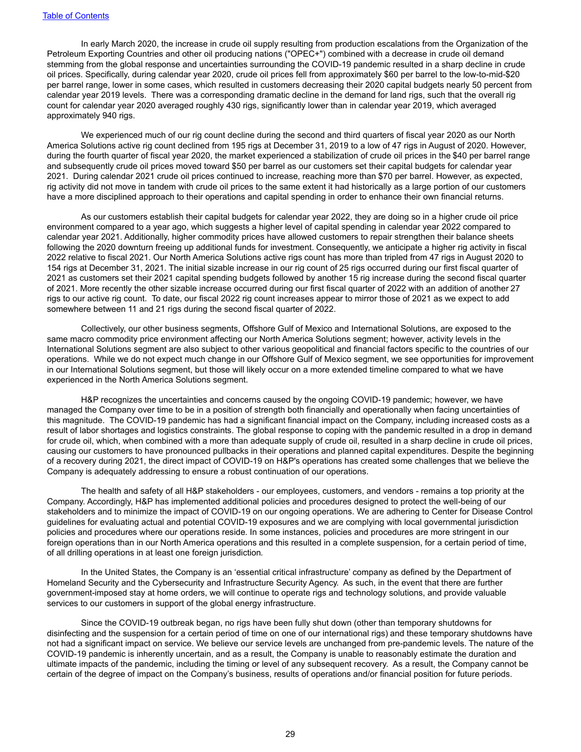In early March 2020, the increase in crude oil supply resulting from production escalations from the Organization of the Petroleum Exporting Countries and other oil producing nations ("OPEC+") combined with a decrease in crude oil demand stemming from the global response and uncertainties surrounding the COVID-19 pandemic resulted in a sharp decline in crude oil prices. Specifically, during calendar year 2020, crude oil prices fell from approximately $60 per barrel to the low-to-mid-$20 per barrel range, lower in some cases, which resulted in customers decreasing their 2020 capital budgets nearly 50 percent from calendar year 2019 levels. There was a corresponding dramatic decline in the demand for land rigs, such that the overall rig count for calendar year 2020 averaged roughly 430 rigs, significantly lower than in calendar year 2019, which averaged approximately 940 rigs.

We experienced much of our rig count decline during the second and third quarters of fiscal year 2020 as our North America Solutions active rig count declined from 195 rigs at December 31, 2019 to a low of 47 rigs in August of 2020. However, during the fourth quarter of fiscal year 2020, the market experienced a stabilization of crude oil prices in the $40 per barrel range and subsequently crude oil prices moved toward $50 per barrel as our customers set their capital budgets for calendar year 2021. During calendar 2021 crude oil prices continued to increase, reaching more than $70 per barrel. However, as expected, rig activity did not move in tandem with crude oil prices to the same extent it had historically as a large portion of our customers have a more disciplined approach to their operations and capital spending in order to enhance their own financial returns.

As our customers establish their capital budgets for calendar year 2022, they are doing so in a higher crude oil price environment compared to a year ago, which suggests a higher level of capital spending in calendar year 2022 compared to calendar year 2021. Additionally, higher commodity prices have allowed customers to repair strengthen their balance sheets following the 2020 downturn freeing up additional funds for investment. Consequently, we anticipate a higher rig activity in fiscal 2022 relative to fiscal 2021. Our North America Solutions active rigs count has more than tripled from 47 rigs in August 2020 to 154 rigs at December 31, 2021. The initial sizable increase in our rig count of 25 rigs occurred during our first fiscal quarter of 2021 as customers set their 2021 capital spending budgets followed by another 15 rig increase during the second fiscal quarter of 2021. More recently the other sizable increase occurred during our first fiscal quarter of 2022 with an addition of another 27 rigs to our active rig count. To date, our fiscal 2022 rig count increases appear to mirror those of 2021 as we expect to add somewhere between 11 and 21 rigs during the second fiscal quarter of 2022.

Collectively, our other business segments, Offshore Gulf of Mexico and International Solutions, are exposed to the same macro commodity price environment affecting our North America Solutions segment; however, activity levels in the International Solutions segment are also subject to other various geopolitical and financial factors specific to the countries of our operations. While we do not expect much change in our Offshore Gulf of Mexico segment, we see opportunities for improvement in our International Solutions segment, but those will likely occur on a more extended timeline compared to what we have experienced in the North America Solutions segment.

H&P recognizes the uncertainties and concerns caused by the ongoing COVID-19 pandemic; however, we have managed the Company over time to be in a position of strength both financially and operationally when facing uncertainties of this magnitude. The COVID-19 pandemic has had a significant financial impact on the Company, including increased costs as a result of labor shortages and logistics constraints. The global response to coping with the pandemic resulted in a drop in demand for crude oil, which, when combined with a more than adequate supply of crude oil, resulted in a sharp decline in crude oil prices, causing our customers to have pronounced pullbacks in their operations and planned capital expenditures. Despite the beginning of a recovery during 2021, the direct impact of COVID-19 on H&P's operations has created some challenges that we believe the Company is adequately addressing to ensure a robust continuation of our operations.

The health and safety of all H&P stakeholders - our employees, customers, and vendors - remains a top priority at the Company. Accordingly, H&P has implemented additional policies and procedures designed to protect the well-being of our stakeholders and to minimize the impact of COVID-19 on our ongoing operations. We are adhering to Center for Disease Control guidelines for evaluating actual and potential COVID-19 exposures and we are complying with local governmental jurisdiction policies and procedures where our operations reside. In some instances, policies and procedures are more stringent in our foreign operations than in our North America operations and this resulted in a complete suspension, for a certain period of time, of all drilling operations in at least one foreign jurisdiction.

In the United States, the Company is an 'essential critical infrastructure' company as defined by the Department of Homeland Security and the Cybersecurity and Infrastructure Security Agency. As such, in the event that there are further government-imposed stay at home orders, we will continue to operate rigs and technology solutions, and provide valuable services to our customers in support of the global energy infrastructure.

Since the COVID-19 outbreak began, no rigs have been fully shut down (other than temporary shutdowns for disinfecting and the suspension for a certain period of time on one of our international rigs) and these temporary shutdowns have not had a significant impact on service. We believe our service levels are unchanged from pre-pandemic levels. The nature of the COVID-19 pandemic is inherently uncertain, and as a result, the Company is unable to reasonably estimate the duration and ultimate impacts of the pandemic, including the timing or level of any subsequent recovery. As a result, the Company cannot be certain of the degree of impact on the Company's business, results of operations and/or financial position for future periods.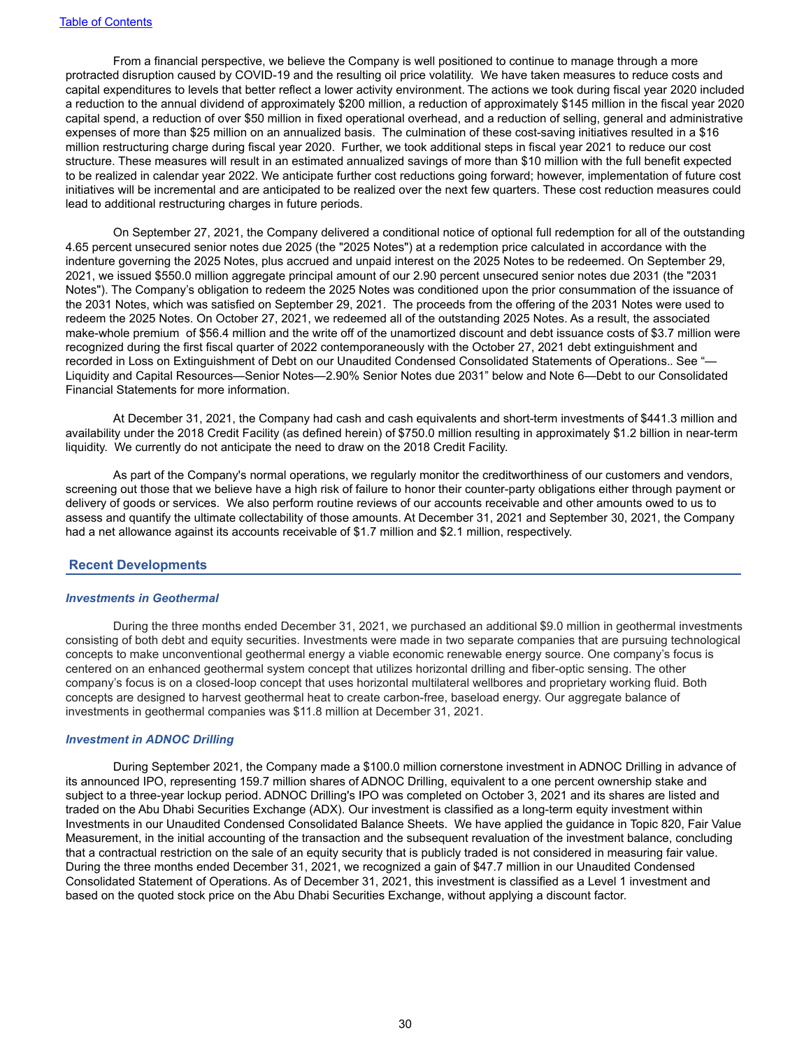From a financial perspective, we believe the Company is well positioned to continue to manage through a more protracted disruption caused by COVID-19 and the resulting oil price volatility. We have taken measures to reduce costs and capital expenditures to levels that better reflect a lower activity environment. The actions we took during fiscal year 2020 included a reduction to the annual dividend of approximately $200 million, a reduction of approximately $145 million in the fiscal year 2020 capital spend, a reduction of over $50 million in fixed operational overhead, and a reduction of selling, general and administrative expenses of more than $25 million on an annualized basis. The culmination of these cost-saving initiatives resulted in a $16 million restructuring charge during fiscal year 2020. Further, we took additional steps in fiscal year 2021 to reduce our cost structure. These measures will result in an estimated annualized savings of more than $10 million with the full benefit expected to be realized in calendar year 2022. We anticipate further cost reductions going forward; however, implementation of future cost initiatives will be incremental and are anticipated to be realized over the next few quarters. These cost reduction measures could lead to additional restructuring charges in future periods.

On September 27, 2021, the Company delivered a conditional notice of optional full redemption for all of the outstanding 4.65 percent unsecured senior notes due 2025 (the "2025 Notes") at a redemption price calculated in accordance with the indenture governing the 2025 Notes, plus accrued and unpaid interest on the 2025 Notes to be redeemed. On September 29, 2021, we issued $550.0 million aggregate principal amount of our 2.90 percent unsecured senior notes due 2031 (the "2031 Notes"). The Company's obligation to redeem the 2025 Notes was conditioned upon the prior consummation of the issuance of the 2031 Notes, which was satisfied on September 29, 2021. The proceeds from the offering of the 2031 Notes were used to redeem the 2025 Notes. On October 27, 2021, we redeemed all of the outstanding 2025 Notes. As a result, the associated make-whole premium of $56.4 million and the write off of the unamortized discount and debt issuance costs of $3.7 million were recognized during the first fiscal quarter of 2022 contemporaneously with the October 27, 2021 debt extinguishment and recorded in Loss on Extinguishment of Debt on our Unaudited Condensed Consolidated Statements of Operations.. See "—Liquidity and Capital Resources—Senior Notes—2.90% Senior Notes due 2031" below and Note 6—Debt to our Consolidated Financial Statements for more information.

At December 31, 2021, the Company had cash and cash equivalents and short-term investments of $441.3 million and availability under the 2018 Credit Facility (as defined herein) of $750.0 million resulting in approximately $1.2 billion in near-term liquidity. We currently do not anticipate the need to draw on the 2018 Credit Facility.

As part of the Company's normal operations, we regularly monitor the creditworthiness of our customers and vendors, screening out those that we believe have a high risk of failure to honor their counter-party obligations either through payment or delivery of goods or services. We also perform routine reviews of our accounts receivable and other amounts owed to us to assess and quantify the ultimate collectability of those amounts. At December 31, 2021 and September 30, 2021, the Company had a net allowance against its accounts receivable of $1.7 million and $2.1 million, respectively.

## Recent Developments

### *Investments in Geothermal*

During the three months ended December 31, 2021, we purchased an additional $9.0 million in geothermal investments consisting of both debt and equity securities. Investments were made in two separate companies that are pursuing technological concepts to make unconventional geothermal energy a viable economic renewable energy source. One company's focus is centered on an enhanced geothermal system concept that utilizes horizontal drilling and fiber-optic sensing. The other company's focus is on a closed-loop concept that uses horizontal multilateral wellbores and proprietary working fluid. Both concepts are designed to harvest geothermal heat to create carbon-free, baseload energy. Our aggregate balance of investments in geothermal companies was $11.8 million at December 31, 2021.

### *Investment in ADNOC Drilling*

During September 2021, the Company made a $100.0 million cornerstone investment in ADNOC Drilling in advance of its announced IPO, representing 159.7 million shares of ADNOC Drilling, equivalent to a one percent ownership stake and subject to a three-year lockup period. ADNOC Drilling's IPO was completed on October 3, 2021 and its shares are listed and traded on the Abu Dhabi Securities Exchange (ADX). Our investment is classified as a long-term equity investment within Investments in our Unaudited Condensed Consolidated Balance Sheets. We have applied the guidance in Topic 820, Fair Value Measurement, in the initial accounting of the transaction and the subsequent revaluation of the investment balance, concluding that a contractual restriction on the sale of an equity security that is publicly traded is not considered in measuring fair value. During the three months ended December 31, 2021, we recognized a gain of $47.7 million in our Unaudited Condensed Consolidated Statement of Operations. As of December 31, 2021, this investment is classified as a Level 1 investment and based on the quoted stock price on the Abu Dhabi Securities Exchange, without applying a discount factor.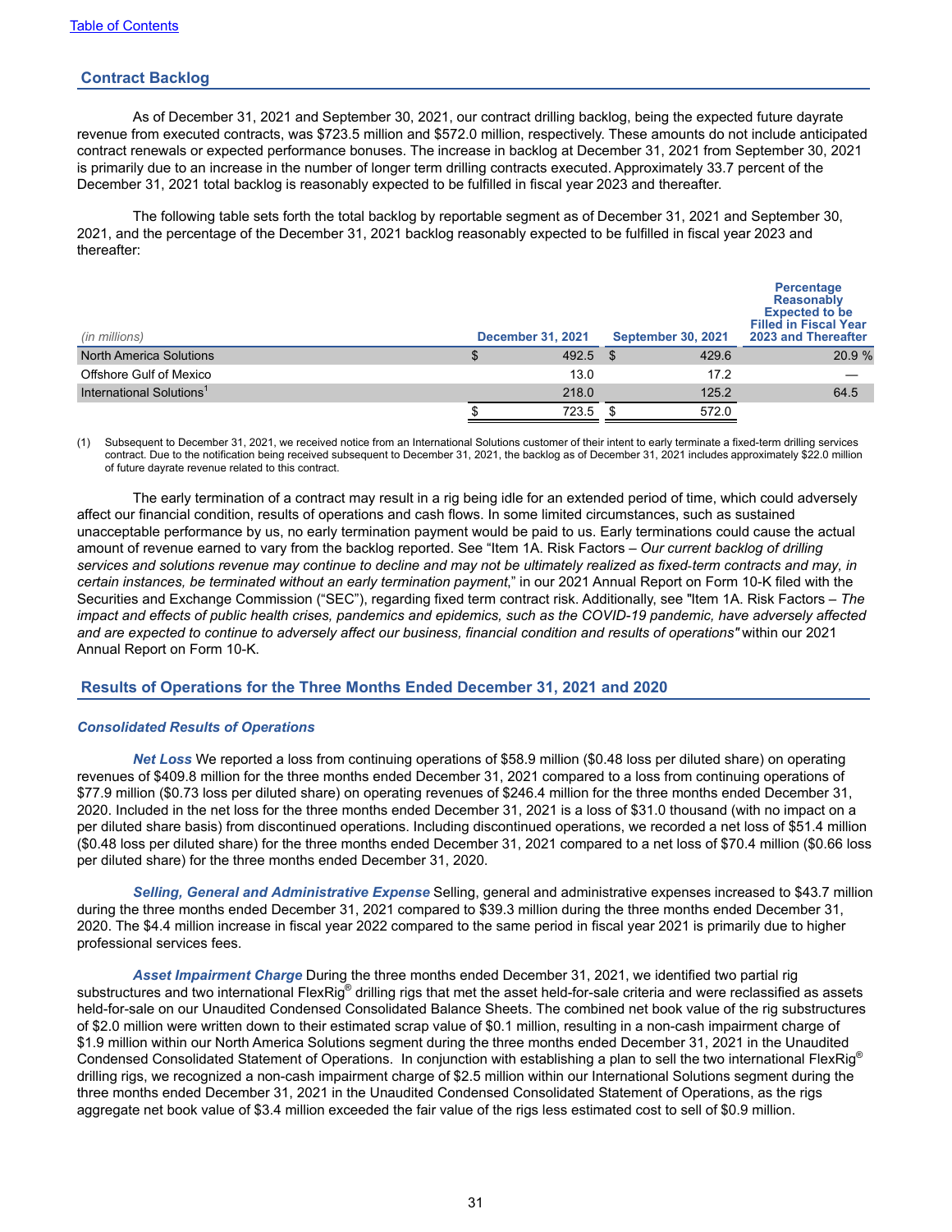## Contract Backlog

As of December 31, 2021 and September 30, 2021, our contract drilling backlog, being the expected future dayrate revenue from executed contracts, was $723.5 million and $572.0 million, respectively. These amounts do not include anticipated contract renewals or expected performance bonuses. The increase in backlog at December 31, 2021 from September 30, 2021 is primarily due to an increase in the number of longer term drilling contracts executed. Approximately 33.7 percent of the December 31, 2021 total backlog is reasonably expected to be fulfilled in fiscal year 2023 and thereafter.

The following table sets forth the total backlog by reportable segment as of December 31, 2021 and September 30, 2021, and the percentage of the December 31, 2021 backlog reasonably expected to be fulfilled in fiscal year 2023 and thereafter:

| *(in millions)* | December 31, 2021 | September 30, 2021 | Percentage Reasonably Expected to be Filled in Fiscal Year 2023 and Thereafter |
|---|---|---|---|
| North America Solutions | $ 492.5 | $ 429.6 | 20.9 % |
| Offshore Gulf of Mexico | 13.0 | 17.2 | — |
| International Solutions[1] | 218.0 | 125.2 | 64.5 |
| | $ 723.5 | $ 572.0 | |

(1) Subsequent to December 31, 2021, we received notice from an International Solutions customer of their intent to early terminate a fixed-term drilling services contract. Due to the notification being received subsequent to December 31, 2021, the backlog as of December 31, 2021 includes approximately $22.0 million of future dayrate revenue related to this contract.

The early termination of a contract may result in a rig being idle for an extended period of time, which could adversely affect our financial condition, results of operations and cash flows. In some limited circumstances, such as sustained unacceptable performance by us, no early termination payment would be paid to us. Early terminations could cause the actual amount of revenue earned to vary from the backlog reported. See "Item 1A. Risk Factors – *Our current backlog of drilling services and solutions revenue may continue to decline and may not be ultimately realized as fixed-term contracts and may, in certain instances, be terminated without an early termination payment*," in our 2021 Annual Report on Form 10-K filed with the Securities and Exchange Commission ("SEC"), regarding fixed term contract risk. Additionally, see "Item 1A. Risk Factors – *The impact and effects of public health crises, pandemics and epidemics, such as the COVID-19 pandemic, have adversely affected and are expected to continue to adversely affect our business, financial condition and results of operations"* within our 2021 Annual Report on Form 10-K.

## Results of Operations for the Three Months Ended December 31, 2021 and 2020

### *Consolidated Results of Operations*

***Net Loss*** We reported a loss from continuing operations of $58.9 million ($0.48 loss per diluted share) on operating revenues of $409.8 million for the three months ended December 31, 2021 compared to a loss from continuing operations of $77.9 million ($0.73 loss per diluted share) on operating revenues of $246.4 million for the three months ended December 31, 2020. Included in the net loss for the three months ended December 31, 2021 is a loss of $31.0 thousand (with no impact on a per diluted share basis) from discontinued operations. Including discontinued operations, we recorded a net loss of $51.4 million ($0.48 loss per diluted share) for the three months ended December 31, 2021 compared to a net loss of $70.4 million ($0.66 loss per diluted share) for the three months ended December 31, 2020.

***Selling, General and Administrative Expense*** Selling, general and administrative expenses increased to $43.7 million during the three months ended December 31, 2021 compared to $39.3 million during the three months ended December 31, 2020. The $4.4 million increase in fiscal year 2022 compared to the same period in fiscal year 2021 is primarily due to higher professional services fees.

***Asset Impairment Charge*** During the three months ended December 31, 2021, we identified two partial rig substructures and two international FlexRig® drilling rigs that met the asset held-for-sale criteria and were reclassified as assets held-for-sale on our Unaudited Condensed Consolidated Balance Sheets. The combined net book value of the rig substructures of $2.0 million were written down to their estimated scrap value of $0.1 million, resulting in a non-cash impairment charge of $1.9 million within our North America Solutions segment during the three months ended December 31, 2021 in the Unaudited Condensed Consolidated Statement of Operations. In conjunction with establishing a plan to sell the two international FlexRig® drilling rigs, we recognized a non-cash impairment charge of $2.5 million within our International Solutions segment during the three months ended December 31, 2021 in the Unaudited Condensed Consolidated Statement of Operations, as the rigs aggregate net book value of $3.4 million exceeded the fair value of the rigs less estimated cost to sell of $0.9 million.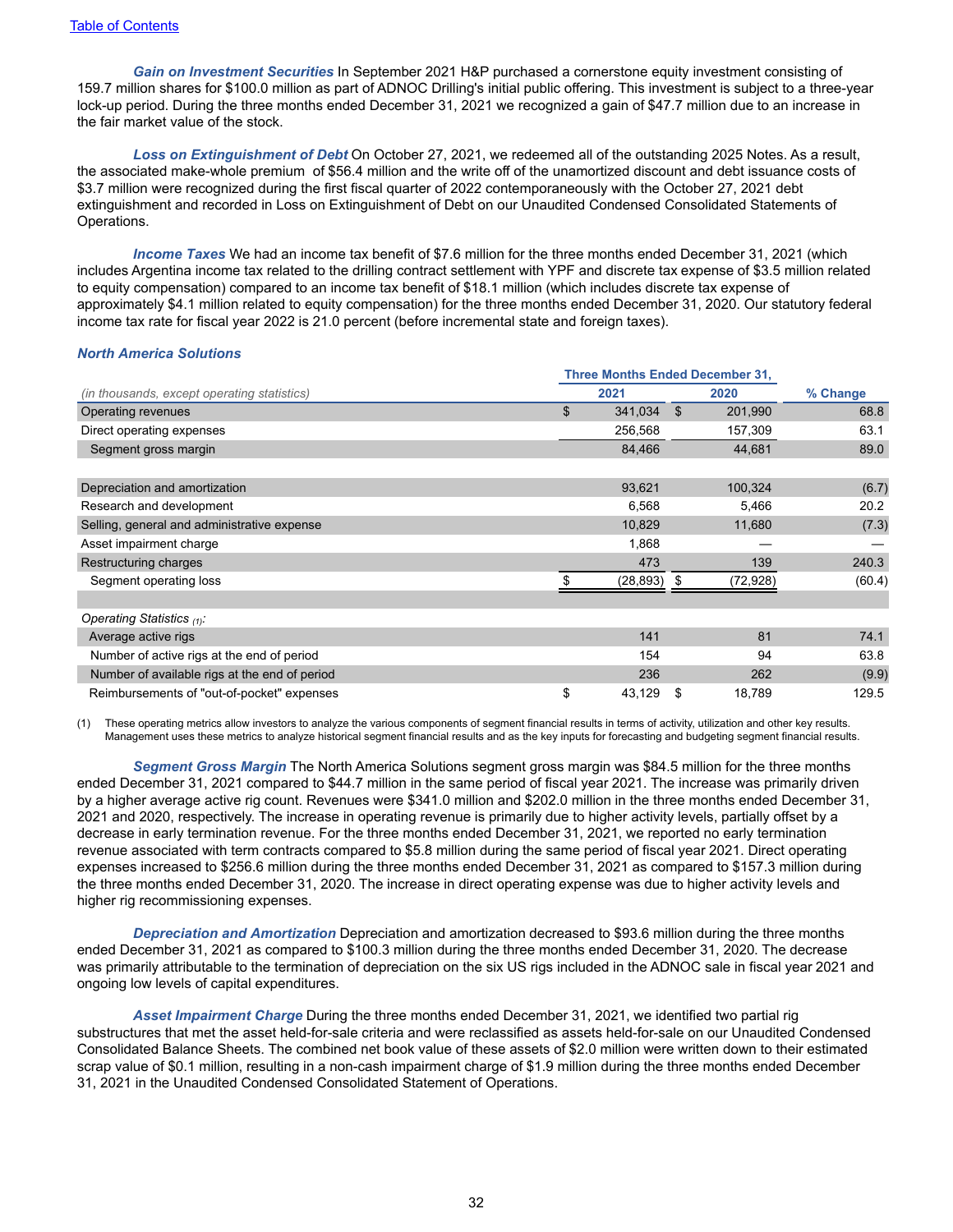[Table of Contents](#)

***Gain on Investment Securities*** In September 2021 H&P purchased a cornerstone equity investment consisting of 159.7 million shares for $100.0 million as part of ADNOC Drilling's initial public offering. This investment is subject to a three-year lock-up period. During the three months ended December 31, 2021 we recognized a gain of $47.7 million due to an increase in the fair market value of the stock.

***Loss on Extinguishment of Debt*** On October 27, 2021, we redeemed all of the outstanding 2025 Notes. As a result, the associated make-whole premium of $56.4 million and the write off of the unamortized discount and debt issuance costs of $3.7 million were recognized during the first fiscal quarter of 2022 contemporaneously with the October 27, 2021 debt extinguishment and recorded in Loss on Extinguishment of Debt on our Unaudited Condensed Consolidated Statements of Operations.

***Income Taxes*** We had an income tax benefit of $7.6 million for the three months ended December 31, 2021 (which includes Argentina income tax related to the drilling contract settlement with YPF and discrete tax expense of $3.5 million related to equity compensation) compared to an income tax benefit of $18.1 million (which includes discrete tax expense of approximately $4.1 million related to equity compensation) for the three months ended December 31, 2020. Our statutory federal income tax rate for fiscal year 2022 is 21.0 percent (before incremental state and foreign taxes).

### *North America Solutions*

| | Three Months Ended December 31, | | |
|---|---|---|---|
| *(in thousands, except operating statistics)* | 2021 | 2020 | % Change |
| Operating revenues | $ 341,034 | $ 201,990 | 68.8 |
| Direct operating expenses | 256,568 | 157,309 | 63.1 |
| Segment gross margin | 84,466 | 44,681 | 89.0 |
| | | | |
| Depreciation and amortization | 93,621 | 100,324 | (6.7) |
| Research and development | 6,568 | 5,466 | 20.2 |
| Selling, general and administrative expense | 10,829 | 11,680 | (7.3) |
| Asset impairment charge | 1,868 | — | — |
| Restructuring charges | 473 | 139 | 240.3 |
| Segment operating loss | $ (28,893) | $ (72,928) | (60.4) |
| | | | |
| *Operating Statistics (1):* | | | |
| Average active rigs | 141 | 81 | 74.1 |
| Number of active rigs at the end of period | 154 | 94 | 63.8 |
| Number of available rigs at the end of period | 236 | 262 | (9.9) |
| Reimbursements of "out-of-pocket" expenses | $ 43,129 | $ 18,789 | 129.5 |

(1) These operating metrics allow investors to analyze the various components of segment financial results in terms of activity, utilization and other key results. Management uses these metrics to analyze historical segment financial results and as the key inputs for forecasting and budgeting segment financial results.

***Segment Gross Margin*** The North America Solutions segment gross margin was $84.5 million for the three months ended December 31, 2021 compared to $44.7 million in the same period of fiscal year 2021. The increase was primarily driven by a higher average active rig count. Revenues were $341.0 million and $202.0 million in the three months ended December 31, 2021 and 2020, respectively. The increase in operating revenue is primarily due to higher activity levels, partially offset by a decrease in early termination revenue. For the three months ended December 31, 2021, we reported no early termination revenue associated with term contracts compared to $5.8 million during the same period of fiscal year 2021. Direct operating expenses increased to $256.6 million during the three months ended December 31, 2021 as compared to $157.3 million during the three months ended December 31, 2020. The increase in direct operating expense was due to higher activity levels and higher rig recommissioning expenses.

***Depreciation and Amortization*** Depreciation and amortization decreased to $93.6 million during the three months ended December 31, 2021 as compared to $100.3 million during the three months ended December 31, 2020. The decrease was primarily attributable to the termination of depreciation on the six US rigs included in the ADNOC sale in fiscal year 2021 and ongoing low levels of capital expenditures.

***Asset Impairment Charge*** During the three months ended December 31, 2021, we identified two partial rig substructures that met the asset held-for-sale criteria and were reclassified as assets held-for-sale on our Unaudited Condensed Consolidated Balance Sheets. The combined net book value of these assets of $2.0 million were written down to their estimated scrap value of $0.1 million, resulting in a non-cash impairment charge of $1.9 million during the three months ended December 31, 2021 in the Unaudited Condensed Consolidated Statement of Operations.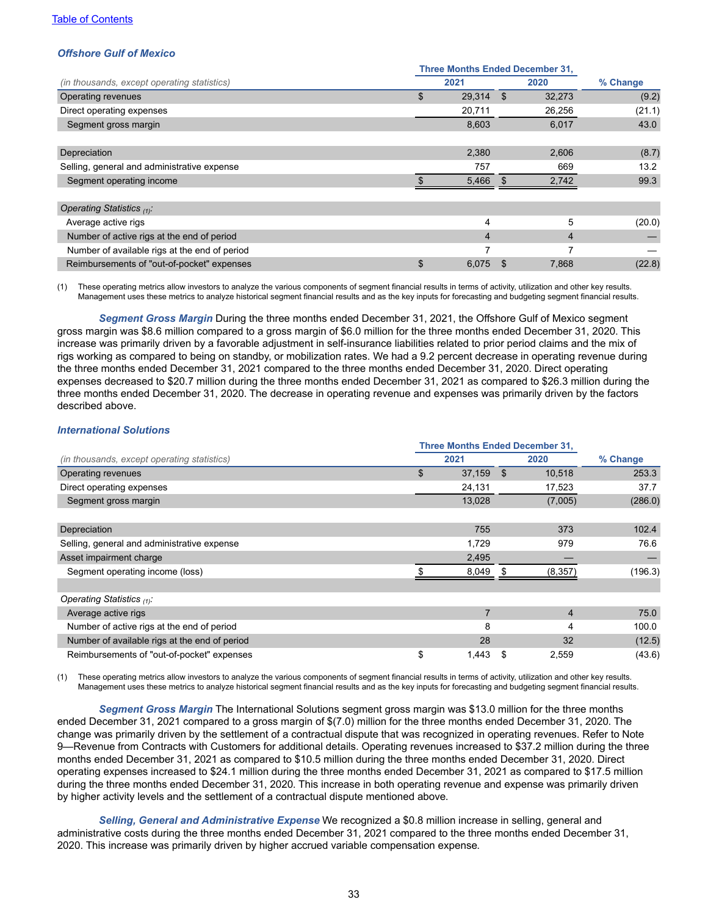[Table of Contents](#)

### *Offshore Gulf of Mexico*

| *(in thousands, except operating statistics)* | Three Months Ended December 31, 2021 | Three Months Ended December 31, 2020 | % Change |
|---|---|---|---|
| Operating revenues | $ 29,314 | $ 32,273 | (9.2) |
| Direct operating expenses | 20,711 | 26,256 | (21.1) |
| Segment gross margin | 8,603 | 6,017 | 43.0 |
| | | | |
| Depreciation | 2,380 | 2,606 | (8.7) |
| Selling, general and administrative expense | 757 | 669 | 13.2 |
| Segment operating income | $ 5,466 | $ 2,742 | 99.3 |
| | | | |
| *Operating Statistics (1):* | | | |
| Average active rigs | 4 | 5 | (20.0) |
| Number of active rigs at the end of period | 4 | 4 | — |
| Number of available rigs at the end of period | 7 | 7 | — |
| Reimbursements of "out-of-pocket" expenses | $ 6,075 | $ 7,868 | (22.8) |

(1) These operating metrics allow investors to analyze the various components of segment financial results in terms of activity, utilization and other key results. Management uses these metrics to analyze historical segment financial results and as the key inputs for forecasting and budgeting segment financial results.

***Segment Gross Margin*** During the three months ended December 31, 2021, the Offshore Gulf of Mexico segment gross margin was $8.6 million compared to a gross margin of $6.0 million for the three months ended December 31, 2020. This increase was primarily driven by a favorable adjustment in self-insurance liabilities related to prior period claims and the mix of rigs working as compared to being on standby, or mobilization rates. We had a 9.2 percent decrease in operating revenue during the three months ended December 31, 2021 compared to the three months ended December 31, 2020. Direct operating expenses decreased to $20.7 million during the three months ended December 31, 2021 as compared to $26.3 million during the three months ended December 31, 2020. The decrease in operating revenue and expenses was primarily driven by the factors described above.

### *International Solutions*

| *(in thousands, except operating statistics)* | Three Months Ended December 31, 2021 | Three Months Ended December 31, 2020 | % Change |
|---|---|---|---|
| Operating revenues | $ 37,159 | $ 10,518 | 253.3 |
| Direct operating expenses | 24,131 | 17,523 | 37.7 |
| Segment gross margin | 13,028 | (7,005) | (286.0) |
| | | | |
| Depreciation | 755 | 373 | 102.4 |
| Selling, general and administrative expense | 1,729 | 979 | 76.6 |
| Asset impairment charge | 2,495 | — | — |
| Segment operating income (loss) | $ 8,049 | $ (8,357) | (196.3) |
| | | | |
| *Operating Statistics (1):* | | | |
| Average active rigs | 7 | 4 | 75.0 |
| Number of active rigs at the end of period | 8 | 4 | 100.0 |
| Number of available rigs at the end of period | 28 | 32 | (12.5) |
| Reimbursements of "out-of-pocket" expenses | $ 1,443 | $ 2,559 | (43.6) |

(1) These operating metrics allow investors to analyze the various components of segment financial results in terms of activity, utilization and other key results. Management uses these metrics to analyze historical segment financial results and as the key inputs for forecasting and budgeting segment financial results.

***Segment Gross Margin*** The International Solutions segment gross margin was $13.0 million for the three months ended December 31, 2021 compared to a gross margin of $(7.0) million for the three months ended December 31, 2020. The change was primarily driven by the settlement of a contractual dispute that was recognized in operating revenues. Refer to Note 9—Revenue from Contracts with Customers for additional details. Operating revenues increased to $37.2 million during the three months ended December 31, 2021 as compared to $10.5 million during the three months ended December 31, 2020. Direct operating expenses increased to $24.1 million during the three months ended December 31, 2021 as compared to $17.5 million during the three months ended December 31, 2020. This increase in both operating revenue and expense was primarily driven by higher activity levels and the settlement of a contractual dispute mentioned above.

***Selling, General and Administrative Expense*** We recognized a $0.8 million increase in selling, general and administrative costs during the three months ended December 31, 2021 compared to the three months ended December 31, 2020. This increase was primarily driven by higher accrued variable compensation expense.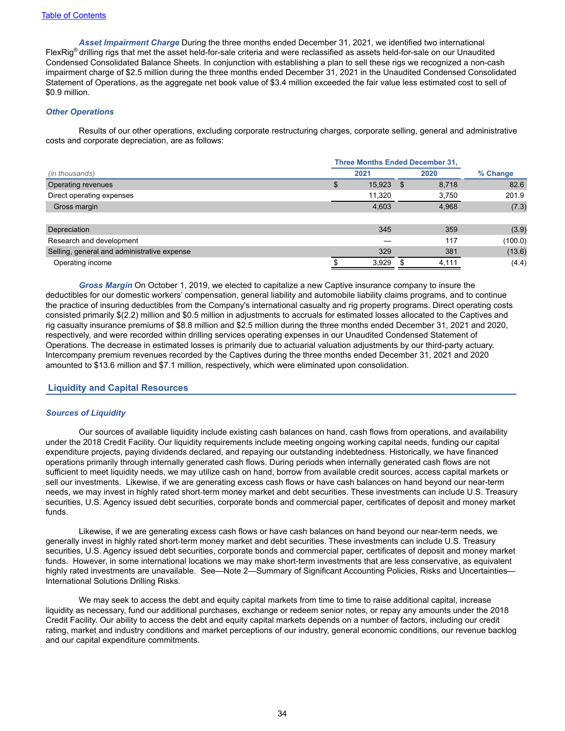*Asset Impairment Charge* During the three months ended December 31, 2021, we identified two international FlexRig® drilling rigs that met the asset held-for-sale criteria and were reclassified as assets held-for-sale on our Unaudited Condensed Consolidated Balance Sheets. In conjunction with establishing a plan to sell these rigs we recognized a non-cash impairment charge of $2.5 million during the three months ended December 31, 2021 in the Unaudited Condensed Consolidated Statement of Operations, as the aggregate net book value of $3.4 million exceeded the fair value less estimated cost to sell of $0.9 million.

### *Other Operations*

Results of our other operations, excluding corporate restructuring charges, corporate selling, general and administrative costs and corporate depreciation, are as follows:

| *(in thousands)* | Three Months Ended December 31, 2021 | Three Months Ended December 31, 2020 | % Change |
|---|---|---|---|
| Operating revenues | $ 15,923 | $ 8,718 | 82.6 |
| Direct operating expenses | 11,320 | 3,750 | 201.9 |
| Gross margin | 4,603 | 4,968 | (7.3) |
| | | | |
| Depreciation | 345 | 359 | (3.9) |
| Research and development | — | 117 | (100.0) |
| Selling, general and administrative expense | 329 | 381 | (13.6) |
| Operating income | $ 3,929 | $ 4,111 | (4.4) |

*Gross Margin* On October 1, 2019, we elected to capitalize a new Captive insurance company to insure the deductibles for our domestic workers' compensation, general liability and automobile liability claims programs, and to continue the practice of insuring deductibles from the Company's international casualty and rig property programs. Direct operating costs consisted primarily $(2.2) million and $0.5 million in adjustments to accruals for estimated losses allocated to the Captives and rig casualty insurance premiums of $8.8 million and $2.5 million during the three months ended December 31, 2021 and 2020, respectively, and were recorded within drilling services operating expenses in our Unaudited Condensed Statement of Operations. The decrease in estimated losses is primarily due to actuarial valuation adjustments by our third-party actuary. Intercompany premium revenues recorded by the Captives during the three months ended December 31, 2021 and 2020 amounted to $13.6 million and $7.1 million, respectively, which were eliminated upon consolidation.

## Liquidity and Capital Resources

### *Sources of Liquidity*

Our sources of available liquidity include existing cash balances on hand, cash flows from operations, and availability under the 2018 Credit Facility. Our liquidity requirements include meeting ongoing working capital needs, funding our capital expenditure projects, paying dividends declared, and repaying our outstanding indebtedness. Historically, we have financed operations primarily through internally generated cash flows. During periods when internally generated cash flows are not sufficient to meet liquidity needs, we may utilize cash on hand, borrow from available credit sources, access capital markets or sell our investments. Likewise, if we are generating excess cash flows or have cash balances on hand beyond our near-term needs, we may invest in highly rated short-term money market and debt securities. These investments can include U.S. Treasury securities, U.S. Agency issued debt securities, corporate bonds and commercial paper, certificates of deposit and money market funds.

Likewise, if we are generating excess cash flows or have cash balances on hand beyond our near-term needs, we generally invest in highly rated short-term money market and debt securities. These investments can include U.S. Treasury securities, U.S. Agency issued debt securities, corporate bonds and commercial paper, certificates of deposit and money market funds. However, in some international locations we may make short-term investments that are less conservative, as equivalent highly rated investments are unavailable. See—Note 2—Summary of Significant Accounting Policies, Risks and Uncertainties—International Solutions Drilling Risks.

We may seek to access the debt and equity capital markets from time to time to raise additional capital, increase liquidity as necessary, fund our additional purchases, exchange or redeem senior notes, or repay any amounts under the 2018 Credit Facility. Our ability to access the debt and equity capital markets depends on a number of factors, including our credit rating, market and industry conditions and market perceptions of our industry, general economic conditions, our revenue backlog and our capital expenditure commitments.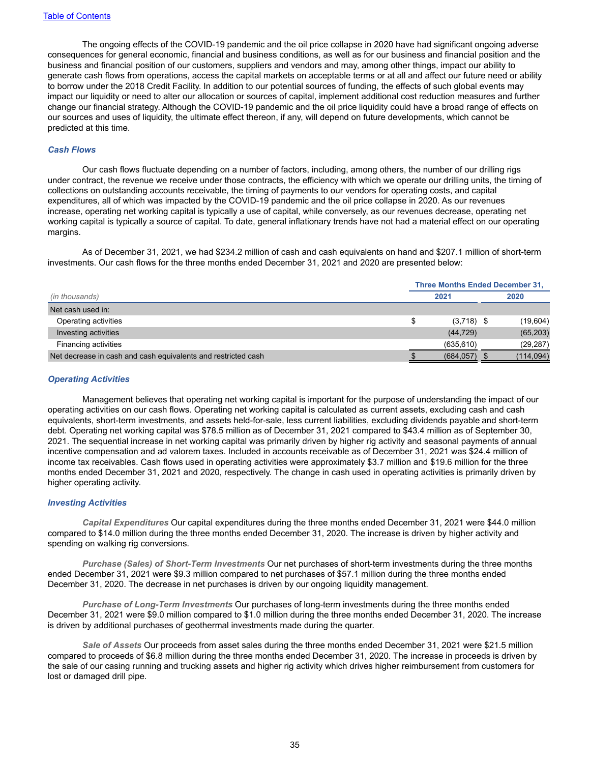The ongoing effects of the COVID-19 pandemic and the oil price collapse in 2020 have had significant ongoing adverse consequences for general economic, financial and business conditions, as well as for our business and financial position and the business and financial position of our customers, suppliers and vendors and may, among other things, impact our ability to generate cash flows from operations, access the capital markets on acceptable terms or at all and affect our future need or ability to borrow under the 2018 Credit Facility. In addition to our potential sources of funding, the effects of such global events may impact our liquidity or need to alter our allocation or sources of capital, implement additional cost reduction measures and further change our financial strategy. Although the COVID-19 pandemic and the oil price liquidity could have a broad range of effects on our sources and uses of liquidity, the ultimate effect thereon, if any, will depend on future developments, which cannot be predicted at this time.

### *Cash Flows*

Our cash flows fluctuate depending on a number of factors, including, among others, the number of our drilling rigs under contract, the revenue we receive under those contracts, the efficiency with which we operate our drilling units, the timing of collections on outstanding accounts receivable, the timing of payments to our vendors for operating costs, and capital expenditures, all of which was impacted by the COVID-19 pandemic and the oil price collapse in 2020. As our revenues increase, operating net working capital is typically a use of capital, while conversely, as our revenues decrease, operating net working capital is typically a source of capital. To date, general inflationary trends have not had a material effect on our operating margins.

As of December 31, 2021, we had $234.2 million of cash and cash equivalents on hand and $207.1 million of short-term investments. Our cash flows for the three months ended December 31, 2021 and 2020 are presented below:

| | Three Months Ended December 31, | |
|---|---|---|
| *(in thousands)* | 2021 | 2020 |
| Net cash used in: | | |
| Operating activities | $ (3,718) | $ (19,604) |
| Investing activities | (44,729) | (65,203) |
| Financing activities | (635,610) | (29,287) |
| Net decrease in cash and cash equivalents and restricted cash | $ (684,057) | $ (114,094) |

### *Operating Activities*

Management believes that operating net working capital is important for the purpose of understanding the impact of our operating activities on our cash flows. Operating net working capital is calculated as current assets, excluding cash and cash equivalents, short-term investments, and assets held-for-sale, less current liabilities, excluding dividends payable and short-term debt. Operating net working capital was $78.5 million as of December 31, 2021 compared to $43.4 million as of September 30, 2021. The sequential increase in net working capital was primarily driven by higher rig activity and seasonal payments of annual incentive compensation and ad valorem taxes. Included in accounts receivable as of December 31, 2021 was $24.4 million of income tax receivables. Cash flows used in operating activities were approximately $3.7 million and $19.6 million for the three months ended December 31, 2021 and 2020, respectively. The change in cash used in operating activities is primarily driven by higher operating activity.

### *Investing Activities*

***Capital Expenditures*** Our capital expenditures during the three months ended December 31, 2021 were $44.0 million compared to $14.0 million during the three months ended December 31, 2020. The increase is driven by higher activity and spending on walking rig conversions.

***Purchase (Sales) of Short-Term Investments*** Our net purchases of short-term investments during the three months ended December 31, 2021 were $9.3 million compared to net purchases of $57.1 million during the three months ended December 31, 2020. The decrease in net purchases is driven by our ongoing liquidity management.

***Purchase of Long-Term Investments*** Our purchases of long-term investments during the three months ended December 31, 2021 were $9.0 million compared to $1.0 million during the three months ended December 31, 2020. The increase is driven by additional purchases of geothermal investments made during the quarter.

***Sale of Assets*** Our proceeds from asset sales during the three months ended December 31, 2021 were $21.5 million compared to proceeds of $6.8 million during the three months ended December 31, 2020. The increase in proceeds is driven by the sale of our casing running and trucking assets and higher rig activity which drives higher reimbursement from customers for lost or damaged drill pipe.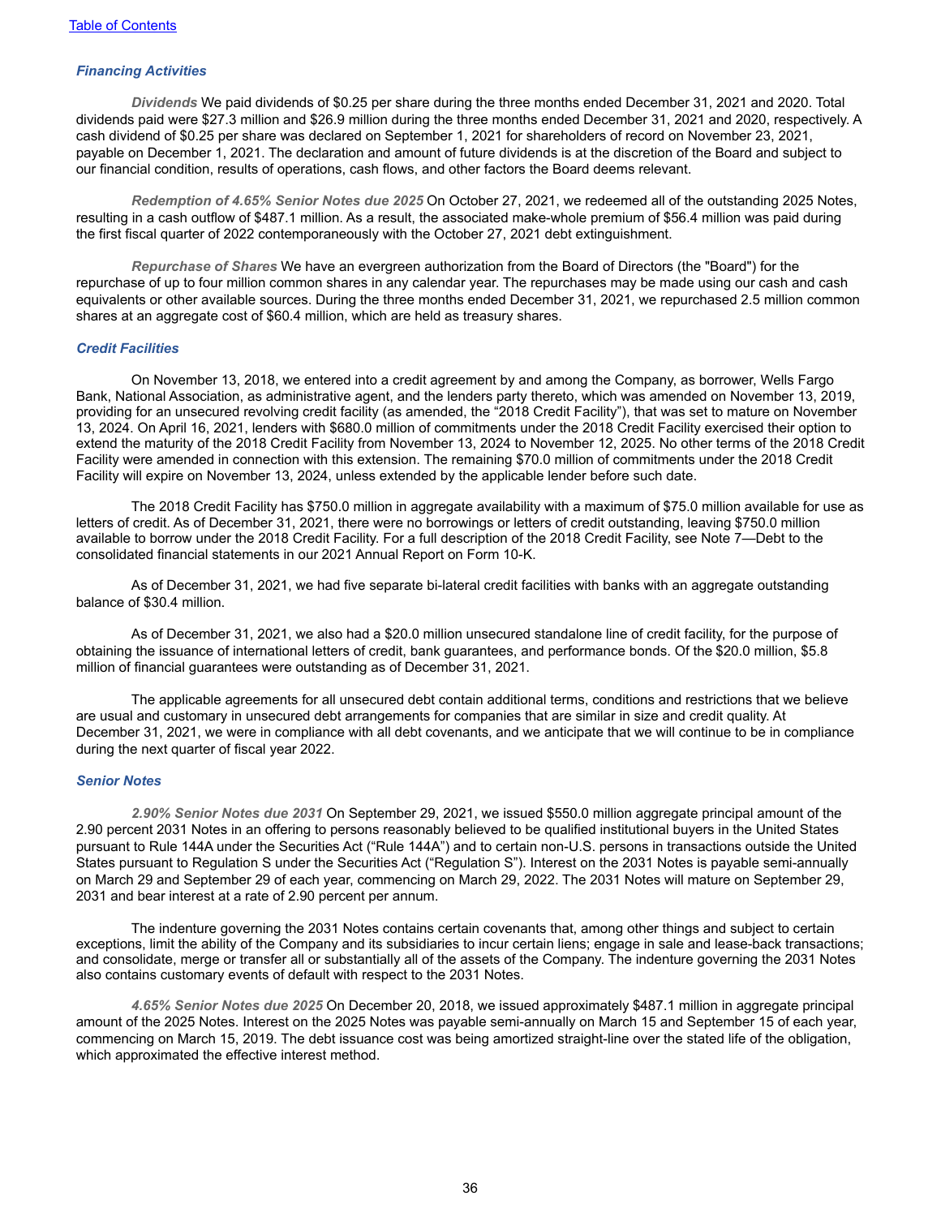### *Financing Activities*

***Dividends*** We paid dividends of $0.25 per share during the three months ended December 31, 2021 and 2020. Total dividends paid were $27.3 million and $26.9 million during the three months ended December 31, 2021 and 2020, respectively. A cash dividend of $0.25 per share was declared on September 1, 2021 for shareholders of record on November 23, 2021, payable on December 1, 2021. The declaration and amount of future dividends is at the discretion of the Board and subject to our financial condition, results of operations, cash flows, and other factors the Board deems relevant.

***Redemption of 4.65% Senior Notes due 2025*** On October 27, 2021, we redeemed all of the outstanding 2025 Notes, resulting in a cash outflow of $487.1 million. As a result, the associated make-whole premium of $56.4 million was paid during the first fiscal quarter of 2022 contemporaneously with the October 27, 2021 debt extinguishment.

***Repurchase of Shares*** We have an evergreen authorization from the Board of Directors (the "Board") for the repurchase of up to four million common shares in any calendar year. The repurchases may be made using our cash and cash equivalents or other available sources. During the three months ended December 31, 2021, we repurchased 2.5 million common shares at an aggregate cost of $60.4 million, which are held as treasury shares.

### *Credit Facilities*

On November 13, 2018, we entered into a credit agreement by and among the Company, as borrower, Wells Fargo Bank, National Association, as administrative agent, and the lenders party thereto, which was amended on November 13, 2019, providing for an unsecured revolving credit facility (as amended, the “2018 Credit Facility”), that was set to mature on November 13, 2024. On April 16, 2021, lenders with $680.0 million of commitments under the 2018 Credit Facility exercised their option to extend the maturity of the 2018 Credit Facility from November 13, 2024 to November 12, 2025. No other terms of the 2018 Credit Facility were amended in connection with this extension. The remaining $70.0 million of commitments under the 2018 Credit Facility will expire on November 13, 2024, unless extended by the applicable lender before such date.

The 2018 Credit Facility has $750.0 million in aggregate availability with a maximum of $75.0 million available for use as letters of credit. As of December 31, 2021, there were no borrowings or letters of credit outstanding, leaving $750.0 million available to borrow under the 2018 Credit Facility. For a full description of the 2018 Credit Facility, see Note 7—Debt to the consolidated financial statements in our 2021 Annual Report on Form 10-K.

As of December 31, 2021, we had five separate bi-lateral credit facilities with banks with an aggregate outstanding balance of $30.4 million.

As of December 31, 2021, we also had a $20.0 million unsecured standalone line of credit facility, for the purpose of obtaining the issuance of international letters of credit, bank guarantees, and performance bonds. Of the $20.0 million, $5.8 million of financial guarantees were outstanding as of December 31, 2021.

The applicable agreements for all unsecured debt contain additional terms, conditions and restrictions that we believe are usual and customary in unsecured debt arrangements for companies that are similar in size and credit quality. At December 31, 2021, we were in compliance with all debt covenants, and we anticipate that we will continue to be in compliance during the next quarter of fiscal year 2022.

### *Senior Notes*

***2.90% Senior Notes due 2031*** On September 29, 2021, we issued $550.0 million aggregate principal amount of the 2.90 percent 2031 Notes in an offering to persons reasonably believed to be qualified institutional buyers in the United States pursuant to Rule 144A under the Securities Act (“Rule 144A”) and to certain non-U.S. persons in transactions outside the United States pursuant to Regulation S under the Securities Act (“Regulation S”). Interest on the 2031 Notes is payable semi-annually on March 29 and September 29 of each year, commencing on March 29, 2022. The 2031 Notes will mature on September 29, 2031 and bear interest at a rate of 2.90 percent per annum.

The indenture governing the 2031 Notes contains certain covenants that, among other things and subject to certain exceptions, limit the ability of the Company and its subsidiaries to incur certain liens; engage in sale and lease-back transactions; and consolidate, merge or transfer all or substantially all of the assets of the Company. The indenture governing the 2031 Notes also contains customary events of default with respect to the 2031 Notes.

***4.65% Senior Notes due 2025*** On December 20, 2018, we issued approximately $487.1 million in aggregate principal amount of the 2025 Notes. Interest on the 2025 Notes was payable semi-annually on March 15 and September 15 of each year, commencing on March 15, 2019. The debt issuance cost was being amortized straight-line over the stated life of the obligation, which approximated the effective interest method.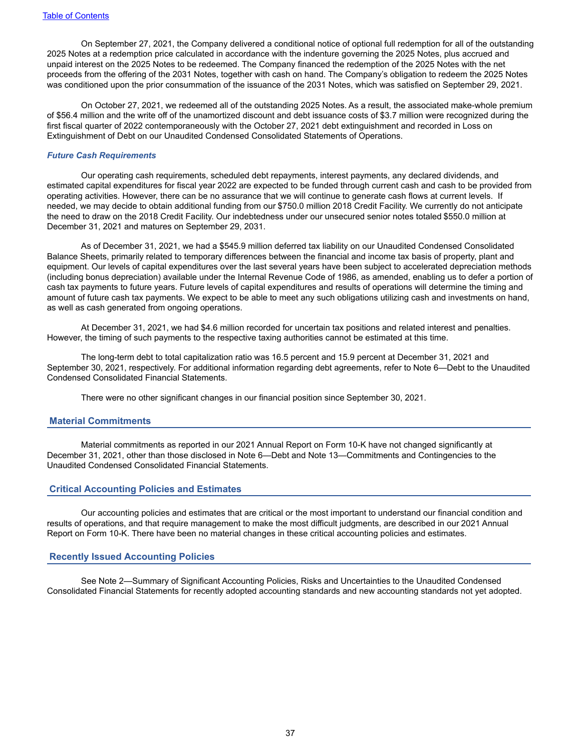On September 27, 2021, the Company delivered a conditional notice of optional full redemption for all of the outstanding 2025 Notes at a redemption price calculated in accordance with the indenture governing the 2025 Notes, plus accrued and unpaid interest on the 2025 Notes to be redeemed. The Company financed the redemption of the 2025 Notes with the net proceeds from the offering of the 2031 Notes, together with cash on hand. The Company's obligation to redeem the 2025 Notes was conditioned upon the prior consummation of the issuance of the 2031 Notes, which was satisfied on September 29, 2021.

On October 27, 2021, we redeemed all of the outstanding 2025 Notes. As a result, the associated make-whole premium of $56.4 million and the write off of the unamortized discount and debt issuance costs of $3.7 million were recognized during the first fiscal quarter of 2022 contemporaneously with the October 27, 2021 debt extinguishment and recorded in Loss on Extinguishment of Debt on our Unaudited Condensed Consolidated Statements of Operations.

***Future Cash Requirements***

Our operating cash requirements, scheduled debt repayments, interest payments, any declared dividends, and estimated capital expenditures for fiscal year 2022 are expected to be funded through current cash and cash to be provided from operating activities. However, there can be no assurance that we will continue to generate cash flows at current levels. If needed, we may decide to obtain additional funding from our $750.0 million 2018 Credit Facility. We currently do not anticipate the need to draw on the 2018 Credit Facility. Our indebtedness under our unsecured senior notes totaled $550.0 million at December 31, 2021 and matures on September 29, 2031.

As of December 31, 2021, we had a $545.9 million deferred tax liability on our Unaudited Condensed Consolidated Balance Sheets, primarily related to temporary differences between the financial and income tax basis of property, plant and equipment. Our levels of capital expenditures over the last several years have been subject to accelerated depreciation methods (including bonus depreciation) available under the Internal Revenue Code of 1986, as amended, enabling us to defer a portion of cash tax payments to future years. Future levels of capital expenditures and results of operations will determine the timing and amount of future cash tax payments. We expect to be able to meet any such obligations utilizing cash and investments on hand, as well as cash generated from ongoing operations.

At December 31, 2021, we had $4.6 million recorded for uncertain tax positions and related interest and penalties. However, the timing of such payments to the respective taxing authorities cannot be estimated at this time.

The long-term debt to total capitalization ratio was 16.5 percent and 15.9 percent at December 31, 2021 and September 30, 2021, respectively. For additional information regarding debt agreements, refer to Note 6—Debt to the Unaudited Condensed Consolidated Financial Statements.

There were no other significant changes in our financial position since September 30, 2021.

## Material Commitments

Material commitments as reported in our 2021 Annual Report on Form 10-K have not changed significantly at December 31, 2021, other than those disclosed in Note 6—Debt and Note 13—Commitments and Contingencies to the Unaudited Condensed Consolidated Financial Statements.

## Critical Accounting Policies and Estimates

Our accounting policies and estimates that are critical or the most important to understand our financial condition and results of operations, and that require management to make the most difficult judgments, are described in our 2021 Annual Report on Form 10-K. There have been no material changes in these critical accounting policies and estimates.

## Recently Issued Accounting Policies

See Note 2—Summary of Significant Accounting Policies, Risks and Uncertainties to the Unaudited Condensed Consolidated Financial Statements for recently adopted accounting standards and new accounting standards not yet adopted.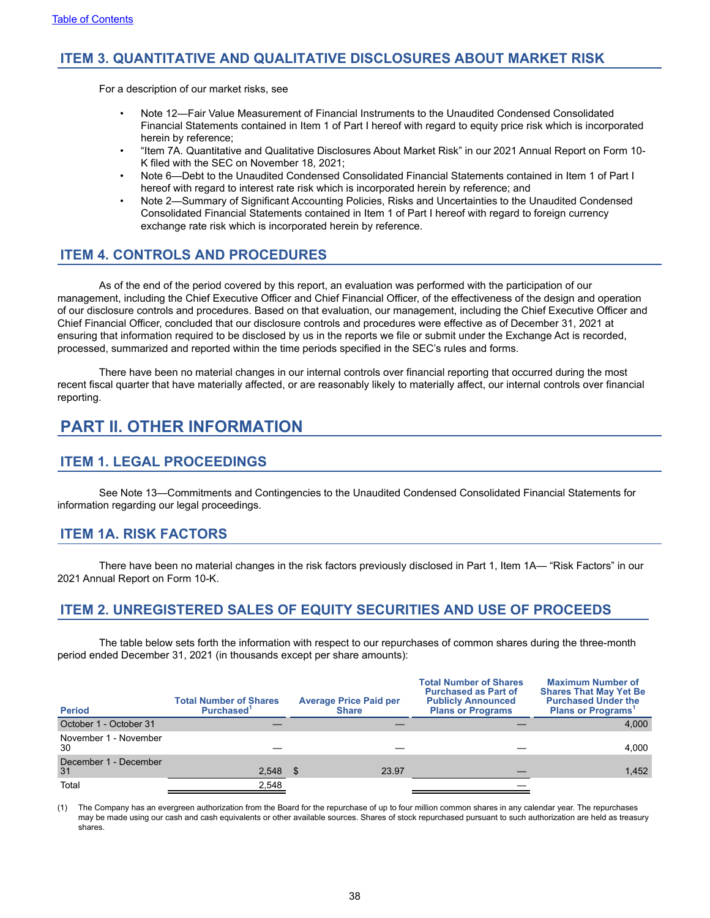## ITEM 3. QUANTITATIVE AND QUALITATIVE DISCLOSURES ABOUT MARKET RISK

For a description of our market risks, see

- Note 12—Fair Value Measurement of Financial Instruments to the Unaudited Condensed Consolidated Financial Statements contained in Item 1 of Part I hereof with regard to equity price risk which is incorporated herein by reference;
- "Item 7A. Quantitative and Qualitative Disclosures About Market Risk" in our 2021 Annual Report on Form 10-K filed with the SEC on November 18, 2021;
- Note 6—Debt to the Unaudited Condensed Consolidated Financial Statements contained in Item 1 of Part I hereof with regard to interest rate risk which is incorporated herein by reference; and
- Note 2—Summary of Significant Accounting Policies, Risks and Uncertainties to the Unaudited Condensed Consolidated Financial Statements contained in Item 1 of Part I hereof with regard to foreign currency exchange rate risk which is incorporated herein by reference.

## ITEM 4. CONTROLS AND PROCEDURES

As of the end of the period covered by this report, an evaluation was performed with the participation of our management, including the Chief Executive Officer and Chief Financial Officer, of the effectiveness of the design and operation of our disclosure controls and procedures. Based on that evaluation, our management, including the Chief Executive Officer and Chief Financial Officer, concluded that our disclosure controls and procedures were effective as of December 31, 2021 at ensuring that information required to be disclosed by us in the reports we file or submit under the Exchange Act is recorded, processed, summarized and reported within the time periods specified in the SEC's rules and forms.

There have been no material changes in our internal controls over financial reporting that occurred during the most recent fiscal quarter that have materially affected, or are reasonably likely to materially affect, our internal controls over financial reporting.

# PART II. OTHER INFORMATION

## ITEM 1. LEGAL PROCEEDINGS

See Note 13—Commitments and Contingencies to the Unaudited Condensed Consolidated Financial Statements for information regarding our legal proceedings.

## ITEM 1A. RISK FACTORS

There have been no material changes in the risk factors previously disclosed in Part 1, Item 1A— "Risk Factors" in our 2021 Annual Report on Form 10-K.

## ITEM 2. UNREGISTERED SALES OF EQUITY SECURITIES AND USE OF PROCEEDS

The table below sets forth the information with respect to our repurchases of common shares during the three-month period ended December 31, 2021 (in thousands except per share amounts):

| Period | Total Number of Shares Purchased[1] | Average Price Paid per Share | Total Number of Shares Purchased as Part of Publicly Announced Plans or Programs | Maximum Number of Shares That May Yet Be Purchased Under the Plans or Programs[1] |
|---|---|---|---|---|
| October 1 - October 31 | — | — | — | 4,000 |
| November 1 - November 30 | — | — | — | 4,000 |
| December 1 - December 31 | 2,548 | $ 23.97 | — | 1,452 |
| Total | 2,548 | | — | |

(1) The Company has an evergreen authorization from the Board for the repurchase of up to four million common shares in any calendar year. The repurchases may be made using our cash and cash equivalents or other available sources. Shares of stock repurchased pursuant to such authorization are held as treasury shares.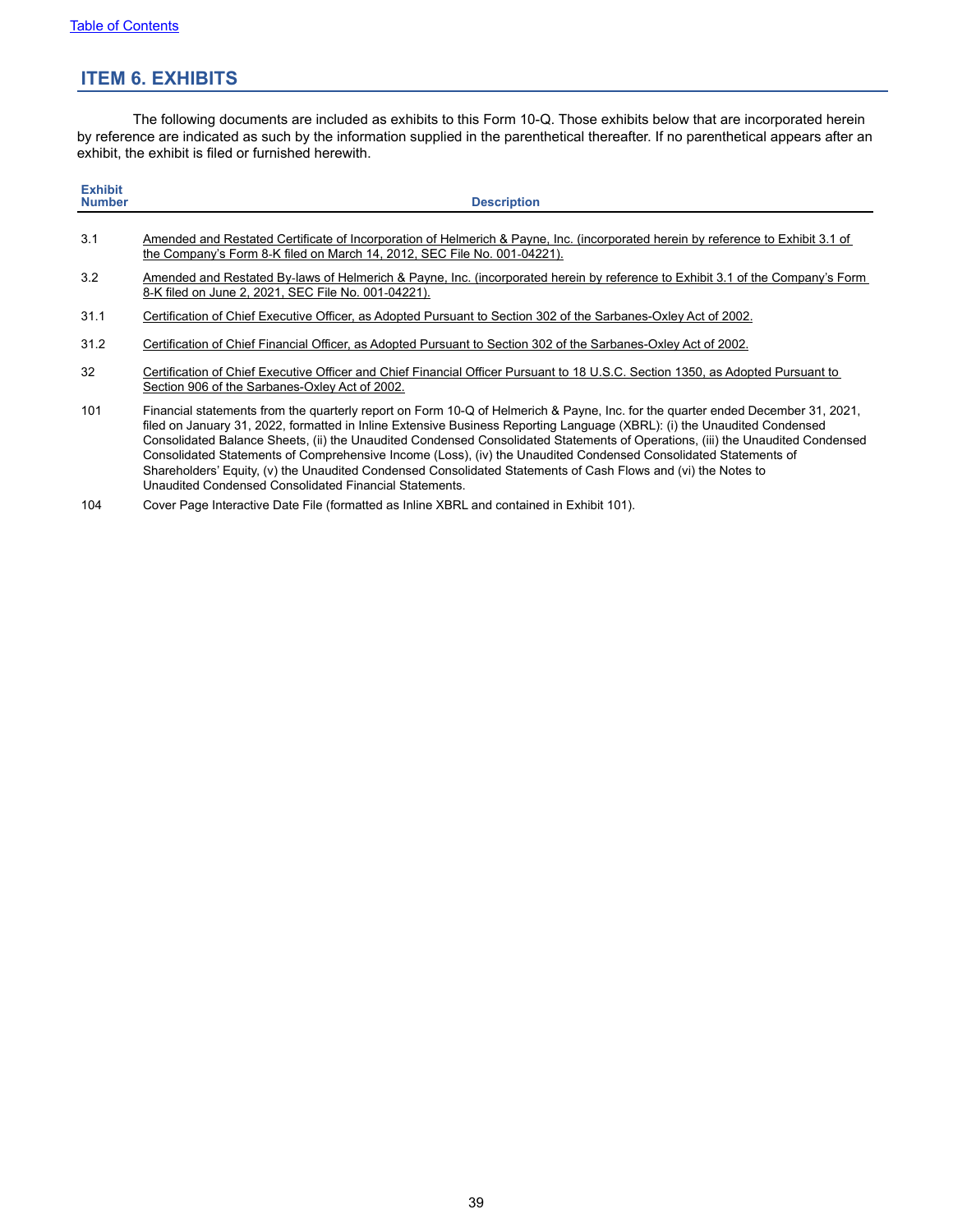## ITEM 6. EXHIBITS

The following documents are included as exhibits to this Form 10-Q. Those exhibits below that are incorporated herein by reference are indicated as such by the information supplied in the parenthetical thereafter. If no parenthetical appears after an exhibit, the exhibit is filed or furnished herewith.

| Exhibit Number | Description |
|---|---|
| 3.1 | Amended and Restated Certificate of Incorporation of Helmerich & Payne, Inc. (incorporated herein by reference to Exhibit 3.1 of the Company's Form 8-K filed on March 14, 2012, SEC File No. 001-04221). |
| 3.2 | Amended and Restated By-laws of Helmerich & Payne, Inc. (incorporated herein by reference to Exhibit 3.1 of the Company's Form 8-K filed on June 2, 2021, SEC File No. 001-04221). |
| 31.1 | Certification of Chief Executive Officer, as Adopted Pursuant to Section 302 of the Sarbanes-Oxley Act of 2002. |
| 31.2 | Certification of Chief Financial Officer, as Adopted Pursuant to Section 302 of the Sarbanes-Oxley Act of 2002. |
| 32 | Certification of Chief Executive Officer and Chief Financial Officer Pursuant to 18 U.S.C. Section 1350, as Adopted Pursuant to Section 906 of the Sarbanes-Oxley Act of 2002. |
| 101 | Financial statements from the quarterly report on Form 10-Q of Helmerich & Payne, Inc. for the quarter ended December 31, 2021, filed on January 31, 2022, formatted in Inline Extensive Business Reporting Language (XBRL): (i) the Unaudited Condensed Consolidated Balance Sheets, (ii) the Unaudited Condensed Consolidated Statements of Operations, (iii) the Unaudited Condensed Consolidated Statements of Comprehensive Income (Loss), (iv) the Unaudited Condensed Consolidated Statements of Shareholders' Equity, (v) the Unaudited Condensed Consolidated Statements of Cash Flows and (vi) the Notes to Unaudited Condensed Consolidated Financial Statements. |
| 104 | Cover Page Interactive Date File (formatted as Inline XBRL and contained in Exhibit 101). |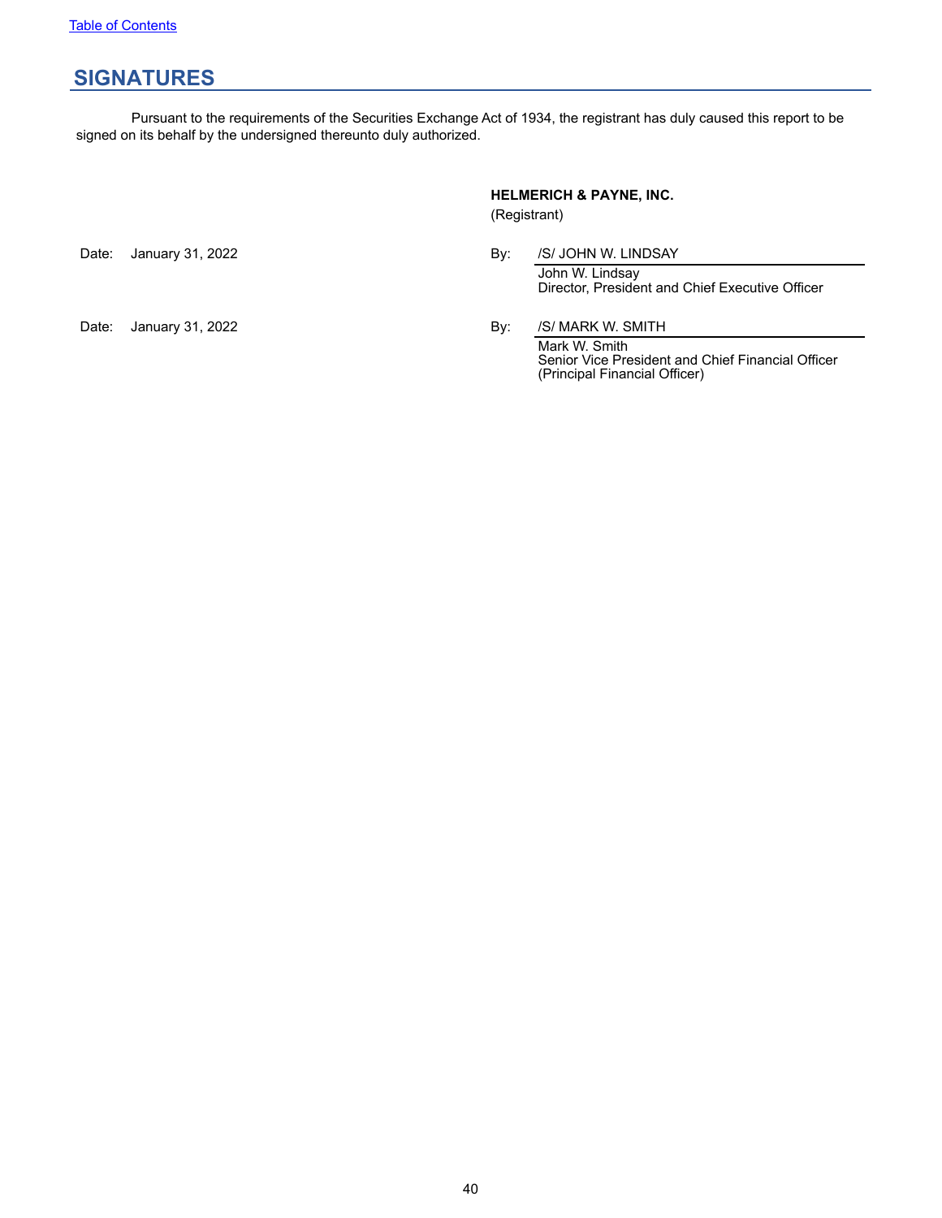## SIGNATURES

Pursuant to the requirements of the Securities Exchange Act of 1934, the registrant has duly caused this report to be signed on its behalf by the undersigned thereunto duly authorized.

**HELMERICH & PAYNE, INC.**
(Registrant)

| | | | |
|---|---|---|---|
| Date: | January 31, 2022 | By: | /S/ JOHN W. LINDSAY<br>John W. Lindsay<br>Director, President and Chief Executive Officer |
| Date: | January 31, 2022 | By: | /S/ MARK W. SMITH<br>Mark W. Smith<br>Senior Vice President and Chief Financial Officer<br>(Principal Financial Officer) |